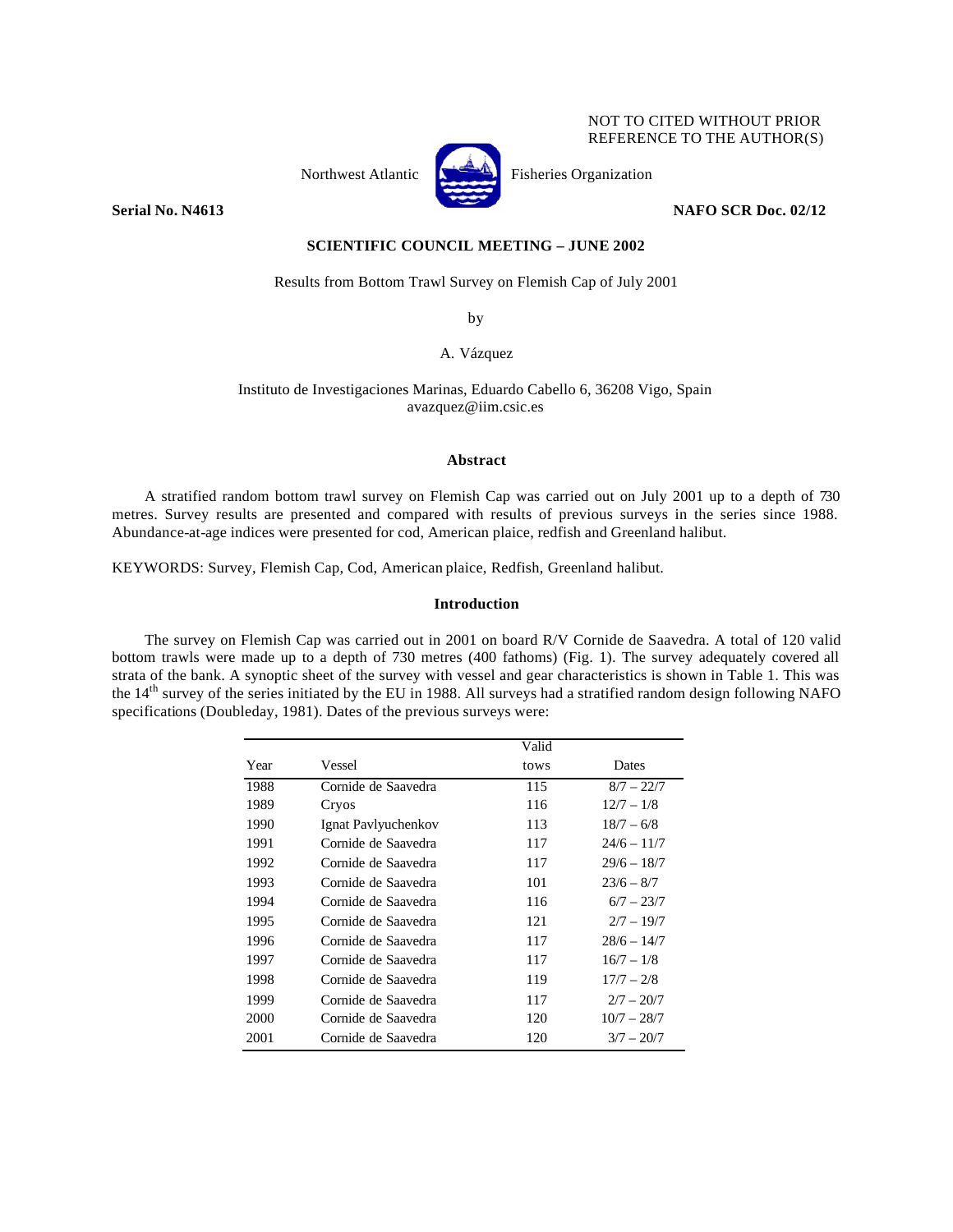NOT TO CITED WITHOUT PRIOR REFERENCE TO THE AUTHOR(S)

Northwest Atlantic Fisheries Organization

**Serial No. N4613** **NAFO SCR Doc. 02/12**

**SCIENTIFIC COUNCIL MEETING – JUNE 2002**

Results from Bottom Trawl Survey on Flemish Cap of July 2001

by

A. Vázquez

Instituto de Investigaciones Marinas, Eduardo Cabello 6, 36208 Vigo, Spain
avazquez@iim.csic.es

## Abstract

A stratified random bottom trawl survey on Flemish Cap was carried out on July 2001 up to a depth of 730 metres. Survey results are presented and compared with results of previous surveys in the series since 1988. Abundance-at-age indices were presented for cod, American plaice, redfish and Greenland halibut.

KEYWORDS: Survey, Flemish Cap, Cod, American plaice, Redfish, Greenland halibut.

## Introduction

The survey on Flemish Cap was carried out in 2001 on board R/V Cornide de Saavedra. A total of 120 valid bottom trawls were made up to a depth of 730 metres (400 fathoms) (Fig. 1). The survey adequately covered all strata of the bank. A synoptic sheet of the survey with vessel and gear characteristics is shown in Table 1. This was the 14th survey of the series initiated by the EU in 1988. All surveys had a stratified random design following NAFO specifications (Doubleday, 1981). Dates of the previous surveys were:

| Year | Vessel | Valid tows | Dates |
|---|---|---|---|
| 1988 | Cornide de Saavedra | 115 | 8/7 – 22/7 |
| 1989 | Cryos | 116 | 12/7 – 1/8 |
| 1990 | Ignat Pavlyuchenkov | 113 | 18/7 – 6/8 |
| 1991 | Cornide de Saavedra | 117 | 24/6 – 11/7 |
| 1992 | Cornide de Saavedra | 117 | 29/6 – 18/7 |
| 1993 | Cornide de Saavedra | 101 | 23/6 – 8/7 |
| 1994 | Cornide de Saavedra | 116 | 6/7 – 23/7 |
| 1995 | Cornide de Saavedra | 121 | 2/7 – 19/7 |
| 1996 | Cornide de Saavedra | 117 | 28/6 – 14/7 |
| 1997 | Cornide de Saavedra | 117 | 16/7 – 1/8 |
| 1998 | Cornide de Saavedra | 119 | 17/7 – 2/8 |
| 1999 | Cornide de Saavedra | 117 | 2/7 – 20/7 |
| 2000 | Cornide de Saavedra | 120 | 10/7 – 28/7 |
| 2001 | Cornide de Saavedra | 120 | 3/7 – 20/7 |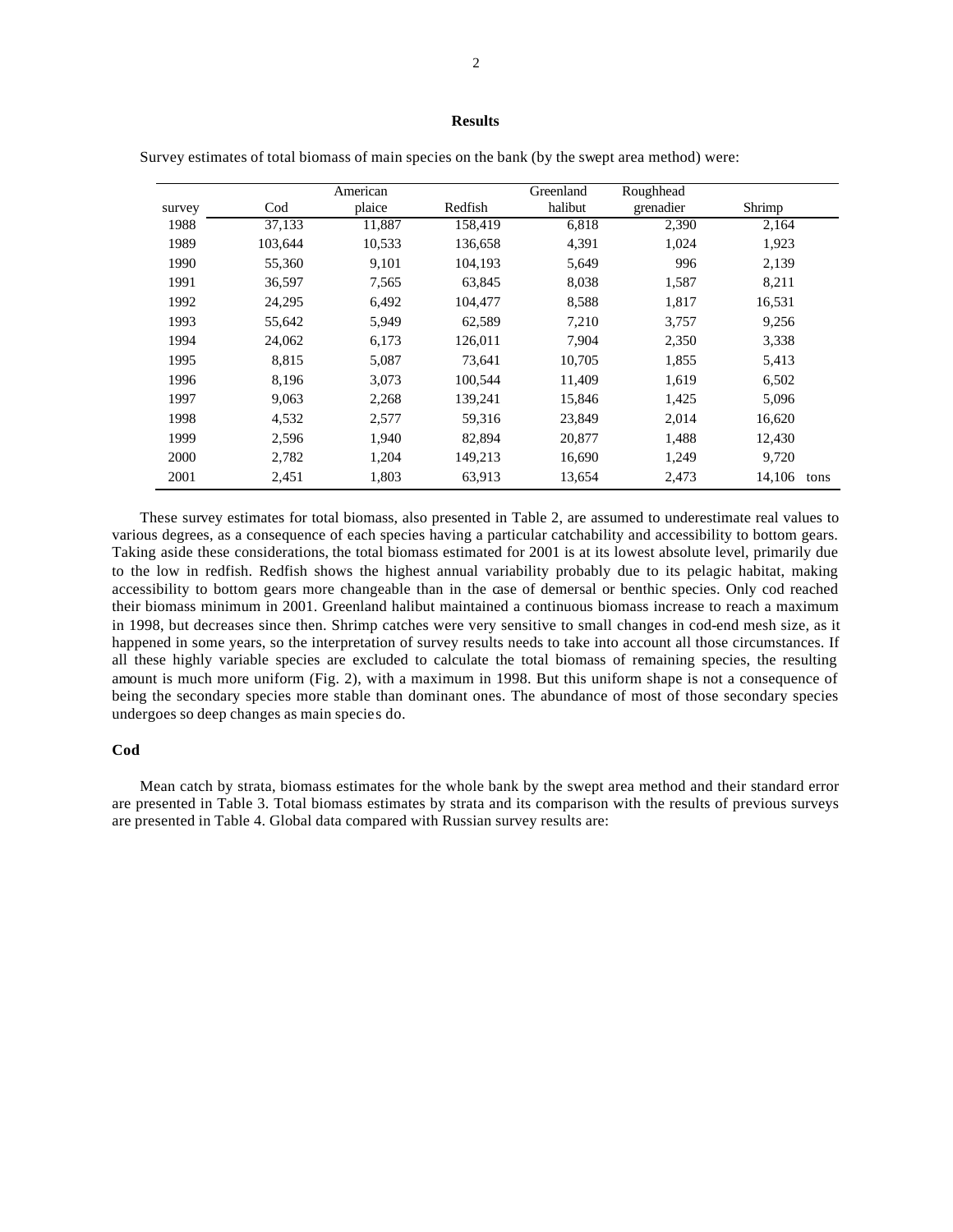## Results

Survey estimates of total biomass of main species on the bank (by the swept area method) were:

| survey | Cod | American plaice | Redfish | Greenland halibut | Roughhead grenadier | Shrimp |
|---|---|---|---|---|---|---|
| 1988 | 37,133 | 11,887 | 158,419 | 6,818 | 2,390 | 2,164 |
| 1989 | 103,644 | 10,533 | 136,658 | 4,391 | 1,024 | 1,923 |
| 1990 | 55,360 | 9,101 | 104,193 | 5,649 | 996 | 2,139 |
| 1991 | 36,597 | 7,565 | 63,845 | 8,038 | 1,587 | 8,211 |
| 1992 | 24,295 | 6,492 | 104,477 | 8,588 | 1,817 | 16,531 |
| 1993 | 55,642 | 5,949 | 62,589 | 7,210 | 3,757 | 9,256 |
| 1994 | 24,062 | 6,173 | 126,011 | 7,904 | 2,350 | 3,338 |
| 1995 | 8,815 | 5,087 | 73,641 | 10,705 | 1,855 | 5,413 |
| 1996 | 8,196 | 3,073 | 100,544 | 11,409 | 1,619 | 6,502 |
| 1997 | 9,063 | 2,268 | 139,241 | 15,846 | 1,425 | 5,096 |
| 1998 | 4,532 | 2,577 | 59,316 | 23,849 | 2,014 | 16,620 |
| 1999 | 2,596 | 1,940 | 82,894 | 20,877 | 1,488 | 12,430 |
| 2000 | 2,782 | 1,204 | 149,213 | 16,690 | 1,249 | 9,720 |
| 2001 | 2,451 | 1,803 | 63,913 | 13,654 | 2,473 | 14,106 tons |

These survey estimates for total biomass, also presented in Table 2, are assumed to underestimate real values to various degrees, as a consequence of each species having a particular catchability and accessibility to bottom gears. Taking aside these considerations, the total biomass estimated for 2001 is at its lowest absolute level, primarily due to the low in redfish. Redfish shows the highest annual variability probably due to its pelagic habitat, making accessibility to bottom gears more changeable than in the case of demersal or benthic species. Only cod reached their biomass minimum in 2001. Greenland halibut maintained a continuous biomass increase to reach a maximum in 1998, but decreases since then. Shrimp catches were very sensitive to small changes in cod-end mesh size, as it happened in some years, so the interpretation of survey results needs to take into account all those circumstances. If all these highly variable species are excluded to calculate the total biomass of remaining species, the resulting amount is much more uniform (Fig. 2), with a maximum in 1998. But this uniform shape is not a consequence of being the secondary species more stable than dominant ones. The abundance of most of those secondary species undergoes so deep changes as main species do.

### Cod

Mean catch by strata, biomass estimates for the whole bank by the swept area method and their standard error are presented in Table 3. Total biomass estimates by strata and its comparison with the results of previous surveys are presented in Table 4. Global data compared with Russian survey results are: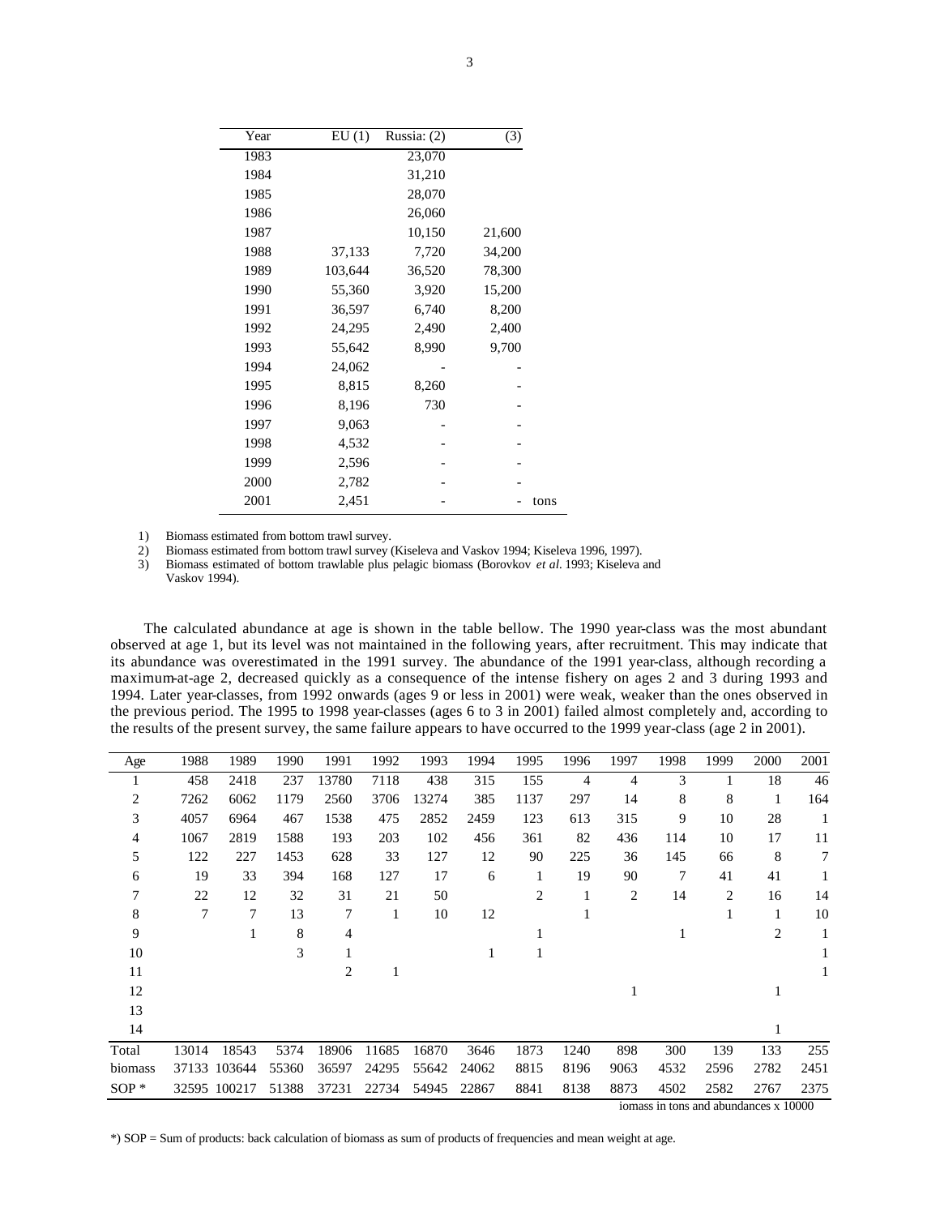| Year | EU (1) | Russia: (2) | (3) | |
|---|---|---|---|---|
| 1983 | | 23,070 | | |
| 1984 | | 31,210 | | |
| 1985 | | 28,070 | | |
| 1986 | | 26,060 | | |
| 1987 | | 10,150 | 21,600 | |
| 1988 | 37,133 | 7,720 | 34,200 | |
| 1989 | 103,644 | 36,520 | 78,300 | |
| 1990 | 55,360 | 3,920 | 15,200 | |
| 1991 | 36,597 | 6,740 | 8,200 | |
| 1992 | 24,295 | 2,490 | 2,400 | |
| 1993 | 55,642 | 8,990 | 9,700 | |
| 1994 | 24,062 | - | - | |
| 1995 | 8,815 | 8,260 | - | |
| 1996 | 8,196 | 730 | - | |
| 1997 | 9,063 | - | - | |
| 1998 | 4,532 | - | - | |
| 1999 | 2,596 | - | - | |
| 2000 | 2,782 | - | - | |
| 2001 | 2,451 | - | - | tons |

1) Biomass estimated from bottom trawl survey.
2) Biomass estimated from bottom trawl survey (Kiseleva and Vaskov 1994; Kiseleva 1996, 1997).
3) Biomass estimated of bottom trawlable plus pelagic biomass (Borovkov *et al.* 1993; Kiseleva and Vaskov 1994).

The calculated abundance at age is shown in the table bellow. The 1990 year-class was the most abundant observed at age 1, but its level was not maintained in the following years, after recruitment. This may indicate that its abundance was overestimated in the 1991 survey. The abundance of the 1991 year-class, although recording a maximum-at-age 2, decreased quickly as a consequence of the intense fishery on ages 2 and 3 during 1993 and 1994. Later year-classes, from 1992 onwards (ages 9 or less in 2001) were weak, weaker than the ones observed in the previous period. The 1995 to 1998 year-classes (ages 6 to 3 in 2001) failed almost completely and, according to the results of the present survey, the same failure appears to have occurred to the 1999 year-class (age 2 in 2001).

| Age | 1988 | 1989 | 1990 | 1991 | 1992 | 1993 | 1994 | 1995 | 1996 | 1997 | 1998 | 1999 | 2000 | 2001 |
|---|---|---|---|---|---|---|---|---|---|---|---|---|---|---|
| 1 | 458 | 2418 | 237 | 13780 | 7118 | 438 | 315 | 155 | 4 | 4 | 3 | 1 | 18 | 46 |
| 2 | 7262 | 6062 | 1179 | 2560 | 3706 | 13274 | 385 | 1137 | 297 | 14 | 8 | 8 | 1 | 164 |
| 3 | 4057 | 6964 | 467 | 1538 | 475 | 2852 | 2459 | 123 | 613 | 315 | 9 | 10 | 28 | 1 |
| 4 | 1067 | 2819 | 1588 | 193 | 203 | 102 | 456 | 361 | 82 | 436 | 114 | 10 | 17 | 11 |
| 5 | 122 | 227 | 1453 | 628 | 33 | 127 | 12 | 90 | 225 | 36 | 145 | 66 | 8 | 7 |
| 6 | 19 | 33 | 394 | 168 | 127 | 17 | 6 | 1 | 19 | 90 | 7 | 41 | 41 | 1 |
| 7 | 22 | 12 | 32 | 31 | 21 | 50 | | 2 | 1 | 2 | 14 | 2 | 16 | 14 |
| 8 | 7 | 7 | 13 | 7 | 1 | 10 | 12 | | 1 | | | 1 | 1 | 10 |
| 9 | | 1 | 8 | 4 | | | | 1 | | | 1 | | 2 | 1 |
| 10 | | | 3 | 1 | | | 1 | 1 | | | | | | 1 |
| 11 | | | | 2 | 1 | | | | | | | | | 1 |
| 12 | | | | | | | | | | 1 | | | 1 | |
| 13 | | | | | | | | | | | | | | |
| 14 | | | | | | | | | | | | | 1 | |
| Total | 13014 | 18543 | 5374 | 18906 | 11685 | 16870 | 3646 | 1873 | 1240 | 898 | 300 | 139 | 133 | 255 |
| biomass | 37133 | 103644 | 55360 | 36597 | 24295 | 55642 | 24062 | 8815 | 8196 | 9063 | 4532 | 2596 | 2782 | 2451 |
| SOP * | 32595 | 100217 | 51388 | 37231 | 22734 | 54945 | 22867 | 8841 | 8138 | 8873 | 4502 | 2582 | 2767 | 2375 |

iomass in tons and abundances x 10000

*) SOP = Sum of products: back calculation of biomass as sum of products of frequencies and mean weight at age.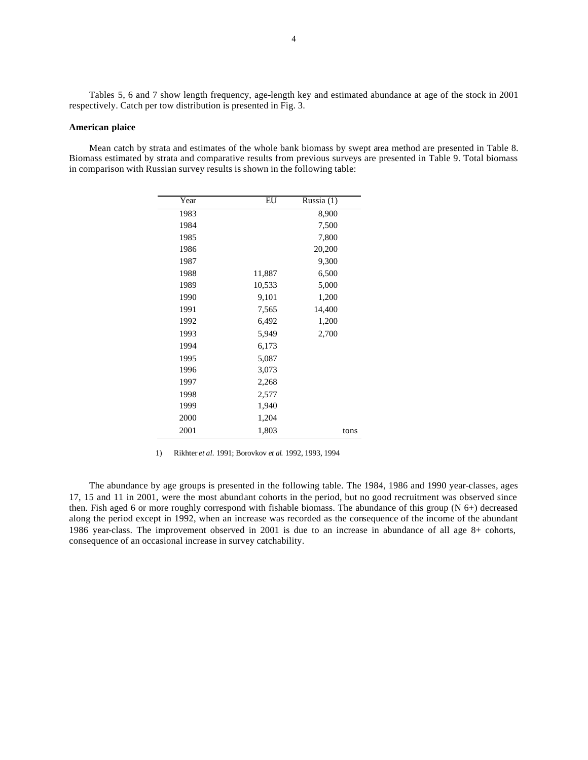Tables 5, 6 and 7 show length frequency, age-length key and estimated abundance at age of the stock in 2001 respectively. Catch per tow distribution is presented in Fig. 3.

**American plaice**

Mean catch by strata and estimates of the whole bank biomass by swept area method are presented in Table 8. Biomass estimated by strata and comparative results from previous surveys are presented in Table 9. Total biomass in comparison with Russian survey results is shown in the following table:

| Year | EU | Russia (1) |
|---|---|---|
| 1983 | | 8,900 |
| 1984 | | 7,500 |
| 1985 | | 7,800 |
| 1986 | | 20,200 |
| 1987 | | 9,300 |
| 1988 | 11,887 | 6,500 |
| 1989 | 10,533 | 5,000 |
| 1990 | 9,101 | 1,200 |
| 1991 | 7,565 | 14,400 |
| 1992 | 6,492 | 1,200 |
| 1993 | 5,949 | 2,700 |
| 1994 | 6,173 | |
| 1995 | 5,087 | |
| 1996 | 3,073 | |
| 1997 | 2,268 | |
| 1998 | 2,577 | |
| 1999 | 1,940 | |
| 2000 | 1,204 | |
| 2001 | 1,803 | tons |

1) Rikhter *et al.* 1991; Borovkov *et al.* 1992, 1993, 1994

The abundance by age groups is presented in the following table. The 1984, 1986 and 1990 year-classes, ages 17, 15 and 11 in 2001, were the most abundant cohorts in the period, but no good recruitment was observed since then. Fish aged 6 or more roughly correspond with fishable biomass. The abundance of this group (N 6+) decreased along the period except in 1992, when an increase was recorded as the consequence of the income of the abundant 1986 year-class. The improvement observed in 2001 is due to an increase in abundance of all age 8+ cohorts, consequence of an occasional increase in survey catchability.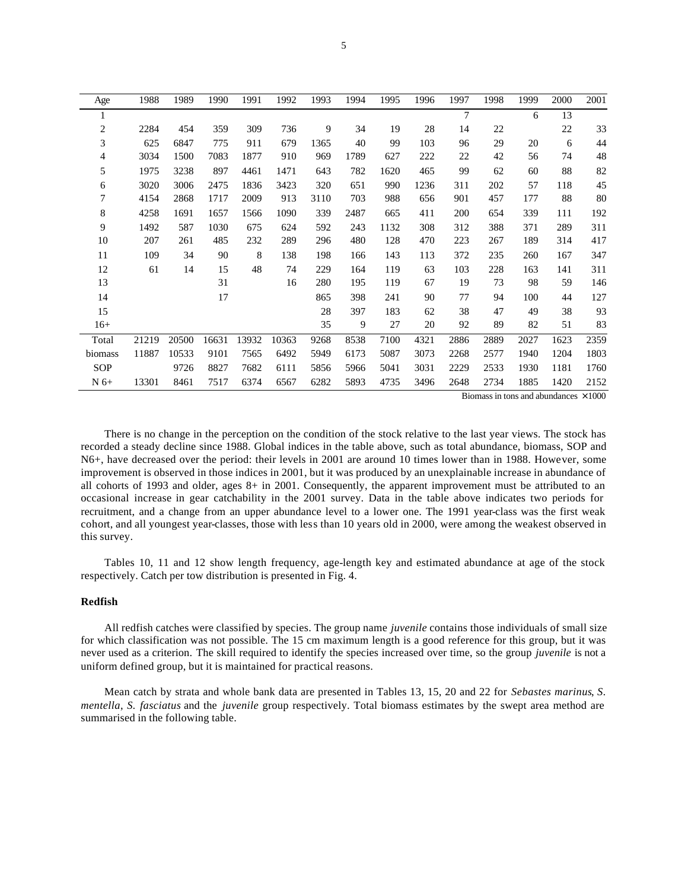| Age | 1988 | 1989 | 1990 | 1991 | 1992 | 1993 | 1994 | 1995 | 1996 | 1997 | 1998 | 1999 | 2000 | 2001 |
|---|---|---|---|---|---|---|---|---|---|---|---|---|---|---|
| 1 | | | | | | | | | | 7 | | 6 | 13 | |
| 2 | 2284 | 454 | 359 | 309 | 736 | 9 | 34 | 19 | 28 | 14 | 22 | | 22 | 33 |
| 3 | 625 | 6847 | 775 | 911 | 679 | 1365 | 40 | 99 | 103 | 96 | 29 | 20 | 6 | 44 |
| 4 | 3034 | 1500 | 7083 | 1877 | 910 | 969 | 1789 | 627 | 222 | 22 | 42 | 56 | 74 | 48 |
| 5 | 1975 | 3238 | 897 | 4461 | 1471 | 643 | 782 | 1620 | 465 | 99 | 62 | 60 | 88 | 82 |
| 6 | 3020 | 3006 | 2475 | 1836 | 3423 | 320 | 651 | 990 | 1236 | 311 | 202 | 57 | 118 | 45 |
| 7 | 4154 | 2868 | 1717 | 2009 | 913 | 3110 | 703 | 988 | 656 | 901 | 457 | 177 | 88 | 80 |
| 8 | 4258 | 1691 | 1657 | 1566 | 1090 | 339 | 2487 | 665 | 411 | 200 | 654 | 339 | 111 | 192 |
| 9 | 1492 | 587 | 1030 | 675 | 624 | 592 | 243 | 1132 | 308 | 312 | 388 | 371 | 289 | 311 |
| 10 | 207 | 261 | 485 | 232 | 289 | 296 | 480 | 128 | 470 | 223 | 267 | 189 | 314 | 417 |
| 11 | 109 | 34 | 90 | 8 | 138 | 198 | 166 | 143 | 113 | 372 | 235 | 260 | 167 | 347 |
| 12 | 61 | 14 | 15 | 48 | 74 | 229 | 164 | 119 | 63 | 103 | 228 | 163 | 141 | 311 |
| 13 | | | 31 | | 16 | 280 | 195 | 119 | 67 | 19 | 73 | 98 | 59 | 146 |
| 14 | | | 17 | | | 865 | 398 | 241 | 90 | 77 | 94 | 100 | 44 | 127 |
| 15 | | | | | | 28 | 397 | 183 | 62 | 38 | 47 | 49 | 38 | 93 |
| 16+ | | | | | | 35 | 9 | 27 | 20 | 92 | 89 | 82 | 51 | 83 |
| Total | 21219 | 20500 | 16631 | 13932 | 10363 | 9268 | 8538 | 7100 | 4321 | 2886 | 2889 | 2027 | 1623 | 2359 |
| biomass | 11887 | 10533 | 9101 | 7565 | 6492 | 5949 | 6173 | 5087 | 3073 | 2268 | 2577 | 1940 | 1204 | 1803 |
| SOP | | 9726 | 8827 | 7682 | 6111 | 5856 | 5966 | 5041 | 3031 | 2229 | 2533 | 1930 | 1181 | 1760 |
| N 6+ | 13301 | 8461 | 7517 | 6374 | 6567 | 6282 | 5893 | 4735 | 3496 | 2648 | 2734 | 1885 | 1420 | 2152 |

Biomass in tons and abundances $\times 1000$

There is no change in the perception on the condition of the stock relative to the last year views. The stock has recorded a steady decline since 1988. Global indices in the table above, such as total abundance, biomass, SOP and N6+, have decreased over the period: their levels in 2001 are around 10 times lower than in 1988. However, some improvement is observed in those indices in 2001, but it was produced by an unexplainable increase in abundance of all cohorts of 1993 and older, ages 8+ in 2001. Consequently, the apparent improvement must be attributed to an occasional increase in gear catchability in the 2001 survey. Data in the table above indicates two periods for recruitment, and a change from an upper abundance level to a lower one. The 1991 year-class was the first weak cohort, and all youngest year-classes, those with less than 10 years old in 2000, were among the weakest observed in this survey.

Tables 10, 11 and 12 show length frequency, age-length key and estimated abundance at age of the stock respectively. Catch per tow distribution is presented in Fig. 4.

### Redfish

All redfish catches were classified by species. The group name *juvenile* contains those individuals of small size for which classification was not possible. The 15 cm maximum length is a good reference for this group, but it was never used as a criterion. The skill required to identify the species increased over time, so the group *juvenile* is not a uniform defined group, but it is maintained for practical reasons.

Mean catch by strata and whole bank data are presented in Tables 13, 15, 20 and 22 for *Sebastes marinus*, *S. mentella*, *S. fasciatus* and the *juvenile* group respectively. Total biomass estimates by the swept area method are summarised in the following table.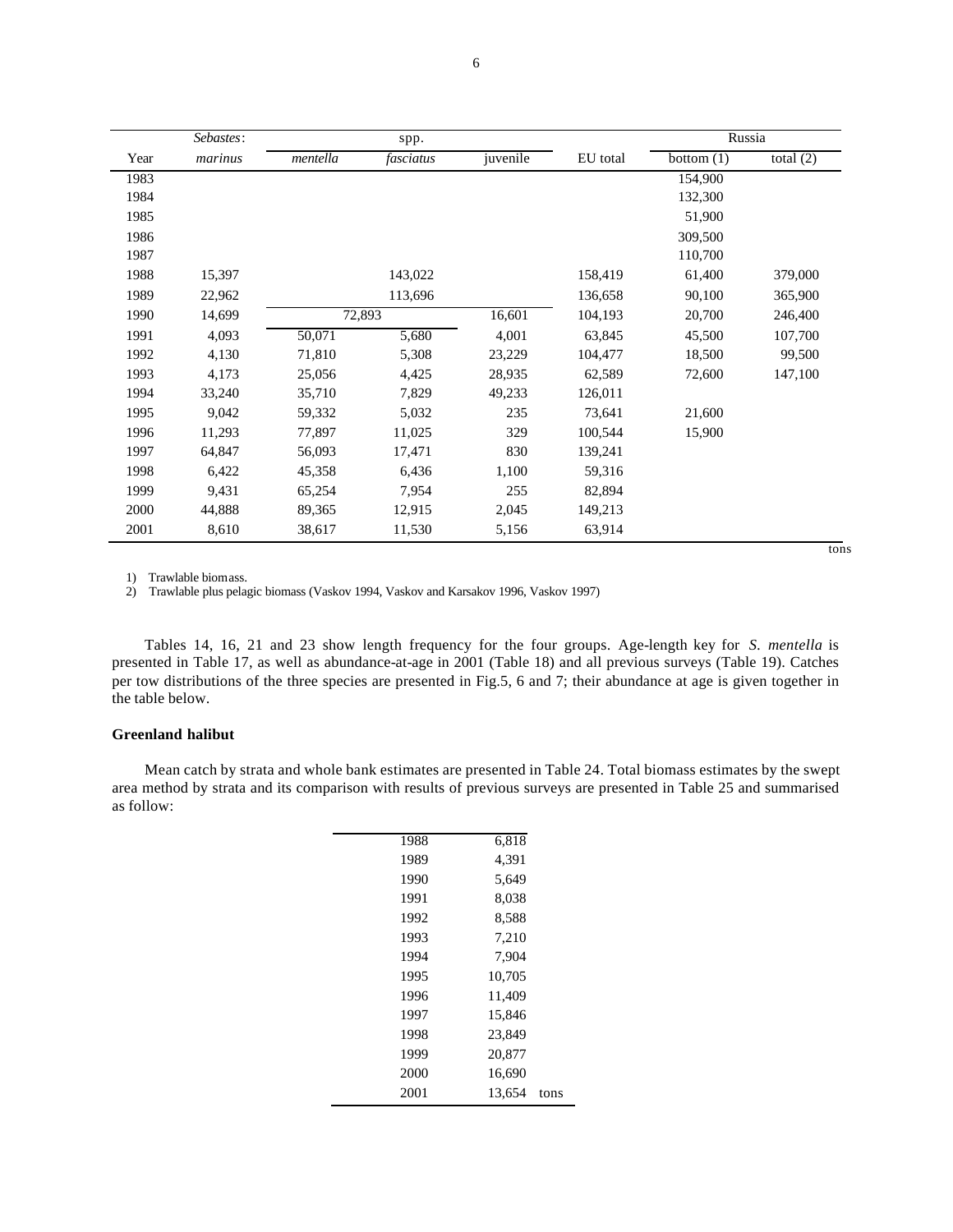| | *Sebastes*: | spp. | | | | Russia | |
|---|---|---|---|---|---|---|---|
| Year | *marinus* | *mentella* | *fasciatus* | juvenile | EU total | bottom (1) | total (2) |
| 1983 | | | | | | 154,900 | |
| 1984 | | | | | | 132,300 | |
| 1985 | | | | | | 51,900 | |
| 1986 | | | | | | 309,500 | |
| 1987 | | | | | | 110,700 | |
| 1988 | 15,397 | 143,022 | | | 158,419 | 61,400 | 379,000 |
| 1989 | 22,962 | 113,696 | | | 136,658 | 90,100 | 365,900 |
| 1990 | 14,699 | 72,893 | | 16,601 | 104,193 | 20,700 | 246,400 |
| 1991 | 4,093 | 50,071 | 5,680 | 4,001 | 63,845 | 45,500 | 107,700 |
| 1992 | 4,130 | 71,810 | 5,308 | 23,229 | 104,477 | 18,500 | 99,500 |
| 1993 | 4,173 | 25,056 | 4,425 | 28,935 | 62,589 | 72,600 | 147,100 |
| 1994 | 33,240 | 35,710 | 7,829 | 49,233 | 126,011 | | |
| 1995 | 9,042 | 59,332 | 5,032 | 235 | 73,641 | 21,600 | |
| 1996 | 11,293 | 77,897 | 11,025 | 329 | 100,544 | 15,900 | |
| 1997 | 64,847 | 56,093 | 17,471 | 830 | 139,241 | | |
| 1998 | 6,422 | 45,358 | 6,436 | 1,100 | 59,316 | | |
| 1999 | 9,431 | 65,254 | 7,954 | 255 | 82,894 | | |
| 2000 | 44,888 | 89,365 | 12,915 | 2,045 | 149,213 | | |
| 2001 | 8,610 | 38,617 | 11,530 | 5,156 | 63,914 | | |

tons

1) Trawlable biomass.
2) Trawlable plus pelagic biomass (Vaskov 1994, Vaskov and Karsakov 1996, Vaskov 1997)

Tables 14, 16, 21 and 23 show length frequency for the four groups. Age-length key for *S. mentella* is presented in Table 17, as well as abundance-at-age in 2001 (Table 18) and all previous surveys (Table 19). Catches per tow distributions of the three species are presented in Fig.5, 6 and 7; their abundance at age is given together in the table below.

### Greenland halibut

Mean catch by strata and whole bank estimates are presented in Table 24. Total biomass estimates by the swept area method by strata and its comparison with results of previous surveys are presented in Table 25 and summarised as follow:

| Year | Biomass |
|---|---|
| 1988 | 6,818 |
| 1989 | 4,391 |
| 1990 | 5,649 |
| 1991 | 8,038 |
| 1992 | 8,588 |
| 1993 | 7,210 |
| 1994 | 7,904 |
| 1995 | 10,705 |
| 1996 | 11,409 |
| 1997 | 15,846 |
| 1998 | 23,849 |
| 1999 | 20,877 |
| 2000 | 16,690 |
| 2001 | 13,654 tons |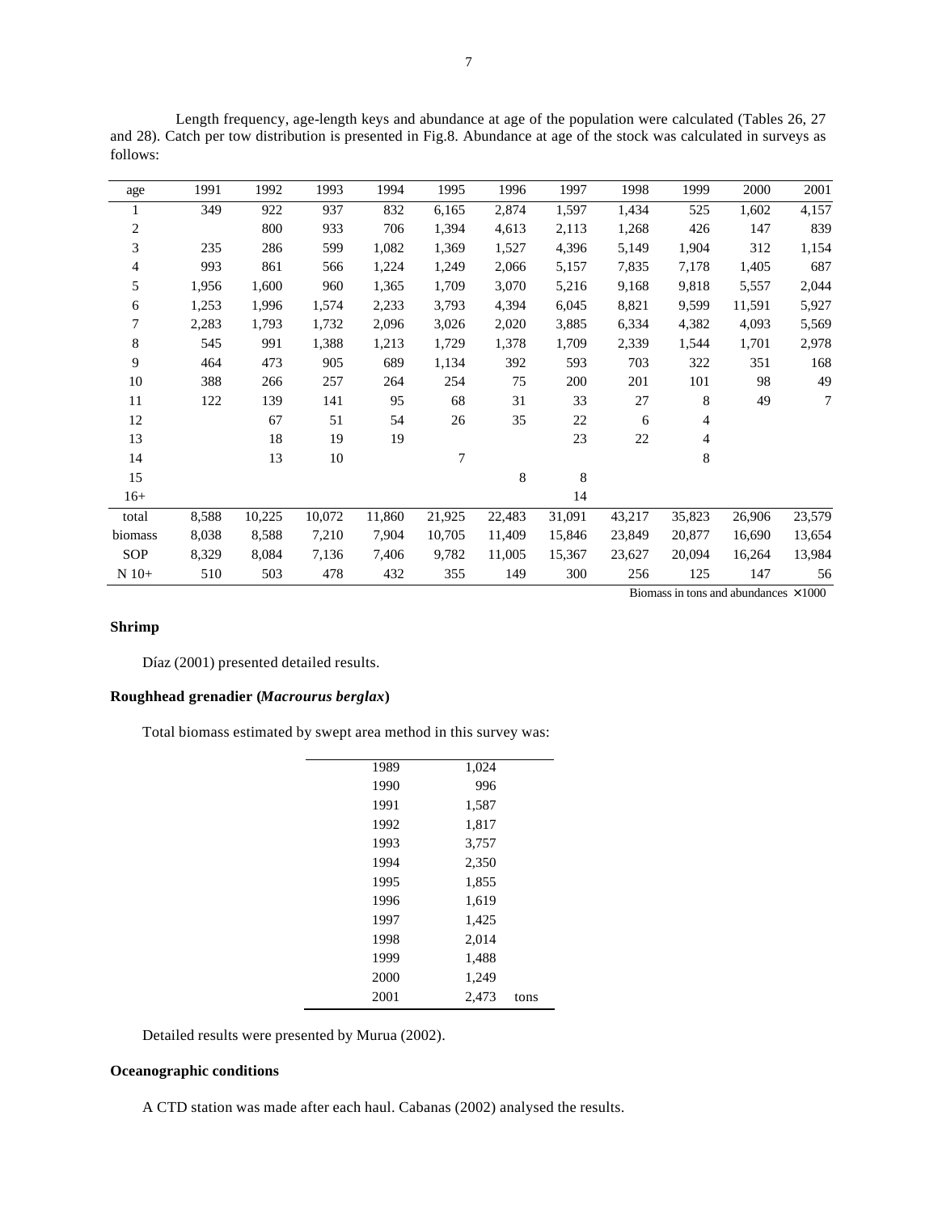Length frequency, age-length keys and abundance at age of the population were calculated (Tables 26, 27 and 28). Catch per tow distribution is presented in Fig.8. Abundance at age of the stock was calculated in surveys as follows:

| age | 1991 | 1992 | 1993 | 1994 | 1995 | 1996 | 1997 | 1998 | 1999 | 2000 | 2001 |
|---|---|---|---|---|---|---|---|---|---|---|---|
| 1 | 349 | 922 | 937 | 832 | 6,165 | 2,874 | 1,597 | 1,434 | 525 | 1,602 | 4,157 |
| 2 | | 800 | 933 | 706 | 1,394 | 4,613 | 2,113 | 1,268 | 426 | 147 | 839 |
| 3 | 235 | 286 | 599 | 1,082 | 1,369 | 1,527 | 4,396 | 5,149 | 1,904 | 312 | 1,154 |
| 4 | 993 | 861 | 566 | 1,224 | 1,249 | 2,066 | 5,157 | 7,835 | 7,178 | 1,405 | 687 |
| 5 | 1,956 | 1,600 | 960 | 1,365 | 1,709 | 3,070 | 5,216 | 9,168 | 9,818 | 5,557 | 2,044 |
| 6 | 1,253 | 1,996 | 1,574 | 2,233 | 3,793 | 4,394 | 6,045 | 8,821 | 9,599 | 11,591 | 5,927 |
| 7 | 2,283 | 1,793 | 1,732 | 2,096 | 3,026 | 2,020 | 3,885 | 6,334 | 4,382 | 4,093 | 5,569 |
| 8 | 545 | 991 | 1,388 | 1,213 | 1,729 | 1,378 | 1,709 | 2,339 | 1,544 | 1,701 | 2,978 |
| 9 | 464 | 473 | 905 | 689 | 1,134 | 392 | 593 | 703 | 322 | 351 | 168 |
| 10 | 388 | 266 | 257 | 264 | 254 | 75 | 200 | 201 | 101 | 98 | 49 |
| 11 | 122 | 139 | 141 | 95 | 68 | 31 | 33 | 27 | 8 | 49 | 7 |
| 12 | | 67 | 51 | 54 | 26 | 35 | 22 | 6 | 4 | | |
| 13 | | 18 | 19 | 19 | | | 23 | 22 | 4 | | |
| 14 | | 13 | 10 | | 7 | | | | 8 | | |
| 15 | | | | | | 8 | 8 | | | | |
| 16+ | | | | | | | 14 | | | | |
| total | 8,588 | 10,225 | 10,072 | 11,860 | 21,925 | 22,483 | 31,091 | 43,217 | 35,823 | 26,906 | 23,579 |
| biomass | 8,038 | 8,588 | 7,210 | 7,904 | 10,705 | 11,409 | 15,846 | 23,849 | 20,877 | 16,690 | 13,654 |
| SOP | 8,329 | 8,084 | 7,136 | 7,406 | 9,782 | 11,005 | 15,367 | 23,627 | 20,094 | 16,264 | 13,984 |
| N 10+ | 510 | 503 | 478 | 432 | 355 | 149 | 300 | 256 | 125 | 147 | 56 |

Biomass in tons and abundances ×1000

**Shrimp**

Díaz (2001) presented detailed results.

**Roughhead grenadier (*Macrourus berglax*)**

Total biomass estimated by swept area method in this survey was:

| | | |
|---|---|---|
| 1989 | 1,024 | |
| 1990 | 996 | |
| 1991 | 1,587 | |
| 1992 | 1,817 | |
| 1993 | 3,757 | |
| 1994 | 2,350 | |
| 1995 | 1,855 | |
| 1996 | 1,619 | |
| 1997 | 1,425 | |
| 1998 | 2,014 | |
| 1999 | 1,488 | |
| 2000 | 1,249 | |
| 2001 | 2,473 | tons |

Detailed results were presented by Murua (2002).

**Oceanographic conditions**

A CTD station was made after each haul. Cabanas (2002) analysed the results.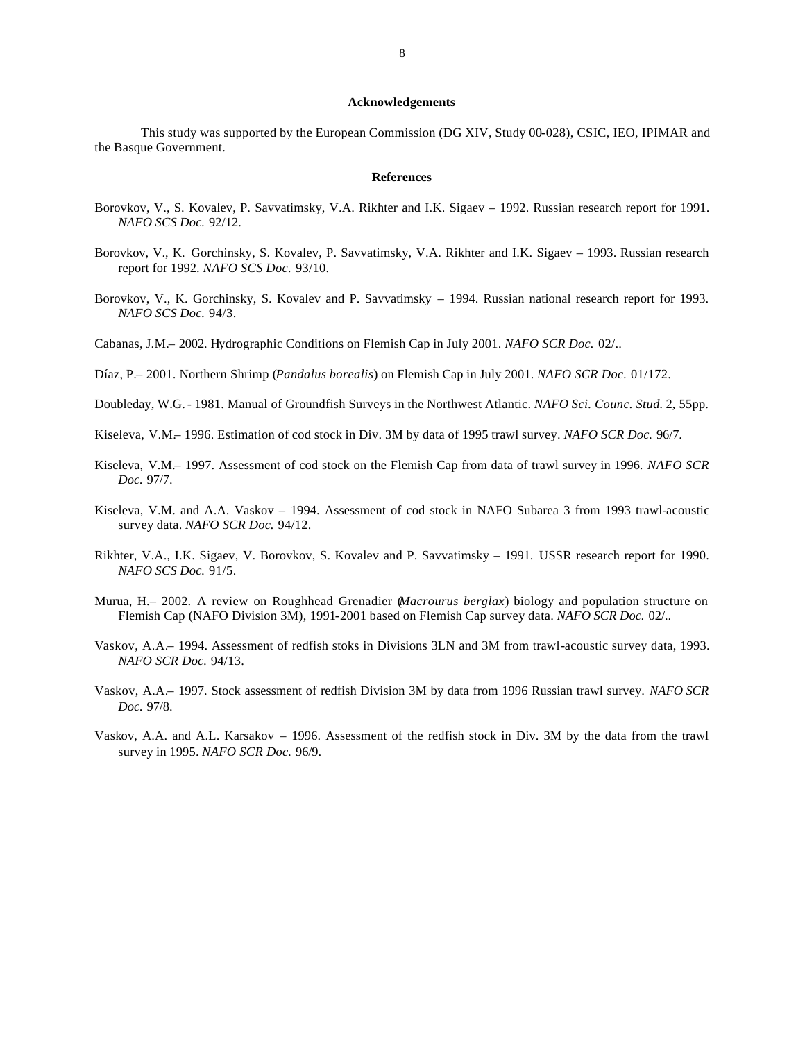## Acknowledgements

This study was supported by the European Commission (DG XIV, Study 00-028), CSIC, IEO, IPIMAR and the Basque Government.

## References

Borovkov, V., S. Kovalev, P. Savvatimsky, V.A. Rikhter and I.K. Sigaev – 1992. Russian research report for 1991. *NAFO SCS Doc.* 92/12.

Borovkov, V., K. Gorchinsky, S. Kovalev, P. Savvatimsky, V.A. Rikhter and I.K. Sigaev – 1993. Russian research report for 1992. *NAFO SCS Doc.* 93/10.

Borovkov, V., K. Gorchinsky, S. Kovalev and P. Savvatimsky – 1994. Russian national research report for 1993. *NAFO SCS Doc.* 94/3.

Cabanas, J.M.– 2002. Hydrographic Conditions on Flemish Cap in July 2001. *NAFO SCR Doc.* 02/..

Díaz, P.– 2001. Northern Shrimp (*Pandalus borealis*) on Flemish Cap in July 2001. *NAFO SCR Doc.* 01/172.

Doubleday, W.G. - 1981. Manual of Groundfish Surveys in the Northwest Atlantic. *NAFO Sci. Counc. Stud.* 2, 55pp.

Kiseleva, V.M.– 1996. Estimation of cod stock in Div. 3M by data of 1995 trawl survey. *NAFO SCR Doc.* 96/7.

Kiseleva, V.M.– 1997. Assessment of cod stock on the Flemish Cap from data of trawl survey in 1996. *NAFO SCR Doc.* 97/7.

Kiseleva, V.M. and A.A. Vaskov – 1994. Assessment of cod stock in NAFO Subarea 3 from 1993 trawl-acoustic survey data. *NAFO SCR Doc.* 94/12.

Rikhter, V.A., I.K. Sigaev, V. Borovkov, S. Kovalev and P. Savvatimsky – 1991. USSR research report for 1990. *NAFO SCS Doc.* 91/5.

Murua, H.– 2002. A review on Roughhead Grenadier (*Macrourus berglax*) biology and population structure on Flemish Cap (NAFO Division 3M), 1991-2001 based on Flemish Cap survey data. *NAFO SCR Doc.* 02/..

Vaskov, A.A.– 1994. Assessment of redfish stoks in Divisions 3LN and 3M from trawl-acoustic survey data, 1993. *NAFO SCR Doc.* 94/13.

Vaskov, A.A.– 1997. Stock assessment of redfish Division 3M by data from 1996 Russian trawl survey. *NAFO SCR Doc.* 97/8.

Vaskov, A.A. and A.L. Karsakov – 1996. Assessment of the redfish stock in Div. 3M by the data from the trawl survey in 1995. *NAFO SCR Doc.* 96/9.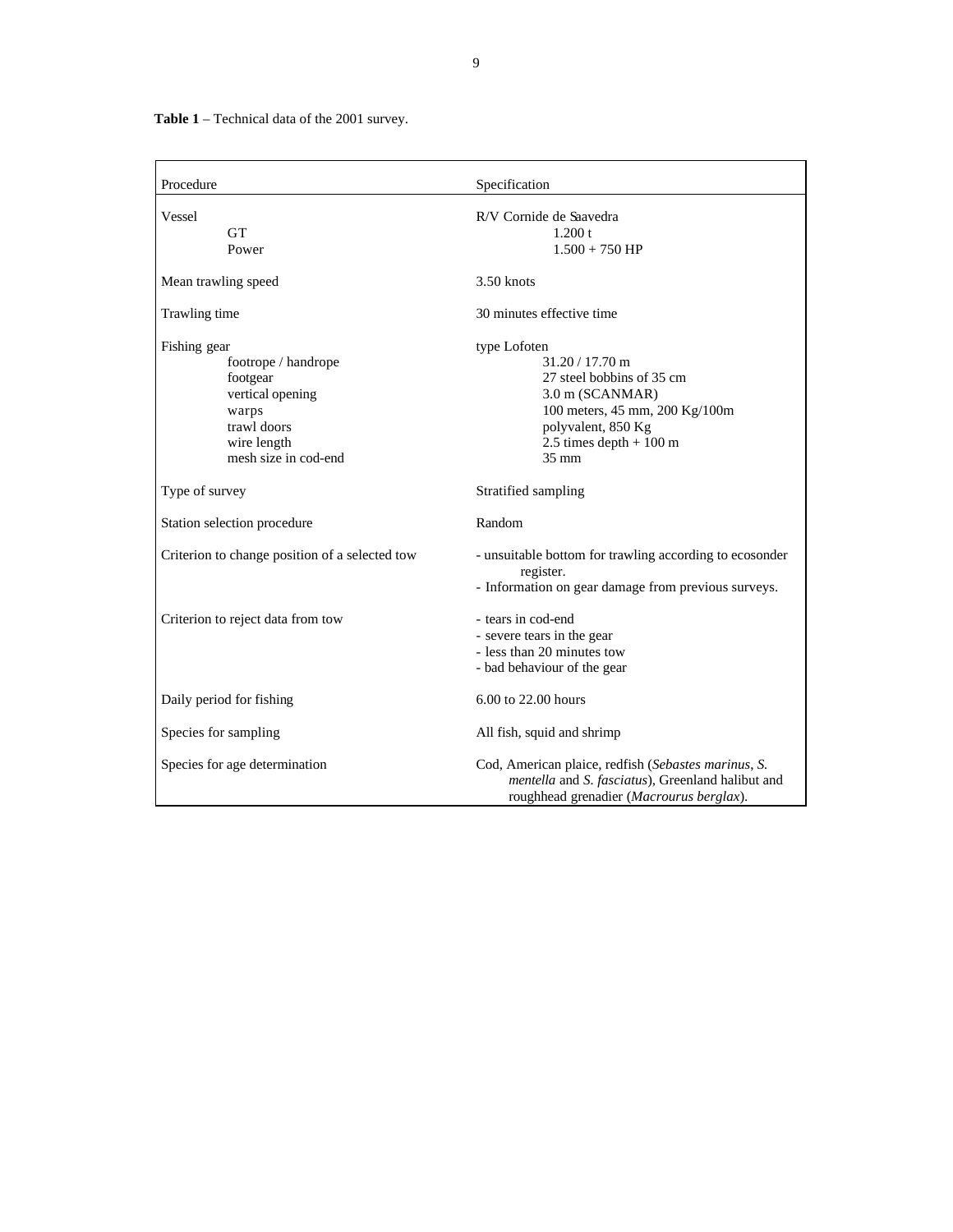**Table 1** – Technical data of the 2001 survey.

| Procedure | Specification |
|---|---|
| Vessel | R/V Cornide de Saavedra |
| GT | 1.200 t |
| Power | 1.500 + 750 HP |
| Mean trawling speed | 3.50 knots |
| Trawling time | 30 minutes effective time |
| Fishing gear | type Lofoten |
| footrope / handrope | 31.20 / 17.70 m |
| footgear | 27 steel bobbins of 35 cm |
| vertical opening | 3.0 m (SCANMAR) |
| warps | 100 meters, 45 mm, 200 Kg/100m |
| trawl doors | polyvalent, 850 Kg |
| wire length | 2.5 times depth + 100 m |
| mesh size in cod-end | 35 mm |
| Type of survey | Stratified sampling |
| Station selection procedure | Random |
| Criterion to change position of a selected tow | - unsuitable bottom for trawling according to ecosonder register.<br>- Information on gear damage from previous surveys. |
| Criterion to reject data from tow | - tears in cod-end<br>- severe tears in the gear<br>- less than 20 minutes tow<br>- bad behaviour of the gear |
| Daily period for fishing | 6.00 to 22.00 hours |
| Species for sampling | All fish, squid and shrimp |
| Species for age determination | Cod, American plaice, redfish (*Sebastes marinus*, *S. mentella* and *S. fasciatus*), Greenland halibut and roughhead grenadier (*Macrourus berglax*). |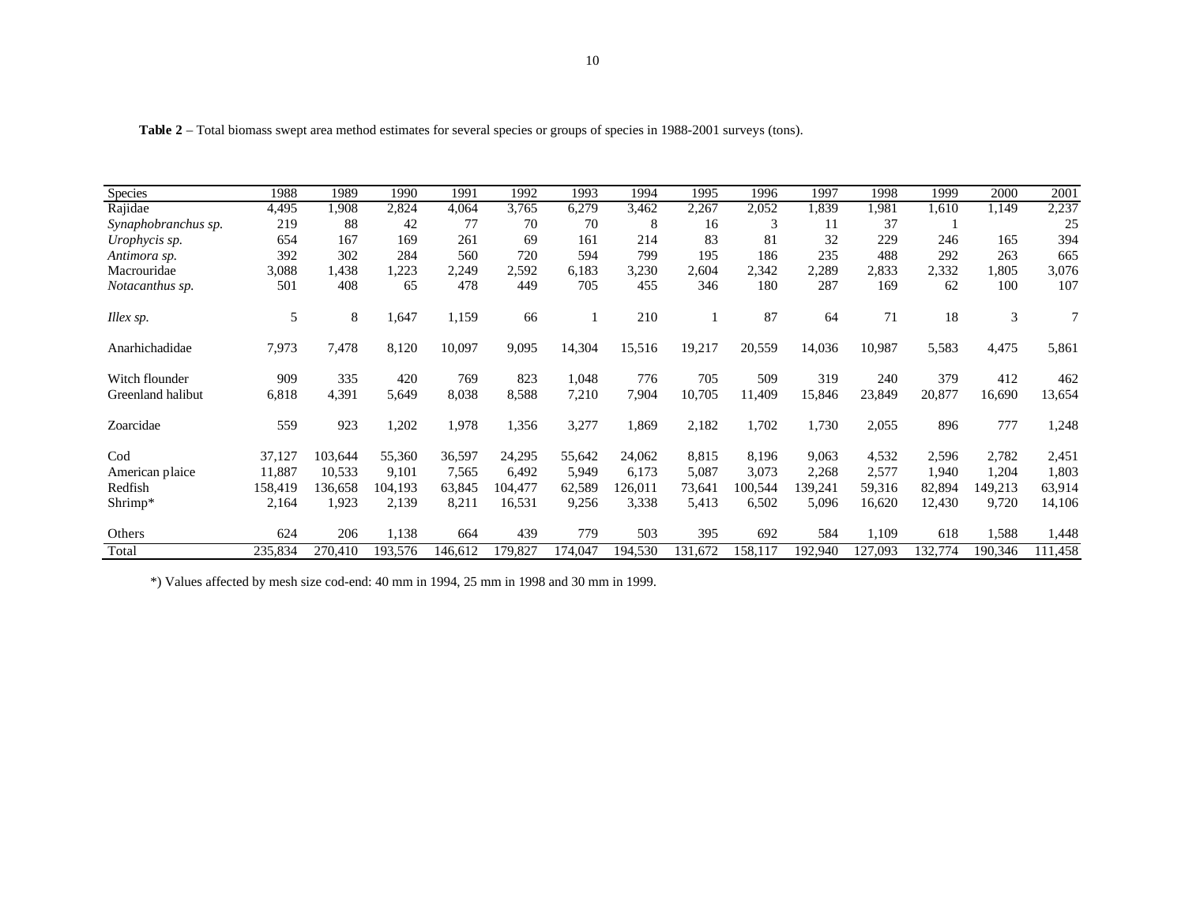**Table 2** – Total biomass swept area method estimates for several species or groups of species in 1988-2001 surveys (tons).

| Species | 1988 | 1989 | 1990 | 1991 | 1992 | 1993 | 1994 | 1995 | 1996 | 1997 | 1998 | 1999 | 2000 | 2001 |
|---|---|---|---|---|---|---|---|---|---|---|---|---|---|---|
| Rajidae | 4,495 | 1,908 | 2,824 | 4,064 | 3,765 | 6,279 | 3,462 | 2,267 | 2,052 | 1,839 | 1,981 | 1,610 | 1,149 | 2,237 |
| *Synaphobranchus sp.* | 219 | 88 | 42 | 77 | 70 | 70 | 8 | 16 | 3 | 11 | 37 | 1 | | 25 |
| *Urophycis sp.* | 654 | 167 | 169 | 261 | 69 | 161 | 214 | 83 | 81 | 32 | 229 | 246 | 165 | 394 |
| *Antimora sp.* | 392 | 302 | 284 | 560 | 720 | 594 | 799 | 195 | 186 | 235 | 488 | 292 | 263 | 665 |
| Macrouridae | 3,088 | 1,438 | 1,223 | 2,249 | 2,592 | 6,183 | 3,230 | 2,604 | 2,342 | 2,289 | 2,833 | 2,332 | 1,805 | 3,076 |
| *Notacanthus sp.* | 501 | 408 | 65 | 478 | 449 | 705 | 455 | 346 | 180 | 287 | 169 | 62 | 100 | 107 |
| *Illex sp.* | 5 | 8 | 1,647 | 1,159 | 66 | 1 | 210 | 1 | 87 | 64 | 71 | 18 | 3 | 7 |
| Anarhichadidae | 7,973 | 7,478 | 8,120 | 10,097 | 9,095 | 14,304 | 15,516 | 19,217 | 20,559 | 14,036 | 10,987 | 5,583 | 4,475 | 5,861 |
| Witch flounder | 909 | 335 | 420 | 769 | 823 | 1,048 | 776 | 705 | 509 | 319 | 240 | 379 | 412 | 462 |
| Greenland halibut | 6,818 | 4,391 | 5,649 | 8,038 | 8,588 | 7,210 | 7,904 | 10,705 | 11,409 | 15,846 | 23,849 | 20,877 | 16,690 | 13,654 |
| Zoarcidae | 559 | 923 | 1,202 | 1,978 | 1,356 | 3,277 | 1,869 | 2,182 | 1,702 | 1,730 | 2,055 | 896 | 777 | 1,248 |
| Cod | 37,127 | 103,644 | 55,360 | 36,597 | 24,295 | 55,642 | 24,062 | 8,815 | 8,196 | 9,063 | 4,532 | 2,596 | 2,782 | 2,451 |
| American plaice | 11,887 | 10,533 | 9,101 | 7,565 | 6,492 | 5,949 | 6,173 | 5,087 | 3,073 | 2,268 | 2,577 | 1,940 | 1,204 | 1,803 |
| Redfish | 158,419 | 136,658 | 104,193 | 63,845 | 104,477 | 62,589 | 126,011 | 73,641 | 100,544 | 139,241 | 59,316 | 82,894 | 149,213 | 63,914 |
| Shrimp* | 2,164 | 1,923 | 2,139 | 8,211 | 16,531 | 9,256 | 3,338 | 5,413 | 6,502 | 5,096 | 16,620 | 12,430 | 9,720 | 14,106 |
| Others | 624 | 206 | 1,138 | 664 | 439 | 779 | 503 | 395 | 692 | 584 | 1,109 | 618 | 1,588 | 1,448 |
| Total | 235,834 | 270,410 | 193,576 | 146,612 | 179,827 | 174,047 | 194,530 | 131,672 | 158,117 | 192,940 | 127,093 | 132,774 | 190,346 | 111,458 |

*) Values affected by mesh size cod-end: 40 mm in 1994, 25 mm in 1998 and 30 mm in 1999.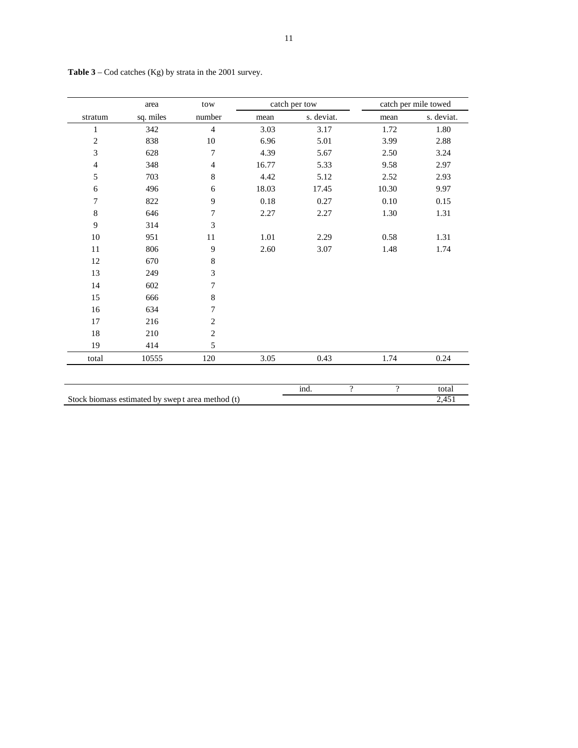**Table 3** – Cod catches (Kg) by strata in the 2001 survey.

| | area | tow | catch per tow | | catch per mile towed | |
|---|---|---|---|---|---|---|
| stratum | sq. miles | number | mean | s. deviat. | mean | s. deviat. |
| 1 | 342 | 4 | 3.03 | 3.17 | 1.72 | 1.80 |
| 2 | 838 | 10 | 6.96 | 5.01 | 3.99 | 2.88 |
| 3 | 628 | 7 | 4.39 | 5.67 | 2.50 | 3.24 |
| 4 | 348 | 4 | 16.77 | 5.33 | 9.58 | 2.97 |
| 5 | 703 | 8 | 4.42 | 5.12 | 2.52 | 2.93 |
| 6 | 496 | 6 | 18.03 | 17.45 | 10.30 | 9.97 |
| 7 | 822 | 9 | 0.18 | 0.27 | 0.10 | 0.15 |
| 8 | 646 | 7 | 2.27 | 2.27 | 1.30 | 1.31 |
| 9 | 314 | 3 | | | | |
| 10 | 951 | 11 | 1.01 | 2.29 | 0.58 | 1.31 |
| 11 | 806 | 9 | 2.60 | 3.07 | 1.48 | 1.74 |
| 12 | 670 | 8 | | | | |
| 13 | 249 | 3 | | | | |
| 14 | 602 | 7 | | | | |
| 15 | 666 | 8 | | | | |
| 16 | 634 | 7 | | | | |
| 17 | 216 | 2 | | | | |
| 18 | 210 | 2 | | | | |
| 19 | 414 | 5 | | | | |
| total | 10555 | 120 | 3.05 | 0.43 | 1.74 | 0.24 |

| | ind. | ? | ? | total |
|---|---|---|---|---|
| Stock biomass estimated by swep t area method (t) | | | | 2,451 |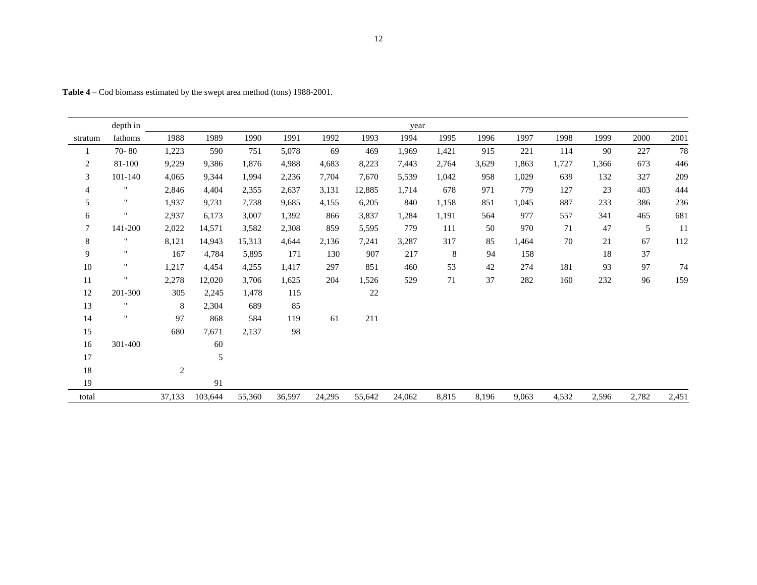**Table 4** – Cod biomass estimated by the swept area method (tons) 1988-2001.

| | depth in | year | | | | | | | | | | | | | |
|---|---|---|---|---|---|---|---|---|---|---|---|---|---|---|---|
| stratum | fathoms | 1988 | 1989 | 1990 | 1991 | 1992 | 1993 | 1994 | 1995 | 1996 | 1997 | 1998 | 1999 | 2000 | 2001 |
| 1 | 70- 80 | 1,223 | 590 | 751 | 5,078 | 69 | 469 | 1,969 | 1,421 | 915 | 221 | 114 | 90 | 227 | 78 |
| 2 | 81-100 | 9,229 | 9,386 | 1,876 | 4,988 | 4,683 | 8,223 | 7,443 | 2,764 | 3,629 | 1,863 | 1,727 | 1,366 | 673 | 446 |
| 3 | 101-140 | 4,065 | 9,344 | 1,994 | 2,236 | 7,704 | 7,670 | 5,539 | 1,042 | 958 | 1,029 | 639 | 132 | 327 | 209 |
| 4 | " | 2,846 | 4,404 | 2,355 | 2,637 | 3,131 | 12,885 | 1,714 | 678 | 971 | 779 | 127 | 23 | 403 | 444 |
| 5 | " | 1,937 | 9,731 | 7,738 | 9,685 | 4,155 | 6,205 | 840 | 1,158 | 851 | 1,045 | 887 | 233 | 386 | 236 |
| 6 | " | 2,937 | 6,173 | 3,007 | 1,392 | 866 | 3,837 | 1,284 | 1,191 | 564 | 977 | 557 | 341 | 465 | 681 |
| 7 | 141-200 | 2,022 | 14,571 | 3,582 | 2,308 | 859 | 5,595 | 779 | 111 | 50 | 970 | 71 | 47 | 5 | 11 |
| 8 | " | 8,121 | 14,943 | 15,313 | 4,644 | 2,136 | 7,241 | 3,287 | 317 | 85 | 1,464 | 70 | 21 | 67 | 112 |
| 9 | " | 167 | 4,784 | 5,895 | 171 | 130 | 907 | 217 | 8 | 94 | 158 | | 18 | 37 | |
| 10 | " | 1,217 | 4,454 | 4,255 | 1,417 | 297 | 851 | 460 | 53 | 42 | 274 | 181 | 93 | 97 | 74 |
| 11 | " | 2,278 | 12,020 | 3,706 | 1,625 | 204 | 1,526 | 529 | 71 | 37 | 282 | 160 | 232 | 96 | 159 |
| 12 | 201-300 | 305 | 2,245 | 1,478 | 115 | | 22 | | | | | | | | |
| 13 | " | 8 | 2,304 | 689 | 85 | | | | | | | | | | |
| 14 | " | 97 | 868 | 584 | 119 | 61 | 211 | | | | | | | | |
| 15 | | 680 | 7,671 | 2,137 | 98 | | | | | | | | | | |
| 16 | 301-400 | | 60 | | | | | | | | | | | | |
| 17 | | | 5 | | | | | | | | | | | | |
| 18 | | 2 | | | | | | | | | | | | | |
| 19 | | | 91 | | | | | | | | | | | | |
| total | | 37,133 | 103,644 | 55,360 | 36,597 | 24,295 | 55,642 | 24,062 | 8,815 | 8,196 | 9,063 | 4,532 | 2,596 | 2,782 | 2,451 |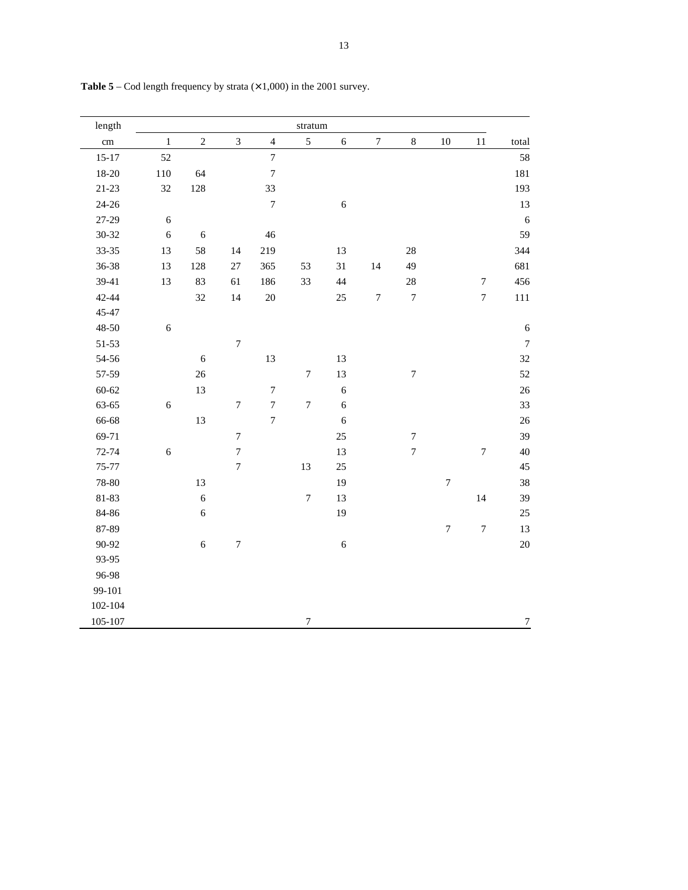**Table 5** – Cod length frequency by strata (×1,000) in the 2001 survey.

| length | stratum | | | | | | | | | | |
|---|---|---|---|---|---|---|---|---|---|---|---|
| cm | 1 | 2 | 3 | 4 | 5 | 6 | 7 | 8 | 10 | 11 | total |
| 15-17 | 52 | | | 7 | | | | | | | 58 |
| 18-20 | 110 | 64 | | 7 | | | | | | | 181 |
| 21-23 | 32 | 128 | | 33 | | | | | | | 193 |
| 24-26 | | | | 7 | | 6 | | | | | 13 |
| 27-29 | 6 | | | | | | | | | | 6 |
| 30-32 | 6 | 6 | | 46 | | | | | | | 59 |
| 33-35 | 13 | 58 | 14 | 219 | | 13 | | 28 | | | 344 |
| 36-38 | 13 | 128 | 27 | 365 | 53 | 31 | 14 | 49 | | | 681 |
| 39-41 | 13 | 83 | 61 | 186 | 33 | 44 | | 28 | | 7 | 456 |
| 42-44 | | 32 | 14 | 20 | | 25 | 7 | 7 | | 7 | 111 |
| 45-47 | | | | | | | | | | | |
| 48-50 | 6 | | | | | | | | | | 6 |
| 51-53 | | | 7 | | | | | | | | 7 |
| 54-56 | | 6 | | 13 | | 13 | | | | | 32 |
| 57-59 | | 26 | | | 7 | 13 | | 7 | | | 52 |
| 60-62 | | 13 | | 7 | | 6 | | | | | 26 |
| 63-65 | 6 | | 7 | 7 | 7 | 6 | | | | | 33 |
| 66-68 | | 13 | | 7 | | 6 | | | | | 26 |
| 69-71 | | | 7 | | | 25 | | 7 | | | 39 |
| 72-74 | 6 | | 7 | | | 13 | | 7 | | 7 | 40 |
| 75-77 | | | 7 | | 13 | 25 | | | | | 45 |
| 78-80 | | 13 | | | | 19 | | | 7 | | 38 |
| 81-83 | | 6 | | | 7 | 13 | | | | 14 | 39 |
| 84-86 | | 6 | | | | 19 | | | | | 25 |
| 87-89 | | | | | | | | | 7 | 7 | 13 |
| 90-92 | | 6 | 7 | | | 6 | | | | | 20 |
| 93-95 | | | | | | | | | | | |
| 96-98 | | | | | | | | | | | |
| 99-101 | | | | | | | | | | | |
| 102-104 | | | | | | | | | | | |
| 105-107 | | | | | 7 | | | | | | 7 |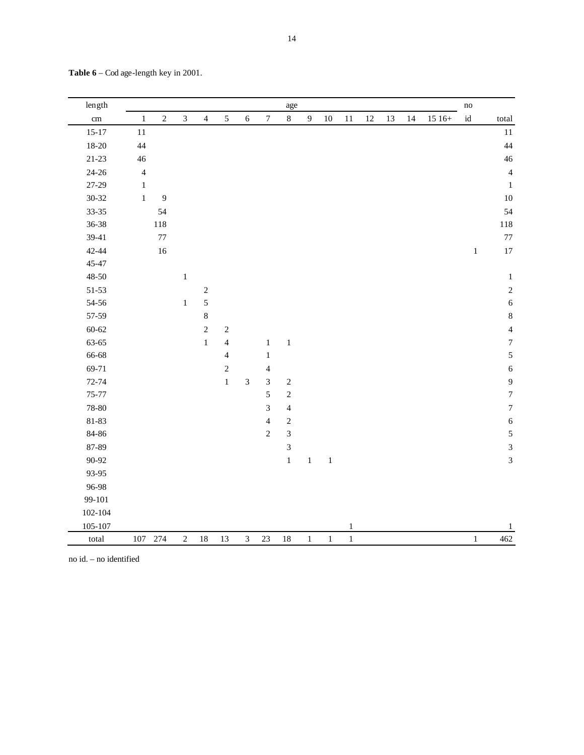**Table 6** – Cod age-length key in 2001.

| length | age | | | | | | | | | | | | | | | no | |
|---|---|---|---|---|---|---|---|---|---|---|---|---|---|---|---|---|---|
| cm | 1 | 2 | 3 | 4 | 5 | 6 | 7 | 8 | 9 | 10 | 11 | 12 | 13 | 14 | 15 16+ | id | total |
| 15-17 | 11 | | | | | | | | | | | | | | | | 11 |
| 18-20 | 44 | | | | | | | | | | | | | | | | 44 |
| 21-23 | 46 | | | | | | | | | | | | | | | | 46 |
| 24-26 | 4 | | | | | | | | | | | | | | | | 4 |
| 27-29 | 1 | | | | | | | | | | | | | | | | 1 |
| 30-32 | 1 | 9 | | | | | | | | | | | | | | | 10 |
| 33-35 | | 54 | | | | | | | | | | | | | | | 54 |
| 36-38 | | 118 | | | | | | | | | | | | | | | 118 |
| 39-41 | | 77 | | | | | | | | | | | | | | | 77 |
| 42-44 | | 16 | | | | | | | | | | | | | | 1 | 17 |
| 45-47 | | | | | | | | | | | | | | | | | |
| 48-50 | | | 1 | | | | | | | | | | | | | | 1 |
| 51-53 | | | | 2 | | | | | | | | | | | | | 2 |
| 54-56 | | | 1 | 5 | | | | | | | | | | | | | 6 |
| 57-59 | | | | 8 | | | | | | | | | | | | | 8 |
| 60-62 | | | | 2 | 2 | | | | | | | | | | | | 4 |
| 63-65 | | | | 1 | 4 | | 1 | 1 | | | | | | | | | 7 |
| 66-68 | | | | | 4 | | 1 | | | | | | | | | | 5 |
| 69-71 | | | | | 2 | | 4 | | | | | | | | | | 6 |
| 72-74 | | | | | 1 | 3 | 3 | 2 | | | | | | | | | 9 |
| 75-77 | | | | | | | 5 | 2 | | | | | | | | | 7 |
| 78-80 | | | | | | | 3 | 4 | | | | | | | | | 7 |
| 81-83 | | | | | | | 4 | 2 | | | | | | | | | 6 |
| 84-86 | | | | | | | 2 | 3 | | | | | | | | | 5 |
| 87-89 | | | | | | | | 3 | | | | | | | | | 3 |
| 90-92 | | | | | | | | 1 | 1 | 1 | | | | | | | 3 |
| 93-95 | | | | | | | | | | | | | | | | | |
| 96-98 | | | | | | | | | | | | | | | | | |
| 99-101 | | | | | | | | | | | | | | | | | |
| 102-104 | | | | | | | | | | | | | | | | | |
| 105-107 | | | | | | | | | | | 1 | | | | | | 1 |
| total | 107 | 274 | 2 | 18 | 13 | 3 | 23 | 18 | 1 | 1 | 1 | | | | | 1 | 462 |

no id. – no identified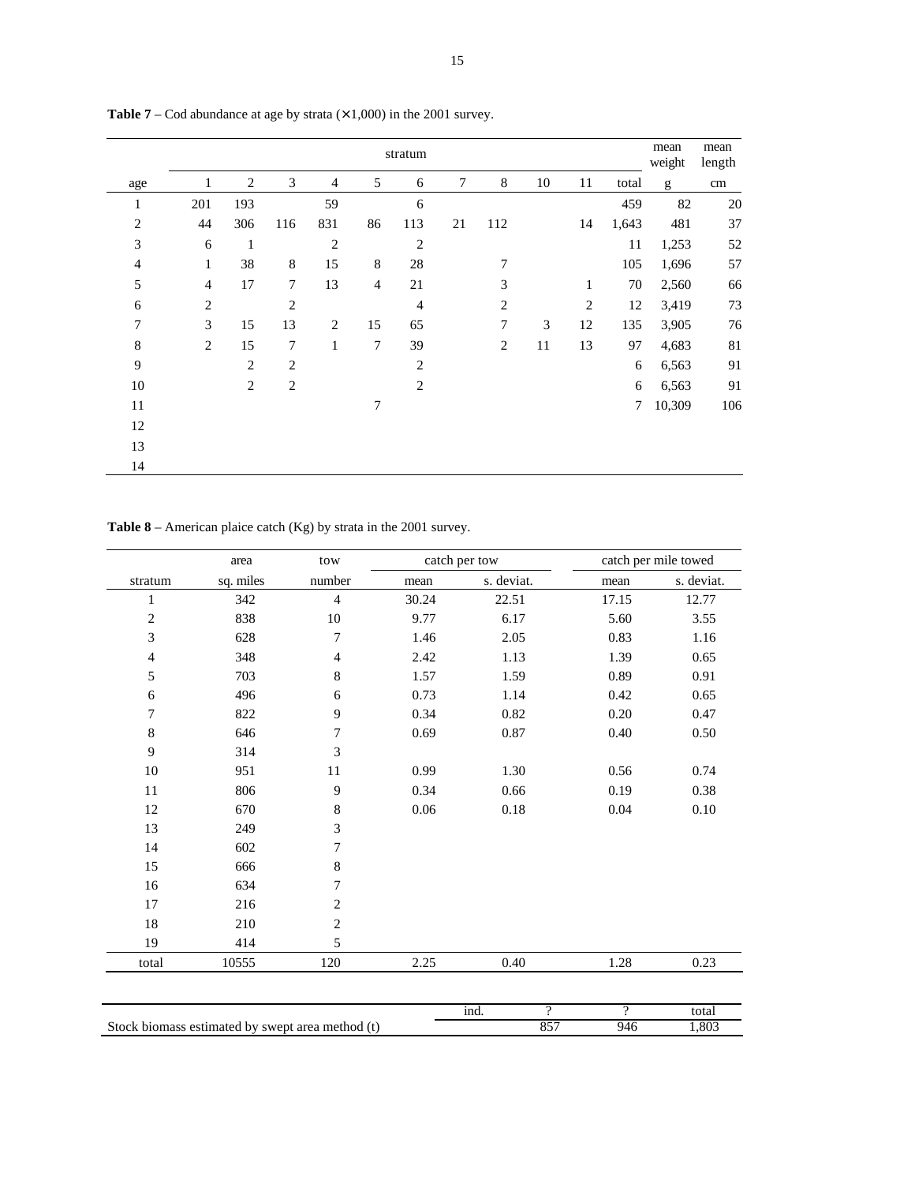**Table 7** – Cod abundance at age by strata (×1,000) in the 2001 survey.

| | stratum | | | | | | | | | | | mean weight | mean length |
|---|---|---|---|---|---|---|---|---|---|---|---|---|---|
| age | 1 | 2 | 3 | 4 | 5 | 6 | 7 | 8 | 10 | 11 | total | g | cm |
| 1 | 201 | 193 | | 59 | | 6 | | | | | 459 | 82 | 20 |
| 2 | 44 | 306 | 116 | 831 | 86 | 113 | 21 | 112 | | 14 | 1,643 | 481 | 37 |
| 3 | 6 | 1 | | 2 | | 2 | | | | | 11 | 1,253 | 52 |
| 4 | 1 | 38 | 8 | 15 | 8 | 28 | | 7 | | | 105 | 1,696 | 57 |
| 5 | 4 | 17 | 7 | 13 | 4 | 21 | | 3 | | 1 | 70 | 2,560 | 66 |
| 6 | 2 | | 2 | | | 4 | | 2 | | 2 | 12 | 3,419 | 73 |
| 7 | 3 | 15 | 13 | 2 | 15 | 65 | | 7 | 3 | 12 | 135 | 3,905 | 76 |
| 8 | 2 | 15 | 7 | 1 | 7 | 39 | | 2 | 11 | 13 | 97 | 4,683 | 81 |
| 9 | | 2 | 2 | | | 2 | | | | | 6 | 6,563 | 91 |
| 10 | | 2 | 2 | | | 2 | | | | | 6 | 6,563 | 91 |
| 11 | | | | | 7 | | | | | | 7 | 10,309 | 106 |
| 12 | | | | | | | | | | | | | |
| 13 | | | | | | | | | | | | | |
| 14 | | | | | | | | | | | | | |

**Table 8** – American plaice catch (Kg) by strata in the 2001 survey.

| | area | tow | catch per tow | | catch per mile towed | |
|---|---|---|---|---|---|---|
| stratum | sq. miles | number | mean | s. deviat. | mean | s. deviat. |
| 1 | 342 | 4 | 30.24 | 22.51 | 17.15 | 12.77 |
| 2 | 838 | 10 | 9.77 | 6.17 | 5.60 | 3.55 |
| 3 | 628 | 7 | 1.46 | 2.05 | 0.83 | 1.16 |
| 4 | 348 | 4 | 2.42 | 1.13 | 1.39 | 0.65 |
| 5 | 703 | 8 | 1.57 | 1.59 | 0.89 | 0.91 |
| 6 | 496 | 6 | 0.73 | 1.14 | 0.42 | 0.65 |
| 7 | 822 | 9 | 0.34 | 0.82 | 0.20 | 0.47 |
| 8 | 646 | 7 | 0.69 | 0.87 | 0.40 | 0.50 |
| 9 | 314 | 3 | | | | |
| 10 | 951 | 11 | 0.99 | 1.30 | 0.56 | 0.74 |
| 11 | 806 | 9 | 0.34 | 0.66 | 0.19 | 0.38 |
| 12 | 670 | 8 | 0.06 | 0.18 | 0.04 | 0.10 |
| 13 | 249 | 3 | | | | |
| 14 | 602 | 7 | | | | |
| 15 | 666 | 8 | | | | |
| 16 | 634 | 7 | | | | |
| 17 | 216 | 2 | | | | |
| 18 | 210 | 2 | | | | |
| 19 | 414 | 5 | | | | |
| total | 10555 | 120 | 2.25 | 0.40 | 1.28 | 0.23 |

| | ind. | ? | ? | total |
|---|---|---|---|---|
| Stock biomass estimated by swept area method (t) | | 857 | 946 | 1,803 |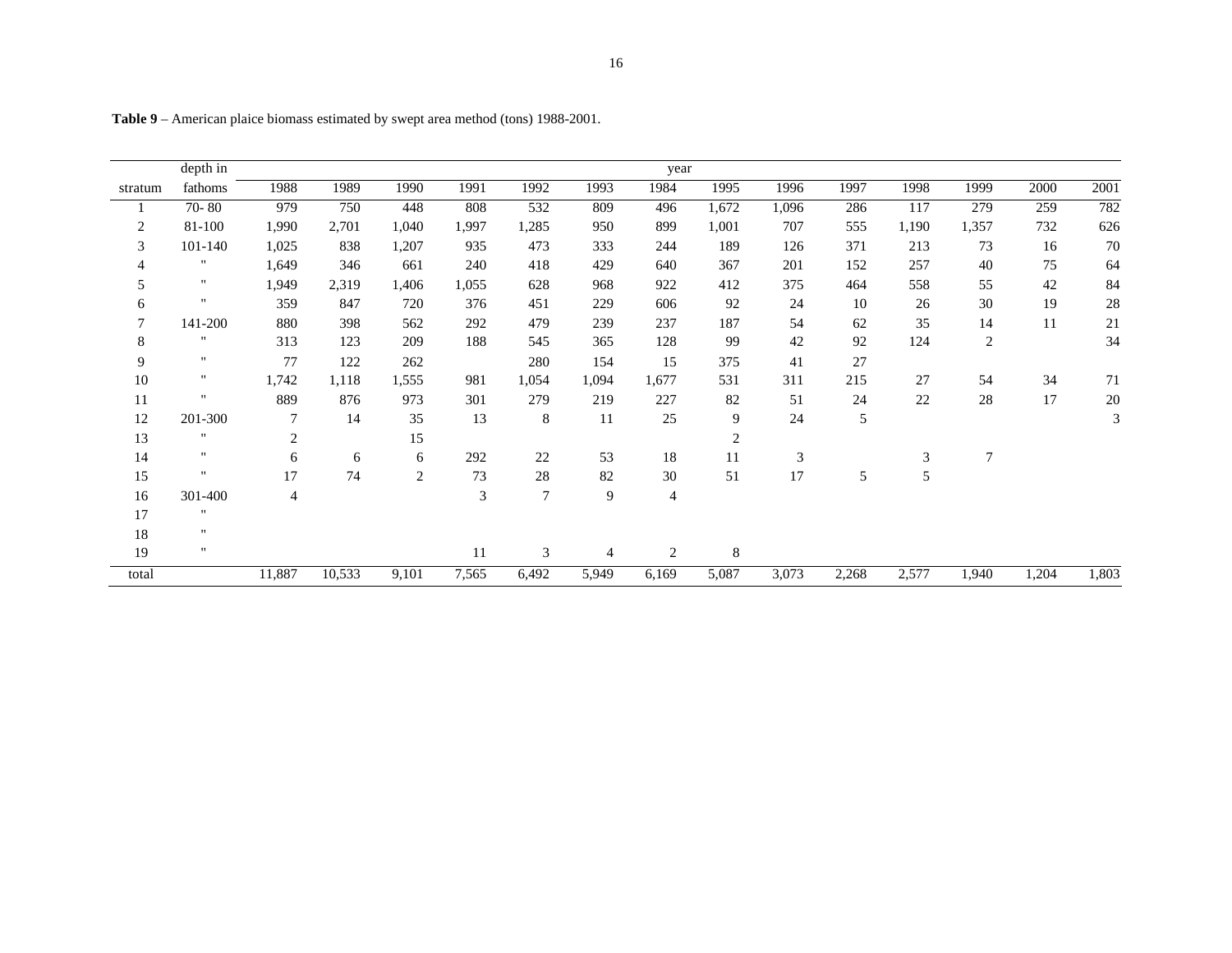**Table 9** – American plaice biomass estimated by swept area method (tons) 1988-2001.

| | depth in | year | | | | | | | | | | | | | |
|---|---|---|---|---|---|---|---|---|---|---|---|---|---|---|---|
| stratum | fathoms | 1988 | 1989 | 1990 | 1991 | 1992 | 1993 | 1984 | 1995 | 1996 | 1997 | 1998 | 1999 | 2000 | 2001 |
| 1 | 70- 80 | 979 | 750 | 448 | 808 | 532 | 809 | 496 | 1,672 | 1,096 | 286 | 117 | 279 | 259 | 782 |
| 2 | 81-100 | 1,990 | 2,701 | 1,040 | 1,997 | 1,285 | 950 | 899 | 1,001 | 707 | 555 | 1,190 | 1,357 | 732 | 626 |
| 3 | 101-140 | 1,025 | 838 | 1,207 | 935 | 473 | 333 | 244 | 189 | 126 | 371 | 213 | 73 | 16 | 70 |
| 4 | " | 1,649 | 346 | 661 | 240 | 418 | 429 | 640 | 367 | 201 | 152 | 257 | 40 | 75 | 64 |
| 5 | " | 1,949 | 2,319 | 1,406 | 1,055 | 628 | 968 | 922 | 412 | 375 | 464 | 558 | 55 | 42 | 84 |
| 6 | " | 359 | 847 | 720 | 376 | 451 | 229 | 606 | 92 | 24 | 10 | 26 | 30 | 19 | 28 |
| 7 | 141-200 | 880 | 398 | 562 | 292 | 479 | 239 | 237 | 187 | 54 | 62 | 35 | 14 | 11 | 21 |
| 8 | " | 313 | 123 | 209 | 188 | 545 | 365 | 128 | 99 | 42 | 92 | 124 | 2 | | 34 |
| 9 | " | 77 | 122 | 262 | | 280 | 154 | 15 | 375 | 41 | 27 | | | | |
| 10 | " | 1,742 | 1,118 | 1,555 | 981 | 1,054 | 1,094 | 1,677 | 531 | 311 | 215 | 27 | 54 | 34 | 71 |
| 11 | " | 889 | 876 | 973 | 301 | 279 | 219 | 227 | 82 | 51 | 24 | 22 | 28 | 17 | 20 |
| 12 | 201-300 | 7 | 14 | 35 | 13 | 8 | 11 | 25 | 9 | 24 | 5 | | | | 3 |
| 13 | " | 2 | | 15 | | | | | 2 | | | | | | |
| 14 | " | 6 | 6 | 6 | 292 | 22 | 53 | 18 | 11 | 3 | | 3 | 7 | | |
| 15 | " | 17 | 74 | 2 | 73 | 28 | 82 | 30 | 51 | 17 | 5 | 5 | | | |
| 16 | 301-400 | 4 | | | 3 | 7 | 9 | 4 | | | | | | | |
| 17 | " | | | | | | | | | | | | | | |
| 18 | " | | | | | | | | | | | | | | |
| 19 | " | | | | 11 | 3 | 4 | 2 | 8 | | | | | | |
| total | | 11,887 | 10,533 | 9,101 | 7,565 | 6,492 | 5,949 | 6,169 | 5,087 | 3,073 | 2,268 | 2,577 | 1,940 | 1,204 | 1,803 |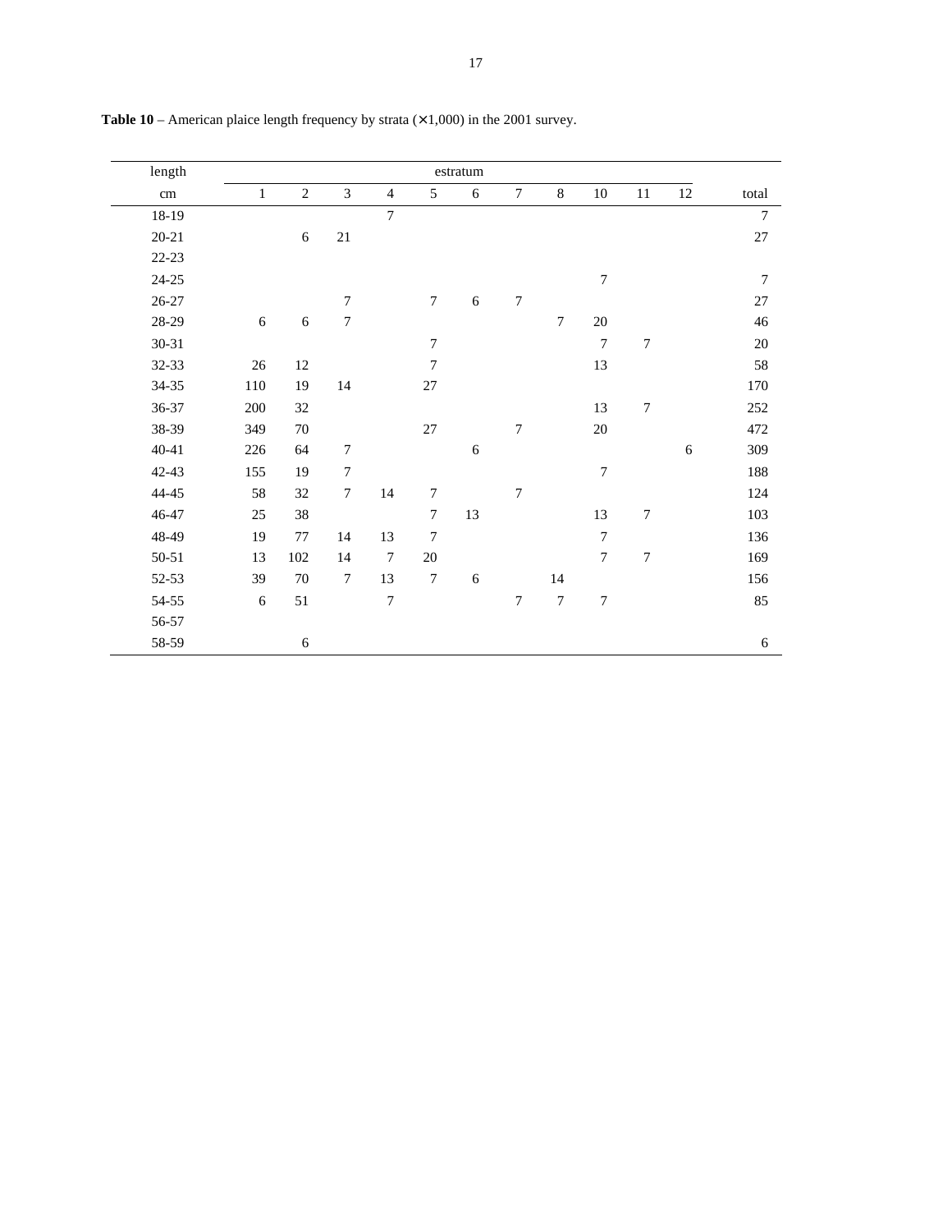**Table 10** – American plaice length frequency by strata (×1,000) in the 2001 survey.

| length | estratum | | | | | | | | | | | |
|---|---|---|---|---|---|---|---|---|---|---|---|---|
| cm | 1 | 2 | 3 | 4 | 5 | 6 | 7 | 8 | 10 | 11 | 12 | total |
| 18-19 | | | | 7 | | | | | | | | 7 |
| 20-21 | | 6 | 21 | | | | | | | | | 27 |
| 22-23 | | | | | | | | | | | | |
| 24-25 | | | | | | | | | 7 | | | 7 |
| 26-27 | | | 7 | | 7 | 6 | 7 | | | | | 27 |
| 28-29 | 6 | 6 | 7 | | | | | 7 | 20 | | | 46 |
| 30-31 | | | | | 7 | | | | 7 | 7 | | 20 |
| 32-33 | 26 | 12 | | | 7 | | | | 13 | | | 58 |
| 34-35 | 110 | 19 | 14 | | 27 | | | | | | | 170 |
| 36-37 | 200 | 32 | | | | | | | 13 | 7 | | 252 |
| 38-39 | 349 | 70 | | | 27 | | 7 | | 20 | | | 472 |
| 40-41 | 226 | 64 | 7 | | | 6 | | | | | 6 | 309 |
| 42-43 | 155 | 19 | 7 | | | | | | 7 | | | 188 |
| 44-45 | 58 | 32 | 7 | 14 | 7 | | 7 | | | | | 124 |
| 46-47 | 25 | 38 | | | 7 | 13 | | | 13 | 7 | | 103 |
| 48-49 | 19 | 77 | 14 | 13 | 7 | | | | 7 | | | 136 |
| 50-51 | 13 | 102 | 14 | 7 | 20 | | | | 7 | 7 | | 169 |
| 52-53 | 39 | 70 | 7 | 13 | 7 | 6 | | 14 | | | | 156 |
| 54-55 | 6 | 51 | | 7 | | | 7 | 7 | 7 | | | 85 |
| 56-57 | | | | | | | | | | | | |
| 58-59 | | 6 | | | | | | | | | | 6 |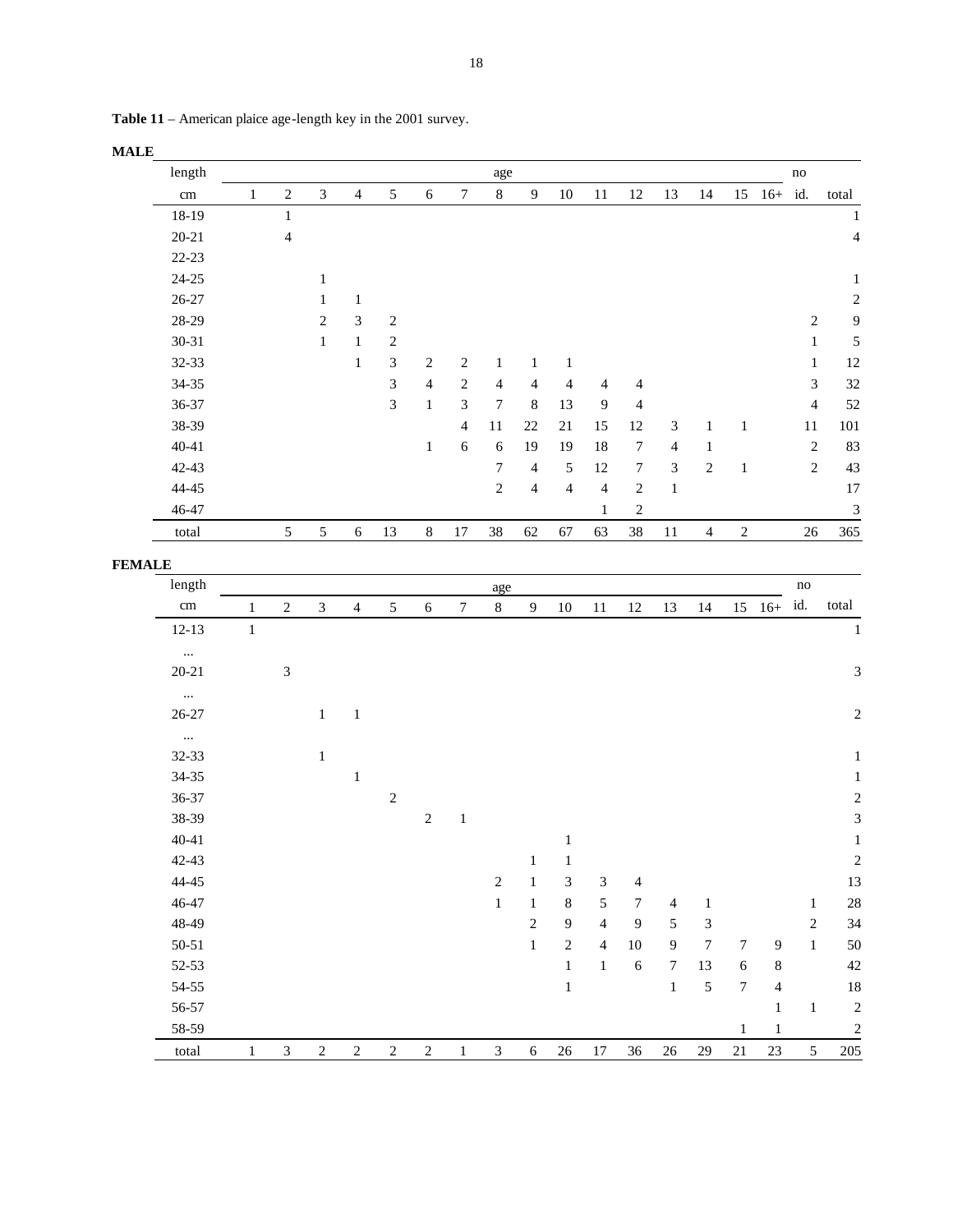**Table 11** – American plaice age-length key in the 2001 survey.

**MALE**

| length | age | | | | | | | | | | | | | | | | no | |
|---|---|---|---|---|---|---|---|---|---|---|---|---|---|---|---|---|---|---|
| cm | 1 | 2 | 3 | 4 | 5 | 6 | 7 | 8 | 9 | 10 | 11 | 12 | 13 | 14 | 15 | 16+ | id. | total |
| 18-19 | | 1 | | | | | | | | | | | | | | | | 1 |
| 20-21 | | 4 | | | | | | | | | | | | | | | | 4 |
| 22-23 | | | | | | | | | | | | | | | | | | |
| 24-25 | | | 1 | | | | | | | | | | | | | | | 1 |
| 26-27 | | | 1 | 1 | | | | | | | | | | | | | | 2 |
| 28-29 | | | 2 | 3 | 2 | | | | | | | | | | | | 2 | 9 |
| 30-31 | | | 1 | 1 | 2 | | | | | | | | | | | | 1 | 5 |
| 32-33 | | | | 1 | 3 | 2 | 2 | 1 | 1 | 1 | | | | | | | 1 | 12 |
| 34-35 | | | | | 3 | 4 | 2 | 4 | 4 | 4 | 4 | 4 | | | | | 3 | 32 |
| 36-37 | | | | | 3 | 1 | 3 | 7 | 8 | 13 | 9 | 4 | | | | | 4 | 52 |
| 38-39 | | | | | | | 4 | 11 | 22 | 21 | 15 | 12 | 3 | 1 | 1 | | 11 | 101 |
| 40-41 | | | | | | 1 | 6 | 6 | 19 | 19 | 18 | 7 | 4 | 1 | | | 2 | 83 |
| 42-43 | | | | | | | | 7 | 4 | 5 | 12 | 7 | 3 | 2 | 1 | | 2 | 43 |
| 44-45 | | | | | | | | 2 | 4 | 4 | 4 | 2 | 1 | | | | | 17 |
| 46-47 | | | | | | | | | | | 1 | 2 | | | | | | 3 |
| total | | 5 | 5 | 6 | 13 | 8 | 17 | 38 | 62 | 67 | 63 | 38 | 11 | 4 | 2 | | 26 | 365 |

**FEMALE**

| length | age | | | | | | | | | | | | | | | | no | |
|---|---|---|---|---|---|---|---|---|---|---|---|---|---|---|---|---|---|---|
| cm | 1 | 2 | 3 | 4 | 5 | 6 | 7 | 8 | 9 | 10 | 11 | 12 | 13 | 14 | 15 | 16+ | id. | total |
| 12-13 | 1 | | | | | | | | | | | | | | | | | 1 |
| ... | | | | | | | | | | | | | | | | | | |
| 20-21 | | 3 | | | | | | | | | | | | | | | | 3 |
| ... | | | | | | | | | | | | | | | | | | |
| 26-27 | | | 1 | 1 | | | | | | | | | | | | | | 2 |
| ... | | | | | | | | | | | | | | | | | | |
| 32-33 | | | 1 | | | | | | | | | | | | | | | 1 |
| 34-35 | | | | 1 | | | | | | | | | | | | | | 1 |
| 36-37 | | | | | 2 | | | | | | | | | | | | | 2 |
| 38-39 | | | | | | 2 | 1 | | | | | | | | | | | 3 |
| 40-41 | | | | | | | | | | 1 | | | | | | | | 1 |
| 42-43 | | | | | | | | | 1 | 1 | | | | | | | | 2 |
| 44-45 | | | | | | | | 2 | 1 | 3 | 3 | 4 | | | | | | 13 |
| 46-47 | | | | | | | | 1 | 1 | 8 | 5 | 7 | 4 | 1 | | | 1 | 28 |
| 48-49 | | | | | | | | | 2 | 9 | 4 | 9 | 5 | 3 | | | 2 | 34 |
| 50-51 | | | | | | | | | 1 | 2 | 4 | 10 | 9 | 7 | 7 | 9 | 1 | 50 |
| 52-53 | | | | | | | | | | 1 | 1 | 6 | 7 | 13 | 6 | 8 | | 42 |
| 54-55 | | | | | | | | | | 1 | | | 1 | 5 | 7 | 4 | | 18 |
| 56-57 | | | | | | | | | | | | | | | | 1 | 1 | 2 |
| 58-59 | | | | | | | | | | | | | | | 1 | 1 | | 2 |
| total | 1 | 3 | 2 | 2 | 2 | 2 | 1 | 3 | 6 | 26 | 17 | 36 | 26 | 29 | 21 | 23 | 5 | 205 |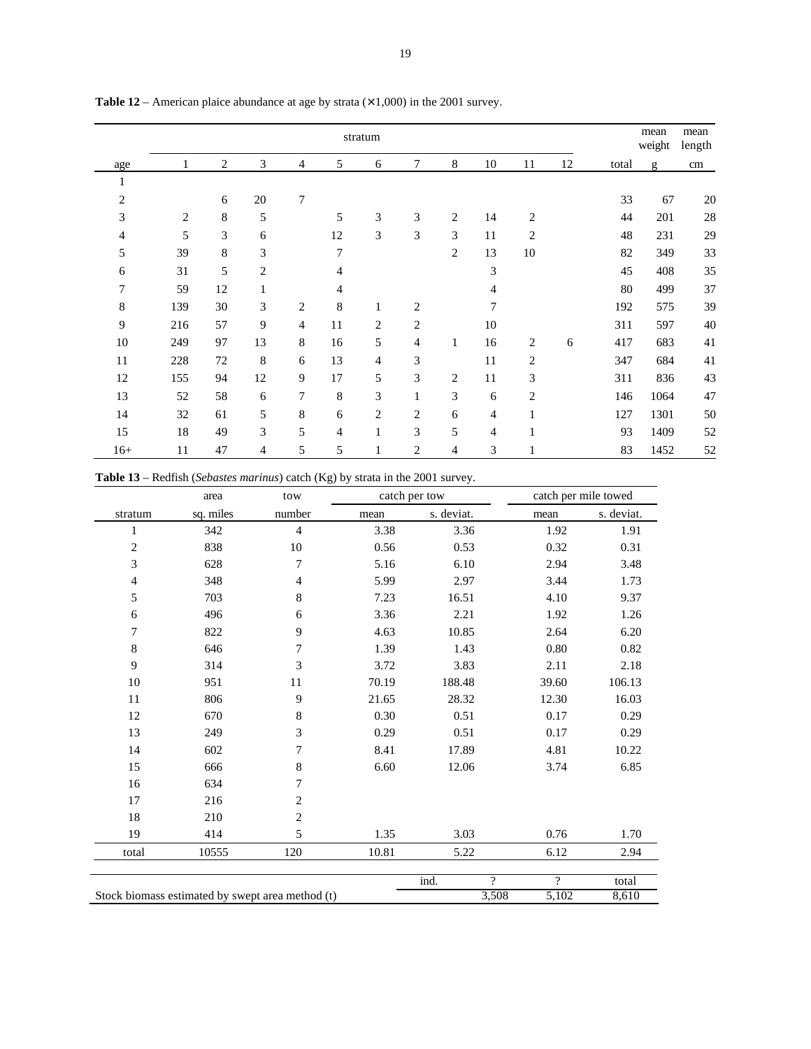**Table 12** – American plaice abundance at age by strata (×1,000) in the 2001 survey.

| | stratum | | | | | | | | | | | | mean weight | mean length |
|---|---|---|---|---|---|---|---|---|---|---|---|---|---|---|
| age | 1 | 2 | 3 | 4 | 5 | 6 | 7 | 8 | 10 | 11 | 12 | total | g | cm |
| 1 | | | | | | | | | | | | | | |
| 2 | | 6 | 20 | 7 | | | | | | | | 33 | 67 | 20 |
| 3 | 2 | 8 | 5 | | 5 | 3 | 3 | 2 | 14 | 2 | | 44 | 201 | 28 |
| 4 | 5 | 3 | 6 | | 12 | 3 | 3 | 3 | 11 | 2 | | 48 | 231 | 29 |
| 5 | 39 | 8 | 3 | | 7 | | | 2 | 13 | 10 | | 82 | 349 | 33 |
| 6 | 31 | 5 | 2 | | 4 | | | | 3 | | | 45 | 408 | 35 |
| 7 | 59 | 12 | 1 | | 4 | | | | 4 | | | 80 | 499 | 37 |
| 8 | 139 | 30 | 3 | 2 | 8 | 1 | 2 | | 7 | | | 192 | 575 | 39 |
| 9 | 216 | 57 | 9 | 4 | 11 | 2 | 2 | | 10 | | | 311 | 597 | 40 |
| 10 | 249 | 97 | 13 | 8 | 16 | 5 | 4 | 1 | 16 | 2 | 6 | 417 | 683 | 41 |
| 11 | 228 | 72 | 8 | 6 | 13 | 4 | 3 | | 11 | 2 | | 347 | 684 | 41 |
| 12 | 155 | 94 | 12 | 9 | 17 | 5 | 3 | 2 | 11 | 3 | | 311 | 836 | 43 |
| 13 | 52 | 58 | 6 | 7 | 8 | 3 | 1 | 3 | 6 | 2 | | 146 | 1064 | 47 |
| 14 | 32 | 61 | 5 | 8 | 6 | 2 | 2 | 6 | 4 | 1 | | 127 | 1301 | 50 |
| 15 | 18 | 49 | 3 | 5 | 4 | 1 | 3 | 5 | 4 | 1 | | 93 | 1409 | 52 |
| 16+ | 11 | 47 | 4 | 5 | 5 | 1 | 2 | 4 | 3 | 1 | | 83 | 1452 | 52 |

**Table 13** – Redfish (*Sebastes marinus*) catch (Kg) by strata in the 2001 survey.

| | area | tow | catch per tow | | catch per mile towed | |
|---|---|---|---|---|---|---|
| stratum | sq. miles | number | mean | s. deviat. | mean | s. deviat. |
| 1 | 342 | 4 | 3.38 | 3.36 | 1.92 | 1.91 |
| 2 | 838 | 10 | 0.56 | 0.53 | 0.32 | 0.31 |
| 3 | 628 | 7 | 5.16 | 6.10 | 2.94 | 3.48 |
| 4 | 348 | 4 | 5.99 | 2.97 | 3.44 | 1.73 |
| 5 | 703 | 8 | 7.23 | 16.51 | 4.10 | 9.37 |
| 6 | 496 | 6 | 3.36 | 2.21 | 1.92 | 1.26 |
| 7 | 822 | 9 | 4.63 | 10.85 | 2.64 | 6.20 |
| 8 | 646 | 7 | 1.39 | 1.43 | 0.80 | 0.82 |
| 9 | 314 | 3 | 3.72 | 3.83 | 2.11 | 2.18 |
| 10 | 951 | 11 | 70.19 | 188.48 | 39.60 | 106.13 |
| 11 | 806 | 9 | 21.65 | 28.32 | 12.30 | 16.03 |
| 12 | 670 | 8 | 0.30 | 0.51 | 0.17 | 0.29 |
| 13 | 249 | 3 | 0.29 | 0.51 | 0.17 | 0.29 |
| 14 | 602 | 7 | 8.41 | 17.89 | 4.81 | 10.22 |
| 15 | 666 | 8 | 6.60 | 12.06 | 3.74 | 6.85 |
| 16 | 634 | 7 | | | | |
| 17 | 216 | 2 | | | | |
| 18 | 210 | 2 | | | | |
| 19 | 414 | 5 | 1.35 | 3.03 | 0.76 | 1.70 |
| total | 10555 | 120 | 10.81 | 5.22 | 6.12 | 2.94 |

| | ind. | ? | ? | total |
|---|---|---|---|---|
| Stock biomass estimated by swept area method (t) | | 3,508 | 5,102 | 8,610 |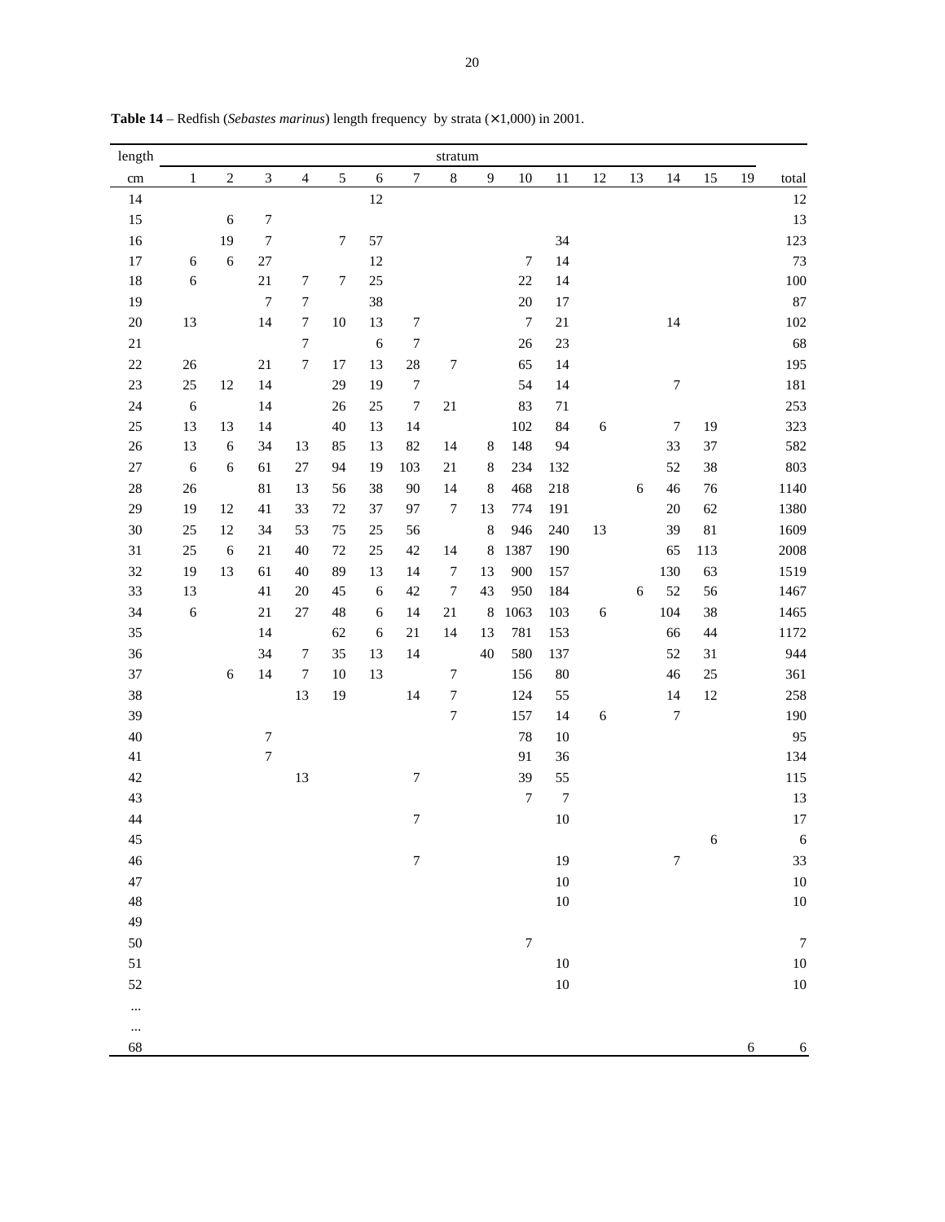**Table 14** – Redfish (*Sebastes marinus*) length frequency by strata (×1,000) in 2001.

| length | stratum | | | | | | | | | | | | | | | | |
|---|---|---|---|---|---|---|---|---|---|---|---|---|---|---|---|---|---|
| cm | 1 | 2 | 3 | 4 | 5 | 6 | 7 | 8 | 9 | 10 | 11 | 12 | 13 | 14 | 15 | 19 | total |
| 14 | | | | | | 12 | | | | | | | | | | | 12 |
| 15 | | 6 | 7 | | | | | | | | | | | | | | 13 |
| 16 | | 19 | 7 | | 7 | 57 | | | | | 34 | | | | | | 123 |
| 17 | 6 | 6 | 27 | | | 12 | | | | 7 | 14 | | | | | | 73 |
| 18 | 6 | | 21 | 7 | 7 | 25 | | | | 22 | 14 | | | | | | 100 |
| 19 | | | 7 | 7 | | 38 | | | | 20 | 17 | | | | | | 87 |
| 20 | 13 | | 14 | 7 | 10 | 13 | 7 | | | 7 | 21 | | | 14 | | | 102 |
| 21 | | | | 7 | | 6 | 7 | | | 26 | 23 | | | | | | 68 |
| 22 | 26 | | 21 | 7 | 17 | 13 | 28 | 7 | | 65 | 14 | | | | | | 195 |
| 23 | 25 | 12 | 14 | | 29 | 19 | 7 | | | 54 | 14 | | | 7 | | | 181 |
| 24 | 6 | | 14 | | 26 | 25 | 7 | 21 | | 83 | 71 | | | | | | 253 |
| 25 | 13 | 13 | 14 | | 40 | 13 | 14 | | | 102 | 84 | 6 | | 7 | 19 | | 323 |
| 26 | 13 | 6 | 34 | 13 | 85 | 13 | 82 | 14 | 8 | 148 | 94 | | | 33 | 37 | | 582 |
| 27 | 6 | 6 | 61 | 27 | 94 | 19 | 103 | 21 | 8 | 234 | 132 | | | 52 | 38 | | 803 |
| 28 | 26 | | 81 | 13 | 56 | 38 | 90 | 14 | 8 | 468 | 218 | | 6 | 46 | 76 | | 1140 |
| 29 | 19 | 12 | 41 | 33 | 72 | 37 | 97 | 7 | 13 | 774 | 191 | | | 20 | 62 | | 1380 |
| 30 | 25 | 12 | 34 | 53 | 75 | 25 | 56 | | 8 | 946 | 240 | 13 | | 39 | 81 | | 1609 |
| 31 | 25 | 6 | 21 | 40 | 72 | 25 | 42 | 14 | 8 | 1387 | 190 | | | 65 | 113 | | 2008 |
| 32 | 19 | 13 | 61 | 40 | 89 | 13 | 14 | 7 | 13 | 900 | 157 | | | 130 | 63 | | 1519 |
| 33 | 13 | | 41 | 20 | 45 | 6 | 42 | 7 | 43 | 950 | 184 | | 6 | 52 | 56 | | 1467 |
| 34 | 6 | | 21 | 27 | 48 | 6 | 14 | 21 | 8 | 1063 | 103 | 6 | | 104 | 38 | | 1465 |
| 35 | | | 14 | | 62 | 6 | 21 | 14 | 13 | 781 | 153 | | | 66 | 44 | | 1172 |
| 36 | | | 34 | 7 | 35 | 13 | 14 | | 40 | 580 | 137 | | | 52 | 31 | | 944 |
| 37 | | 6 | 14 | 7 | 10 | 13 | | 7 | | 156 | 80 | | | 46 | 25 | | 361 |
| 38 | | | | 13 | 19 | | 14 | 7 | | 124 | 55 | | | 14 | 12 | | 258 |
| 39 | | | | | | | | 7 | | 157 | 14 | 6 | | 7 | | | 190 |
| 40 | | | 7 | | | | | | | 78 | 10 | | | | | | 95 |
| 41 | | | 7 | | | | | | | 91 | 36 | | | | | | 134 |
| 42 | | | | 13 | | | 7 | | | 39 | 55 | | | | | | 115 |
| 43 | | | | | | | | | | 7 | 7 | | | | | | 13 |
| 44 | | | | | | | 7 | | | | 10 | | | | | | 17 |
| 45 | | | | | | | | | | | | | | | 6 | | 6 |
| 46 | | | | | | | 7 | | | | 19 | | | 7 | | | 33 |
| 47 | | | | | | | | | | | 10 | | | | | | 10 |
| 48 | | | | | | | | | | | 10 | | | | | | 10 |
| 49 | | | | | | | | | | | | | | | | | |
| 50 | | | | | | | | | | 7 | | | | | | | 7 |
| 51 | | | | | | | | | | | 10 | | | | | | 10 |
| 52 | | | | | | | | | | | 10 | | | | | | 10 |
| ... | | | | | | | | | | | | | | | | | |
| ... | | | | | | | | | | | | | | | | | |
| 68 | | | | | | | | | | | | | | | | 6 | 6 |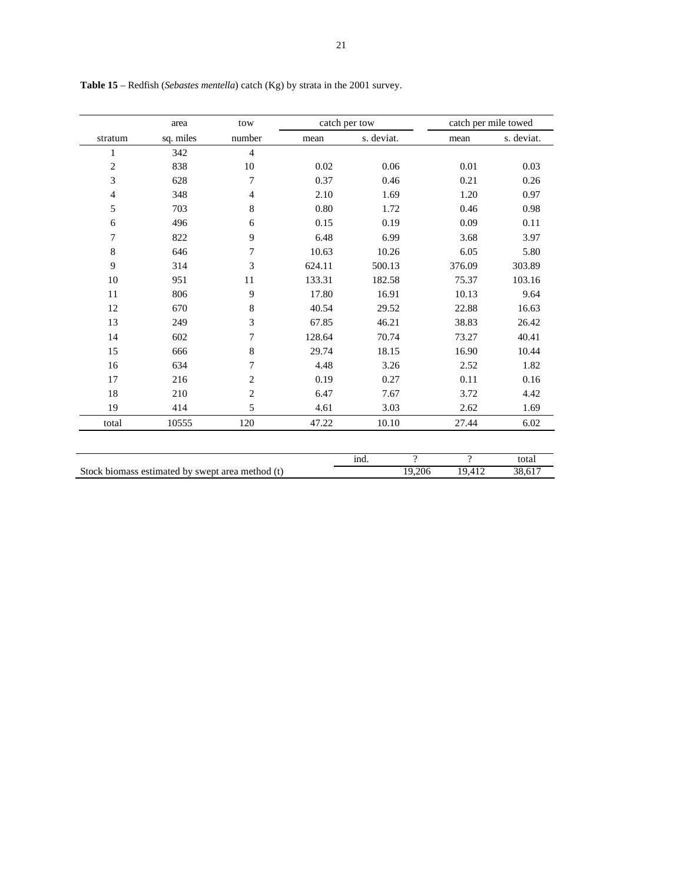**Table 15** – Redfish (*Sebastes mentella*) catch (Kg) by strata in the 2001 survey.

| stratum | area sq. miles | tow number | catch per tow mean | catch per tow s. deviat. | catch per mile towed mean | catch per mile towed s. deviat. |
|---|---|---|---|---|---|---|
| 1 | 342 | 4 | | | | |
| 2 | 838 | 10 | 0.02 | 0.06 | 0.01 | 0.03 |
| 3 | 628 | 7 | 0.37 | 0.46 | 0.21 | 0.26 |
| 4 | 348 | 4 | 2.10 | 1.69 | 1.20 | 0.97 |
| 5 | 703 | 8 | 0.80 | 1.72 | 0.46 | 0.98 |
| 6 | 496 | 6 | 0.15 | 0.19 | 0.09 | 0.11 |
| 7 | 822 | 9 | 6.48 | 6.99 | 3.68 | 3.97 |
| 8 | 646 | 7 | 10.63 | 10.26 | 6.05 | 5.80 |
| 9 | 314 | 3 | 624.11 | 500.13 | 376.09 | 303.89 |
| 10 | 951 | 11 | 133.31 | 182.58 | 75.37 | 103.16 |
| 11 | 806 | 9 | 17.80 | 16.91 | 10.13 | 9.64 |
| 12 | 670 | 8 | 40.54 | 29.52 | 22.88 | 16.63 |
| 13 | 249 | 3 | 67.85 | 46.21 | 38.83 | 26.42 |
| 14 | 602 | 7 | 128.64 | 70.74 | 73.27 | 40.41 |
| 15 | 666 | 8 | 29.74 | 18.15 | 16.90 | 10.44 |
| 16 | 634 | 7 | 4.48 | 3.26 | 2.52 | 1.82 |
| 17 | 216 | 2 | 0.19 | 0.27 | 0.11 | 0.16 |
| 18 | 210 | 2 | 6.47 | 7.67 | 3.72 | 4.42 |
| 19 | 414 | 5 | 4.61 | 3.03 | 2.62 | 1.69 |
| total | 10555 | 120 | 47.22 | 10.10 | 27.44 | 6.02 |

| | ind. | ? | ? | total |
|---|---|---|---|---|
| Stock biomass estimated by swept area method (t) | | 19,206 | 19,412 | 38,617 |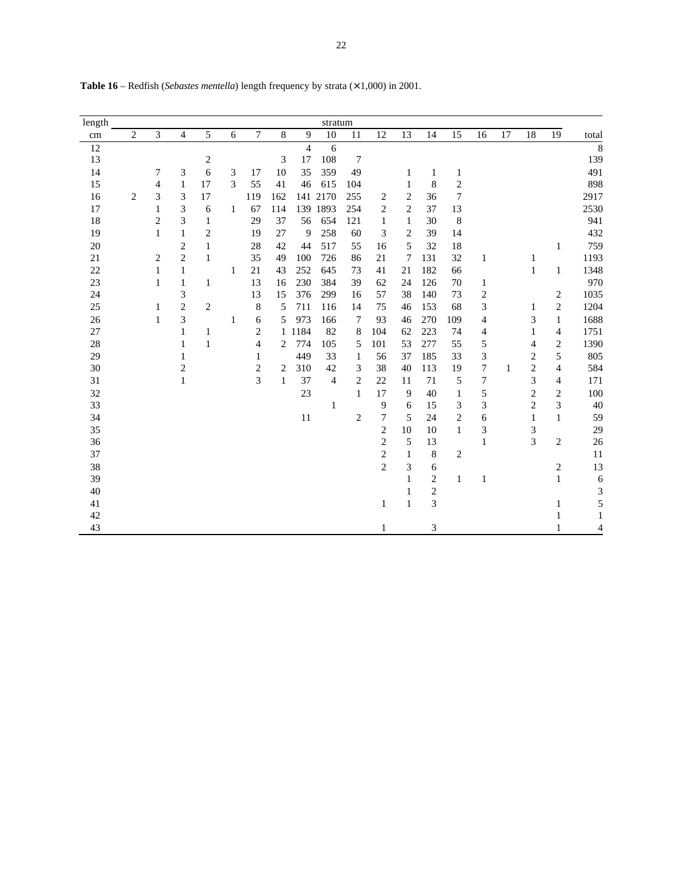**Table 16** – Redfish (*Sebastes mentella*) length frequency by strata (×1,000) in 2001.

| length | stratum | | | | | | | | | | | | | | | | | | |
|---|---|---|---|---|---|---|---|---|---|---|---|---|---|---|---|---|---|---|---|
| cm | 2 | 3 | 4 | 5 | 6 | 7 | 8 | 9 | 10 | 11 | 12 | 13 | 14 | 15 | 16 | 17 | 18 | 19 | total |
| 12 | | | | | | | | 4 | 6 | | | | | | | | | | 8 |
| 13 | | | | 2 | | | 3 | 17 | 108 | 7 | | | | | | | | | 139 |
| 14 | | 7 | 3 | 6 | 3 | 17 | 10 | 35 | 359 | 49 | | 1 | 1 | 1 | | | | | 491 |
| 15 | | 4 | 1 | 17 | 3 | 55 | 41 | 46 | 615 | 104 | | 1 | 8 | 2 | | | | | 898 |
| 16 | 2 | 3 | 3 | 17 | | 119 | 162 | 141 | 2170 | 255 | 2 | 2 | 36 | 7 | | | | | 2917 |
| 17 | | 1 | 3 | 6 | 1 | 67 | 114 | 139 | 1893 | 254 | 2 | 2 | 37 | 13 | | | | | 2530 |
| 18 | | 2 | 3 | 1 | | 29 | 37 | 56 | 654 | 121 | 1 | 1 | 30 | 8 | | | | | 941 |
| 19 | | 1 | 1 | 2 | | 19 | 27 | 9 | 258 | 60 | 3 | 2 | 39 | 14 | | | | | 432 |
| 20 | | | 2 | 1 | | 28 | 42 | 44 | 517 | 55 | 16 | 5 | 32 | 18 | | | | 1 | 759 |
| 21 | | 2 | 2 | 1 | | 35 | 49 | 100 | 726 | 86 | 21 | 7 | 131 | 32 | 1 | | 1 | | 1193 |
| 22 | | 1 | 1 | | 1 | 21 | 43 | 252 | 645 | 73 | 41 | 21 | 182 | 66 | | | 1 | 1 | 1348 |
| 23 | | 1 | 1 | 1 | | 13 | 16 | 230 | 384 | 39 | 62 | 24 | 126 | 70 | 1 | | | | 970 |
| 24 | | | 3 | | | 13 | 15 | 376 | 299 | 16 | 57 | 38 | 140 | 73 | 2 | | | 2 | 1035 |
| 25 | | 1 | 2 | 2 | | 8 | 5 | 711 | 116 | 14 | 75 | 46 | 153 | 68 | 3 | | 1 | 2 | 1204 |
| 26 | | 1 | 3 | | 1 | 6 | 5 | 973 | 166 | 7 | 93 | 46 | 270 | 109 | 4 | | 3 | 1 | 1688 |
| 27 | | | 1 | 1 | | 2 | 1 | 1184 | 82 | 8 | 104 | 62 | 223 | 74 | 4 | | 1 | 4 | 1751 |
| 28 | | | 1 | 1 | | 4 | 2 | 774 | 105 | 5 | 101 | 53 | 277 | 55 | 5 | | 4 | 2 | 1390 |
| 29 | | | 1 | | | 1 | | 449 | 33 | 1 | 56 | 37 | 185 | 33 | 3 | | 2 | 5 | 805 |
| 30 | | | 2 | | | 2 | 2 | 310 | 42 | 3 | 38 | 40 | 113 | 19 | 7 | 1 | 2 | 4 | 584 |
| 31 | | | 1 | | | 3 | 1 | 37 | 4 | 2 | 22 | 11 | 71 | 5 | 7 | | 3 | 4 | 171 |
| 32 | | | | | | | | 23 | | 1 | 17 | 9 | 40 | 1 | 5 | | 2 | 2 | 100 |
| 33 | | | | | | | | | 1 | | 9 | 6 | 15 | 3 | 3 | | 2 | 3 | 40 |
| 34 | | | | | | | | 11 | | 2 | 7 | 5 | 24 | 2 | 6 | | 1 | 1 | 59 |
| 35 | | | | | | | | | | | 2 | 10 | 10 | 1 | 3 | | 3 | | 29 |
| 36 | | | | | | | | | | | 2 | 5 | 13 | | 1 | | 3 | 2 | 26 |
| 37 | | | | | | | | | | | 2 | 1 | 8 | 2 | | | | | 11 |
| 38 | | | | | | | | | | | 2 | 3 | 6 | | | | | 2 | 13 |
| 39 | | | | | | | | | | | | 1 | 2 | 1 | 1 | | | 1 | 6 |
| 40 | | | | | | | | | | | | 1 | 2 | | | | | | 3 |
| 41 | | | | | | | | | | | 1 | 1 | 3 | | | | | 1 | 5 |
| 42 | | | | | | | | | | | | | | | | | | 1 | 1 |
| 43 | | | | | | | | | | | 1 | | 3 | | | | | 1 | 4 |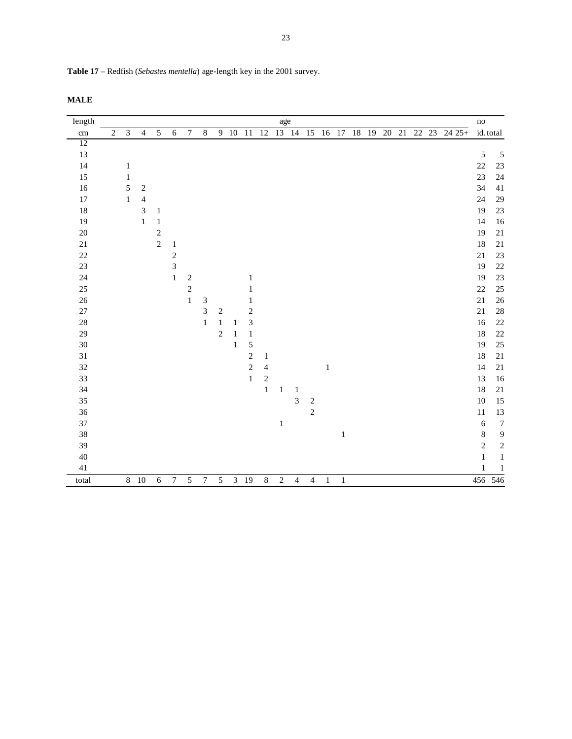**Table 17** – Redfish (*Sebastes mentella*) age-length key in the 2001 survey.

**MALE**

| length | age | | | | | | | | | | | | | | | | | | | | | | | | no | |
|---|---|---|---|---|---|---|---|---|---|---|---|---|---|---|---|---|---|---|---|---|---|---|---|---|---|---|
| cm | 2 | 3 | 4 | 5 | 6 | 7 | 8 | 9 | 10 | 11 | 12 | 13 | 14 | 15 | 16 | 17 | 18 | 19 | 20 | 21 | 22 | 23 | 24 | 25+ | id. | total |
| 12 | | | | | | | | | | | | | | | | | | | | | | | | | | |
| 13 | | | | | | | | | | | | | | | | | | | | | | | | | 5 | 5 |
| 14 | | 1 | | | | | | | | | | | | | | | | | | | | | | | 22 | 23 |
| 15 | | 1 | | | | | | | | | | | | | | | | | | | | | | | 23 | 24 |
| 16 | | 5 | 2 | | | | | | | | | | | | | | | | | | | | | | 34 | 41 |
| 17 | | 1 | 4 | | | | | | | | | | | | | | | | | | | | | | 24 | 29 |
| 18 | | | 3 | 1 | | | | | | | | | | | | | | | | | | | | | 19 | 23 |
| 19 | | | 1 | 1 | | | | | | | | | | | | | | | | | | | | | 14 | 16 |
| 20 | | | | 2 | | | | | | | | | | | | | | | | | | | | | 19 | 21 |
| 21 | | | | 2 | 1 | | | | | | | | | | | | | | | | | | | | 18 | 21 |
| 22 | | | | | 2 | | | | | | | | | | | | | | | | | | | | 21 | 23 |
| 23 | | | | | 3 | | | | | | | | | | | | | | | | | | | | 19 | 22 |
| 24 | | | | | 1 | 2 | | | | 1 | | | | | | | | | | | | | | | 19 | 23 |
| 25 | | | | | | 2 | | | | 1 | | | | | | | | | | | | | | | 22 | 25 |
| 26 | | | | | | 1 | 3 | | | 1 | | | | | | | | | | | | | | | 21 | 26 |
| 27 | | | | | | | 3 | 2 | | 2 | | | | | | | | | | | | | | | 21 | 28 |
| 28 | | | | | | | 1 | 1 | 1 | 3 | | | | | | | | | | | | | | | 16 | 22 |
| 29 | | | | | | | | 2 | 1 | 1 | | | | | | | | | | | | | | | 18 | 22 |
| 30 | | | | | | | | | 1 | 5 | | | | | | | | | | | | | | | 19 | 25 |
| 31 | | | | | | | | | | 2 | 1 | | | | | | | | | | | | | | 18 | 21 |
| 32 | | | | | | | | | | 2 | 4 | | | | 1 | | | | | | | | | | 14 | 21 |
| 33 | | | | | | | | | | 1 | 2 | | | | | | | | | | | | | | 13 | 16 |
| 34 | | | | | | | | | | | 1 | 1 | 1 | | | | | | | | | | | | 18 | 21 |
| 35 | | | | | | | | | | | | | 3 | 2 | | | | | | | | | | | 10 | 15 |
| 36 | | | | | | | | | | | | | | 2 | | | | | | | | | | | 11 | 13 |
| 37 | | | | | | | | | | | | 1 | | | | | | | | | | | | | 6 | 7 |
| 38 | | | | | | | | | | | | | | | | 1 | | | | | | | | | 8 | 9 |
| 39 | | | | | | | | | | | | | | | | | | | | | | | | | 2 | 2 |
| 40 | | | | | | | | | | | | | | | | | | | | | | | | | 1 | 1 |
| 41 | | | | | | | | | | | | | | | | | | | | | | | | | 1 | 1 |
| total | | 8 | 10 | 6 | 7 | 5 | 7 | 5 | 3 | 19 | 8 | 2 | 4 | 4 | 1 | 1 | | | | | | | | | 456 | 546 |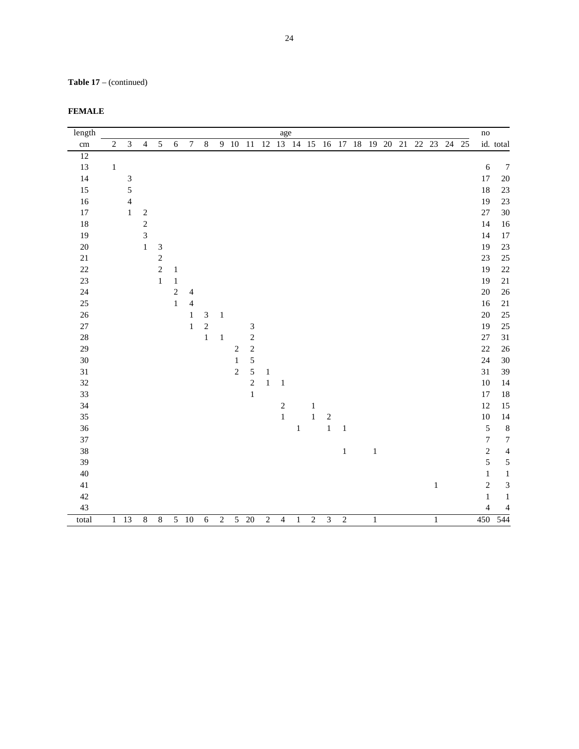**Table 17** – (continued)

**FEMALE**

| length | age | | | | | | | | | | | | | | | | | | | | | | | | no | |
|---|---|---|---|---|---|---|---|---|---|---|---|---|---|---|---|---|---|---|---|---|---|---|---|---|---|---|
| cm | 2 | 3 | 4 | 5 | 6 | 7 | 8 | 9 | 10 | 11 | 12 | 13 | 14 | 15 | 16 | 17 | 18 | 19 | 20 | 21 | 22 | 23 | 24 | 25 | id. | total |
| 12 | | | | | | | | | | | | | | | | | | | | | | | | | | |
| 13 | 1 | | | | | | | | | | | | | | | | | | | | | | | | 6 | 7 |
| 14 | | 3 | | | | | | | | | | | | | | | | | | | | | | | 17 | 20 |
| 15 | | 5 | | | | | | | | | | | | | | | | | | | | | | | 18 | 23 |
| 16 | | 4 | | | | | | | | | | | | | | | | | | | | | | | 19 | 23 |
| 17 | | 1 | 2 | | | | | | | | | | | | | | | | | | | | | | 27 | 30 |
| 18 | | | 2 | | | | | | | | | | | | | | | | | | | | | | 14 | 16 |
| 19 | | | 3 | | | | | | | | | | | | | | | | | | | | | | 14 | 17 |
| 20 | | | 1 | 3 | | | | | | | | | | | | | | | | | | | | | 19 | 23 |
| 21 | | | | 2 | | | | | | | | | | | | | | | | | | | | | 23 | 25 |
| 22 | | | | 2 | 1 | | | | | | | | | | | | | | | | | | | | 19 | 22 |
| 23 | | | | 1 | 1 | | | | | | | | | | | | | | | | | | | | 19 | 21 |
| 24 | | | | | 2 | 4 | | | | | | | | | | | | | | | | | | | 20 | 26 |
| 25 | | | | | 1 | 4 | | | | | | | | | | | | | | | | | | | 16 | 21 |
| 26 | | | | | | 1 | 3 | 1 | | | | | | | | | | | | | | | | | 20 | 25 |
| 27 | | | | | | 1 | 2 | | | 3 | | | | | | | | | | | | | | | 19 | 25 |
| 28 | | | | | | | 1 | 1 | | 2 | | | | | | | | | | | | | | | 27 | 31 |
| 29 | | | | | | | | | 2 | 2 | | | | | | | | | | | | | | | 22 | 26 |
| 30 | | | | | | | | | 1 | 5 | | | | | | | | | | | | | | | 24 | 30 |
| 31 | | | | | | | | | 2 | 5 | 1 | | | | | | | | | | | | | | 31 | 39 |
| 32 | | | | | | | | | | 2 | 1 | 1 | | | | | | | | | | | | | 10 | 14 |
| 33 | | | | | | | | | | 1 | | | | | | | | | | | | | | | 17 | 18 |
| 34 | | | | | | | | | | | | 2 | | 1 | | | | | | | | | | | 12 | 15 |
| 35 | | | | | | | | | | | | 1 | | 1 | 2 | | | | | | | | | | 10 | 14 |
| 36 | | | | | | | | | | | | | 1 | | 1 | 1 | | | | | | | | | 5 | 8 |
| 37 | | | | | | | | | | | | | | | | | | | | | | | | | 7 | 7 |
| 38 | | | | | | | | | | | | | | | | 1 | | 1 | | | | | | | 2 | 4 |
| 39 | | | | | | | | | | | | | | | | | | | | | | | | | 5 | 5 |
| 40 | | | | | | | | | | | | | | | | | | | | | | | | | 1 | 1 |
| 41 | | | | | | | | | | | | | | | | | | | | | | 1 | | | 2 | 3 |
| 42 | | | | | | | | | | | | | | | | | | | | | | | | | 1 | 1 |
| 43 | | | | | | | | | | | | | | | | | | | | | | | | | 4 | 4 |
| total | 1 | 13 | 8 | 8 | 5 | 10 | 6 | 2 | 5 | 20 | 2 | 4 | 1 | 2 | 3 | 2 | | 1 | | | | 1 | | | 450 | 544 |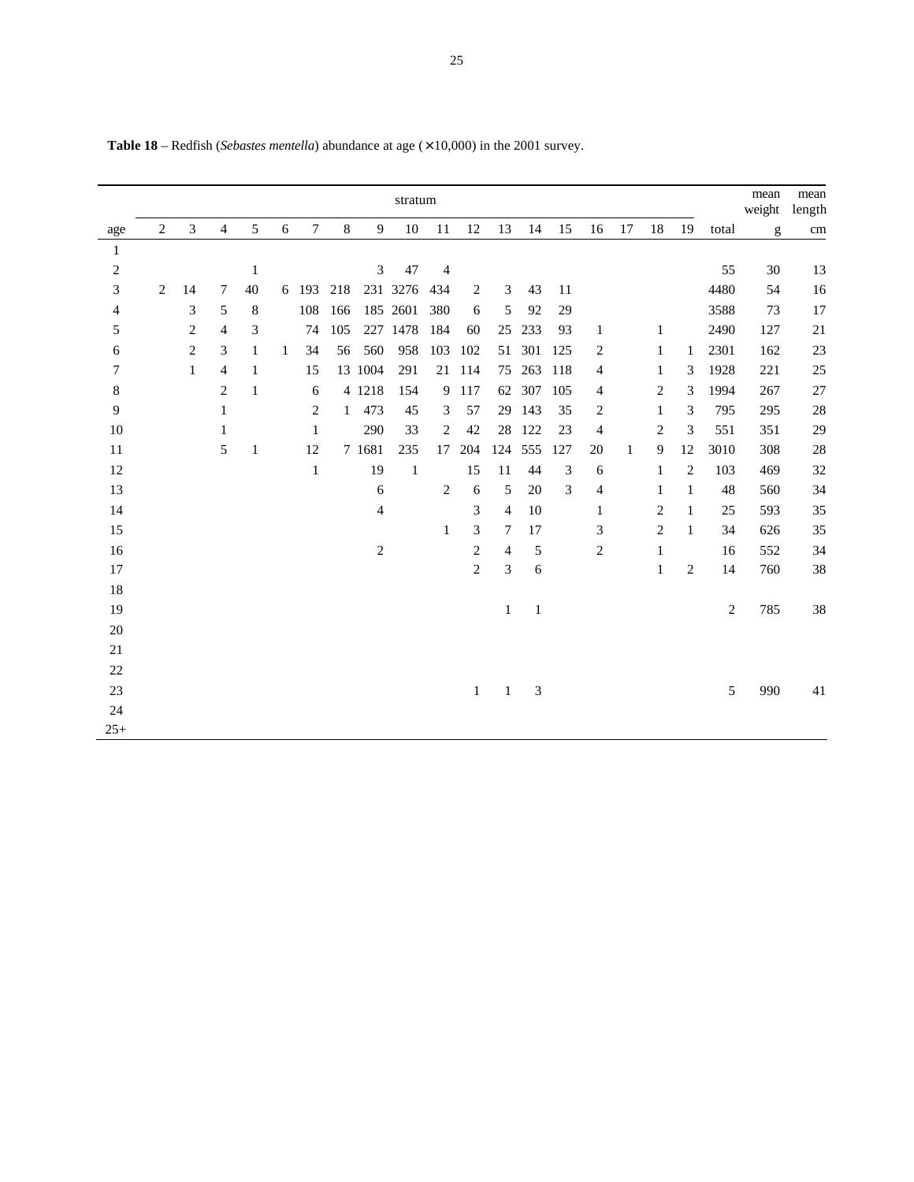**Table 18** – Redfish (*Sebastes mentella*) abundance at age (×10,000) in the 2001 survey.

| age | stratum | | | | | | | | | | | | | | | | | | total | mean weight | mean length |
|---|---|---|---|---|---|---|---|---|---|---|---|---|---|---|---|---|---|---|---|---|---|
| | 2 | 3 | 4 | 5 | 6 | 7 | 8 | 9 | 10 | 11 | 12 | 13 | 14 | 15 | 16 | 17 | 18 | 19 | | g | cm |
| 1 | | | | | | | | | | | | | | | | | | | | | |
| 2 | | | | 1 | | | | 3 | 47 | 4 | | | | | | | | | 55 | 30 | 13 |
| 3 | 2 | 14 | 7 | 40 | 6 | 193 | 218 | 231 | 3276 | 434 | 2 | 3 | 43 | 11 | | | | | 4480 | 54 | 16 |
| 4 | | 3 | 5 | 8 | | 108 | 166 | 185 | 2601 | 380 | 6 | 5 | 92 | 29 | | | | | 3588 | 73 | 17 |
| 5 | | 2 | 4 | 3 | | 74 | 105 | 227 | 1478 | 184 | 60 | 25 | 233 | 93 | 1 | | 1 | | 2490 | 127 | 21 |
| 6 | | 2 | 3 | 1 | 1 | 34 | 56 | 560 | 958 | 103 | 102 | 51 | 301 | 125 | 2 | | 1 | 1 | 2301 | 162 | 23 |
| 7 | | 1 | 4 | 1 | | 15 | 13 | 1004 | 291 | 21 | 114 | 75 | 263 | 118 | 4 | | 1 | 3 | 1928 | 221 | 25 |
| 8 | | | 2 | 1 | | 6 | 4 | 1218 | 154 | 9 | 117 | 62 | 307 | 105 | 4 | | 2 | 3 | 1994 | 267 | 27 |
| 9 | | | 1 | | | 2 | 1 | 473 | 45 | 3 | 57 | 29 | 143 | 35 | 2 | | 1 | 3 | 795 | 295 | 28 |
| 10 | | | 1 | | | 1 | | 290 | 33 | 2 | 42 | 28 | 122 | 23 | 4 | | 2 | 3 | 551 | 351 | 29 |
| 11 | | | 5 | 1 | | 12 | 7 | 1681 | 235 | 17 | 204 | 124 | 555 | 127 | 20 | 1 | 9 | 12 | 3010 | 308 | 28 |
| 12 | | | | | | 1 | | 19 | 1 | | 15 | 11 | 44 | 3 | 6 | | 1 | 2 | 103 | 469 | 32 |
| 13 | | | | | | | | 6 | | 2 | 6 | 5 | 20 | 3 | 4 | | 1 | 1 | 48 | 560 | 34 |
| 14 | | | | | | | | 4 | | | 3 | 4 | 10 | | 1 | | 2 | 1 | 25 | 593 | 35 |
| 15 | | | | | | | | | | 1 | 3 | 7 | 17 | | 3 | | 2 | 1 | 34 | 626 | 35 |
| 16 | | | | | | | | 2 | | | 2 | 4 | 5 | | 2 | | 1 | | 16 | 552 | 34 |
| 17 | | | | | | | | | | | 2 | 3 | 6 | | | | 1 | 2 | 14 | 760 | 38 |
| 18 | | | | | | | | | | | | | | | | | | | | | |
| 19 | | | | | | | | | | | | 1 | 1 | | | | | | 2 | 785 | 38 |
| 20 | | | | | | | | | | | | | | | | | | | | | |
| 21 | | | | | | | | | | | | | | | | | | | | | |
| 22 | | | | | | | | | | | | | | | | | | | | | |
| 23 | | | | | | | | | | | 1 | 1 | 3 | | | | | | 5 | 990 | 41 |
| 24 | | | | | | | | | | | | | | | | | | | | | |
| 25+ | | | | | | | | | | | | | | | | | | | | | |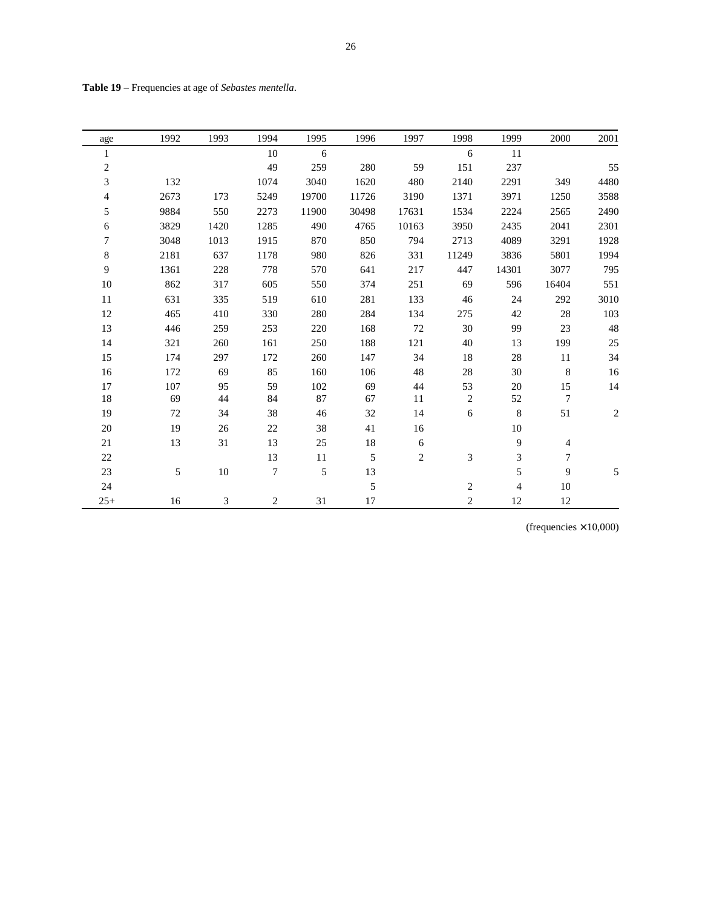**Table 19** – Frequencies at age of *Sebastes mentella*.

| age | 1992 | 1993 | 1994 | 1995 | 1996 | 1997 | 1998 | 1999 | 2000 | 2001 |
|---|---|---|---|---|---|---|---|---|---|---|
| 1 | | | 10 | 6 | | | 6 | 11 | | |
| 2 | | | 49 | 259 | 280 | 59 | 151 | 237 | | 55 |
| 3 | 132 | | 1074 | 3040 | 1620 | 480 | 2140 | 2291 | 349 | 4480 |
| 4 | 2673 | 173 | 5249 | 19700 | 11726 | 3190 | 1371 | 3971 | 1250 | 3588 |
| 5 | 9884 | 550 | 2273 | 11900 | 30498 | 17631 | 1534 | 2224 | 2565 | 2490 |
| 6 | 3829 | 1420 | 1285 | 490 | 4765 | 10163 | 3950 | 2435 | 2041 | 2301 |
| 7 | 3048 | 1013 | 1915 | 870 | 850 | 794 | 2713 | 4089 | 3291 | 1928 |
| 8 | 2181 | 637 | 1178 | 980 | 826 | 331 | 11249 | 3836 | 5801 | 1994 |
| 9 | 1361 | 228 | 778 | 570 | 641 | 217 | 447 | 14301 | 3077 | 795 |
| 10 | 862 | 317 | 605 | 550 | 374 | 251 | 69 | 596 | 16404 | 551 |
| 11 | 631 | 335 | 519 | 610 | 281 | 133 | 46 | 24 | 292 | 3010 |
| 12 | 465 | 410 | 330 | 280 | 284 | 134 | 275 | 42 | 28 | 103 |
| 13 | 446 | 259 | 253 | 220 | 168 | 72 | 30 | 99 | 23 | 48 |
| 14 | 321 | 260 | 161 | 250 | 188 | 121 | 40 | 13 | 199 | 25 |
| 15 | 174 | 297 | 172 | 260 | 147 | 34 | 18 | 28 | 11 | 34 |
| 16 | 172 | 69 | 85 | 160 | 106 | 48 | 28 | 30 | 8 | 16 |
| 17 | 107 | 95 | 59 | 102 | 69 | 44 | 53 | 20 | 15 | 14 |
| 18 | 69 | 44 | 84 | 87 | 67 | 11 | 2 | 52 | 7 | |
| 19 | 72 | 34 | 38 | 46 | 32 | 14 | 6 | 8 | 51 | 2 |
| 20 | 19 | 26 | 22 | 38 | 41 | 16 | | 10 | | |
| 21 | 13 | 31 | 13 | 25 | 18 | 6 | | 9 | 4 | |
| 22 | | | 13 | 11 | 5 | 2 | 3 | 3 | 7 | |
| 23 | 5 | 10 | 7 | 5 | 13 | | | 5 | 9 | 5 |
| 24 | | | | | 5 | | 2 | 4 | 10 | |
| 25+ | 16 | 3 | 2 | 31 | 17 | | 2 | 12 | 12 | |

(frequencies × 10,000)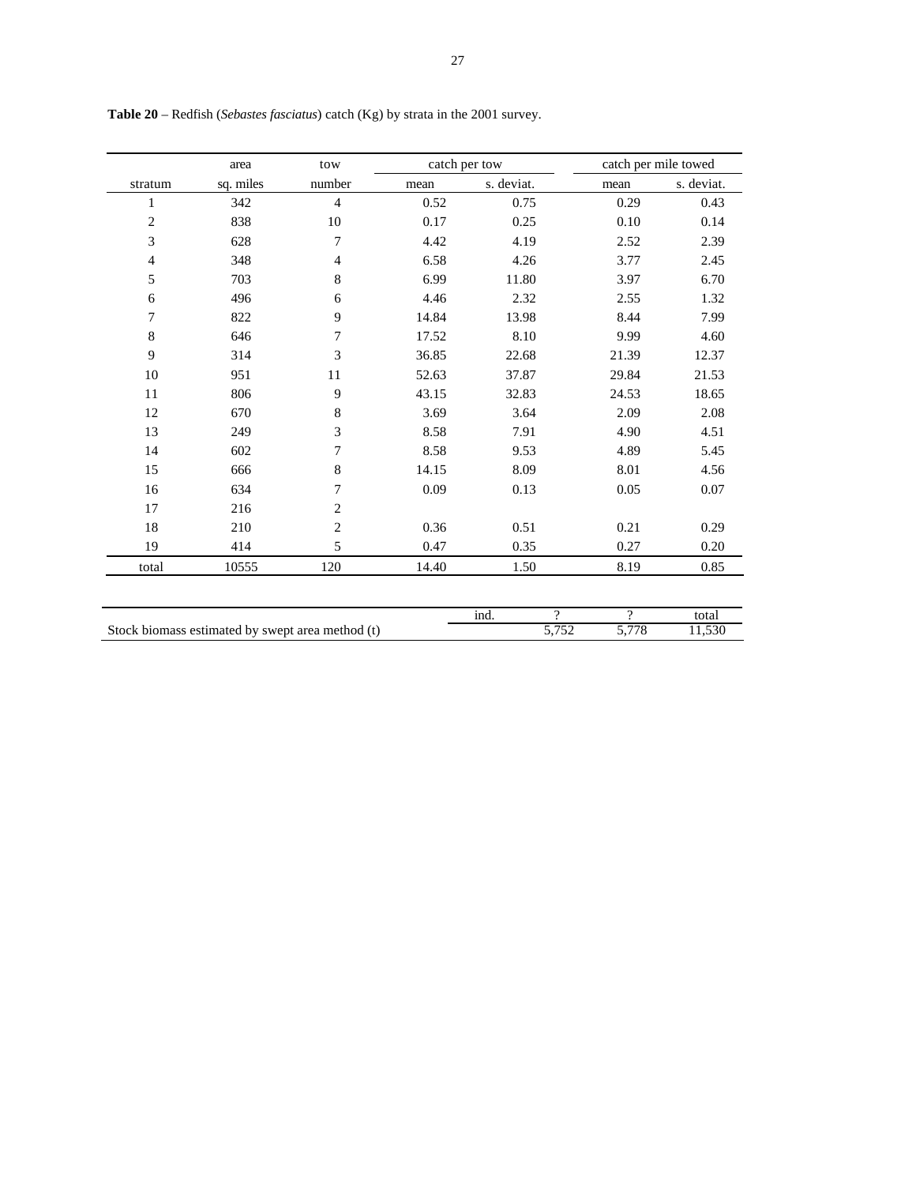**Table 20** – Redfish (*Sebastes fasciatus*) catch (Kg) by strata in the 2001 survey.

| | area | tow | catch per tow | | catch per mile towed | |
|---|---|---|---|---|---|---|
| stratum | sq. miles | number | mean | s. deviat. | mean | s. deviat. |
| 1 | 342 | 4 | 0.52 | 0.75 | 0.29 | 0.43 |
| 2 | 838 | 10 | 0.17 | 0.25 | 0.10 | 0.14 |
| 3 | 628 | 7 | 4.42 | 4.19 | 2.52 | 2.39 |
| 4 | 348 | 4 | 6.58 | 4.26 | 3.77 | 2.45 |
| 5 | 703 | 8 | 6.99 | 11.80 | 3.97 | 6.70 |
| 6 | 496 | 6 | 4.46 | 2.32 | 2.55 | 1.32 |
| 7 | 822 | 9 | 14.84 | 13.98 | 8.44 | 7.99 |
| 8 | 646 | 7 | 17.52 | 8.10 | 9.99 | 4.60 |
| 9 | 314 | 3 | 36.85 | 22.68 | 21.39 | 12.37 |
| 10 | 951 | 11 | 52.63 | 37.87 | 29.84 | 21.53 |
| 11 | 806 | 9 | 43.15 | 32.83 | 24.53 | 18.65 |
| 12 | 670 | 8 | 3.69 | 3.64 | 2.09 | 2.08 |
| 13 | 249 | 3 | 8.58 | 7.91 | 4.90 | 4.51 |
| 14 | 602 | 7 | 8.58 | 9.53 | 4.89 | 5.45 |
| 15 | 666 | 8 | 14.15 | 8.09 | 8.01 | 4.56 |
| 16 | 634 | 7 | 0.09 | 0.13 | 0.05 | 0.07 |
| 17 | 216 | 2 | | | | |
| 18 | 210 | 2 | 0.36 | 0.51 | 0.21 | 0.29 |
| 19 | 414 | 5 | 0.47 | 0.35 | 0.27 | 0.20 |
| total | 10555 | 120 | 14.40 | 1.50 | 8.19 | 0.85 |

| | ind. | ? | ? | total |
|---|---|---|---|---|
| Stock biomass estimated by swept area method (t) | | 5,752 | 5,778 | 11,530 |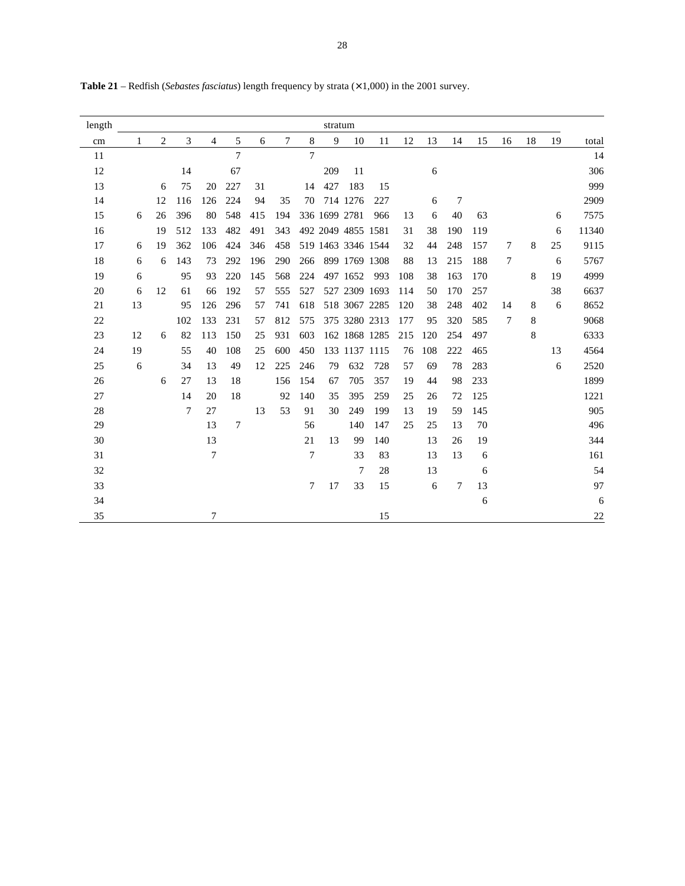**Table 21** – Redfish (*Sebastes fasciatus*) length frequency by strata (×1,000) in the 2001 survey.

| length | stratum | | | | | | | | | | | | | | | | | | |
|---|---|---|---|---|---|---|---|---|---|---|---|---|---|---|---|---|---|---|---|
| cm | 1 | 2 | 3 | 4 | 5 | 6 | 7 | 8 | 9 | 10 | 11 | 12 | 13 | 14 | 15 | 16 | 18 | 19 | total |
| 11 | | | | | 7 | | | 7 | | | | | | | | | | | 14 |
| 12 | | | 14 | | 67 | | | | 209 | 11 | | | 6 | | | | | | 306 |
| 13 | | 6 | 75 | 20 | 227 | 31 | | 14 | 427 | 183 | 15 | | | | | | | | 999 |
| 14 | | 12 | 116 | 126 | 224 | 94 | 35 | 70 | 714 | 1276 | 227 | | 6 | 7 | | | | | 2909 |
| 15 | 6 | 26 | 396 | 80 | 548 | 415 | 194 | 336 | 1699 | 2781 | 966 | 13 | 6 | 40 | 63 | | | 6 | 7575 |
| 16 | | 19 | 512 | 133 | 482 | 491 | 343 | 492 | 2049 | 4855 | 1581 | 31 | 38 | 190 | 119 | | | 6 | 11340 |
| 17 | 6 | 19 | 362 | 106 | 424 | 346 | 458 | 519 | 1463 | 3346 | 1544 | 32 | 44 | 248 | 157 | 7 | 8 | 25 | 9115 |
| 18 | 6 | 6 | 143 | 73 | 292 | 196 | 290 | 266 | 899 | 1769 | 1308 | 88 | 13 | 215 | 188 | 7 | | 6 | 5767 |
| 19 | 6 | | 95 | 93 | 220 | 145 | 568 | 224 | 497 | 1652 | 993 | 108 | 38 | 163 | 170 | | 8 | 19 | 4999 |
| 20 | 6 | 12 | 61 | 66 | 192 | 57 | 555 | 527 | 527 | 2309 | 1693 | 114 | 50 | 170 | 257 | | | 38 | 6637 |
| 21 | 13 | | 95 | 126 | 296 | 57 | 741 | 618 | 518 | 3067 | 2285 | 120 | 38 | 248 | 402 | 14 | 8 | 6 | 8652 |
| 22 | | | 102 | 133 | 231 | 57 | 812 | 575 | 375 | 3280 | 2313 | 177 | 95 | 320 | 585 | 7 | 8 | | 9068 |
| 23 | 12 | 6 | 82 | 113 | 150 | 25 | 931 | 603 | 162 | 1868 | 1285 | 215 | 120 | 254 | 497 | | 8 | | 6333 |
| 24 | 19 | | 55 | 40 | 108 | 25 | 600 | 450 | 133 | 1137 | 1115 | 76 | 108 | 222 | 465 | | | 13 | 4564 |
| 25 | 6 | | 34 | 13 | 49 | 12 | 225 | 246 | 79 | 632 | 728 | 57 | 69 | 78 | 283 | | | 6 | 2520 |
| 26 | | 6 | 27 | 13 | 18 | | 156 | 154 | 67 | 705 | 357 | 19 | 44 | 98 | 233 | | | | 1899 |
| 27 | | | 14 | 20 | 18 | | 92 | 140 | 35 | 395 | 259 | 25 | 26 | 72 | 125 | | | | 1221 |
| 28 | | | 7 | 27 | | 13 | 53 | 91 | 30 | 249 | 199 | 13 | 19 | 59 | 145 | | | | 905 |
| 29 | | | | 13 | 7 | | | 56 | | 140 | 147 | 25 | 25 | 13 | 70 | | | | 496 |
| 30 | | | | 13 | | | | 21 | 13 | 99 | 140 | | 13 | 26 | 19 | | | | 344 |
| 31 | | | | 7 | | | | 7 | | 33 | 83 | | 13 | 13 | 6 | | | | 161 |
| 32 | | | | | | | | | | 7 | 28 | | 13 | | 6 | | | | 54 |
| 33 | | | | | | | | 7 | 17 | 33 | 15 | | 6 | 7 | 13 | | | | 97 |
| 34 | | | | | | | | | | | | | | | 6 | | | | 6 |
| 35 | | | | 7 | | | | | | | 15 | | | | | | | | 22 |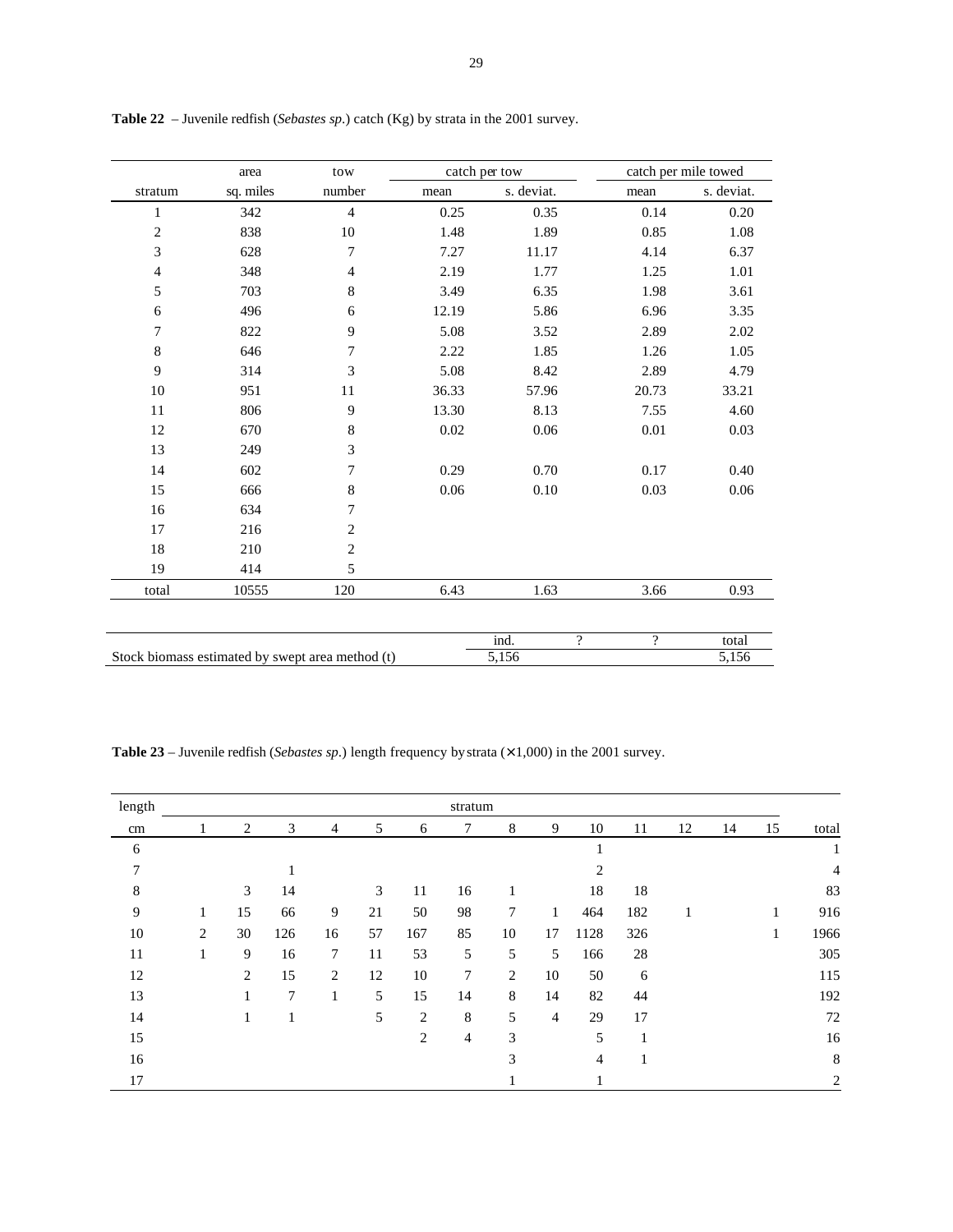**Table 22** – Juvenile redfish (*Sebastes sp.*) catch (Kg) by strata in the 2001 survey.

| | area | tow | catch per tow | | catch per mile towed | |
|---|---|---|---|---|---|---|
| stratum | sq. miles | number | mean | s. deviat. | mean | s. deviat. |
| 1 | 342 | 4 | 0.25 | 0.35 | 0.14 | 0.20 |
| 2 | 838 | 10 | 1.48 | 1.89 | 0.85 | 1.08 |
| 3 | 628 | 7 | 7.27 | 11.17 | 4.14 | 6.37 |
| 4 | 348 | 4 | 2.19 | 1.77 | 1.25 | 1.01 |
| 5 | 703 | 8 | 3.49 | 6.35 | 1.98 | 3.61 |
| 6 | 496 | 6 | 12.19 | 5.86 | 6.96 | 3.35 |
| 7 | 822 | 9 | 5.08 | 3.52 | 2.89 | 2.02 |
| 8 | 646 | 7 | 2.22 | 1.85 | 1.26 | 1.05 |
| 9 | 314 | 3 | 5.08 | 8.42 | 2.89 | 4.79 |
| 10 | 951 | 11 | 36.33 | 57.96 | 20.73 | 33.21 |
| 11 | 806 | 9 | 13.30 | 8.13 | 7.55 | 4.60 |
| 12 | 670 | 8 | 0.02 | 0.06 | 0.01 | 0.03 |
| 13 | 249 | 3 | | | | |
| 14 | 602 | 7 | 0.29 | 0.70 | 0.17 | 0.40 |
| 15 | 666 | 8 | 0.06 | 0.10 | 0.03 | 0.06 |
| 16 | 634 | 7 | | | | |
| 17 | 216 | 2 | | | | |
| 18 | 210 | 2 | | | | |
| 19 | 414 | 5 | | | | |
| total | 10555 | 120 | 6.43 | 1.63 | 3.66 | 0.93 |

| | ind. | ? | ? | total |
|---|---|---|---|---|
| Stock biomass estimated by swept area method (t) | 5,156 | | | 5,156 |

**Table 23** – Juvenile redfish (*Sebastes sp.*) length frequency by strata (×1,000) in the 2001 survey.

| length | stratum | | | | | | | | | | | | | | |
|---|---|---|---|---|---|---|---|---|---|---|---|---|---|---|---|
| cm | 1 | 2 | 3 | 4 | 5 | 6 | 7 | 8 | 9 | 10 | 11 | 12 | 14 | 15 | total |
| 6 | | | | | | | | | | 1 | | | | | 1 |
| 7 | | | 1 | | | | | | | 2 | | | | | 4 |
| 8 | | 3 | 14 | | 3 | 11 | 16 | 1 | | 18 | 18 | | | | 83 |
| 9 | 1 | 15 | 66 | 9 | 21 | 50 | 98 | 7 | 1 | 464 | 182 | 1 | | 1 | 916 |
| 10 | 2 | 30 | 126 | 16 | 57 | 167 | 85 | 10 | 17 | 1128 | 326 | | | 1 | 1966 |
| 11 | 1 | 9 | 16 | 7 | 11 | 53 | 5 | 5 | 5 | 166 | 28 | | | | 305 |
| 12 | | 2 | 15 | 2 | 12 | 10 | 7 | 2 | 10 | 50 | 6 | | | | 115 |
| 13 | | 1 | 7 | 1 | 5 | 15 | 14 | 8 | 14 | 82 | 44 | | | | 192 |
| 14 | | 1 | 1 | | 5 | 2 | 8 | 5 | 4 | 29 | 17 | | | | 72 |
| 15 | | | | | | 2 | 4 | 3 | | 5 | 1 | | | | 16 |
| 16 | | | | | | | | 3 | | 4 | 1 | | | | 8 |
| 17 | | | | | | | | 1 | | 1 | | | | | 2 |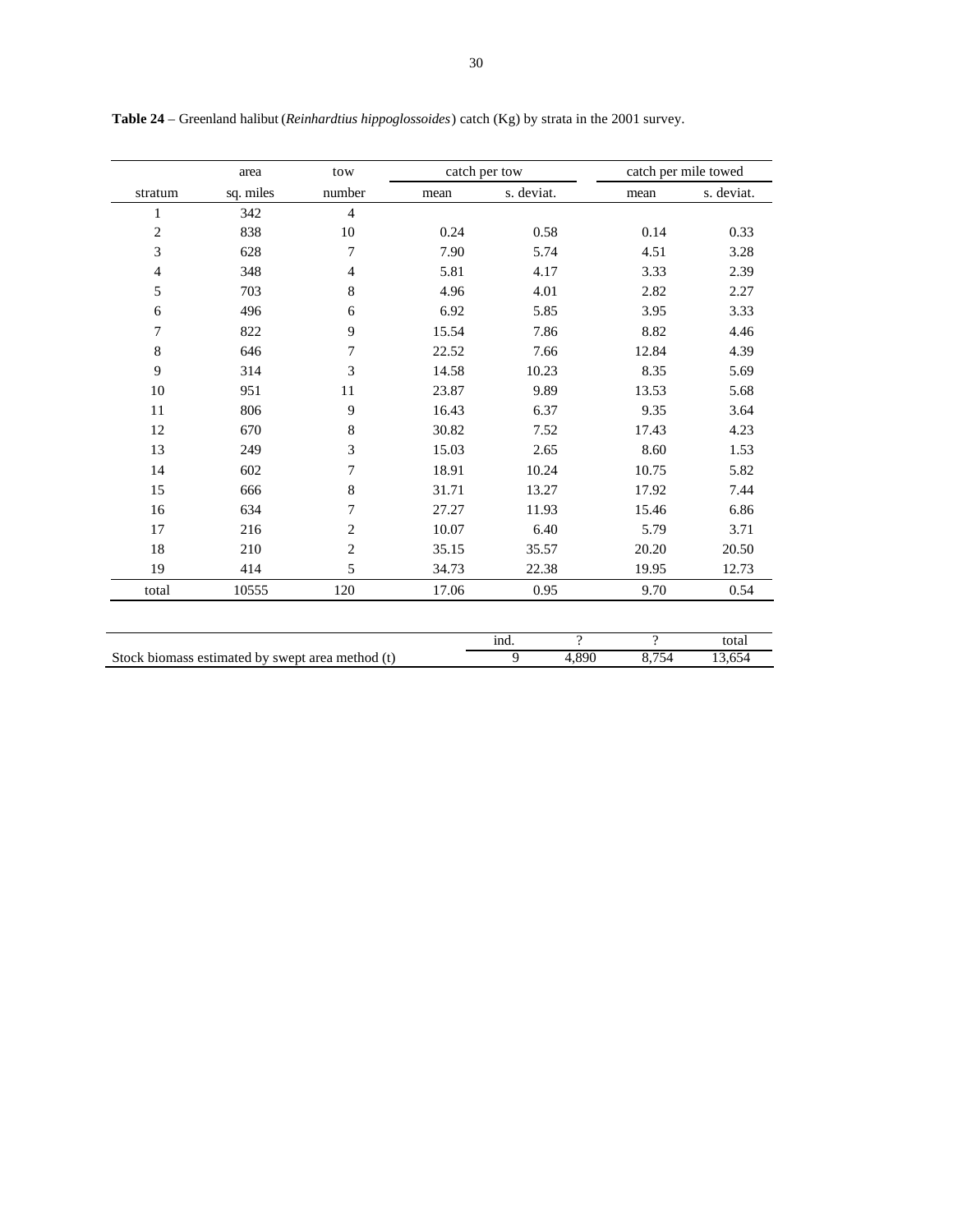**Table 24** – Greenland halibut (*Reinhardtius hippoglossoides*) catch (Kg) by strata in the 2001 survey.

| | area | tow | catch per tow | | catch per mile towed | |
|---|---|---|---|---|---|---|
| stratum | sq. miles | number | mean | s. deviat. | mean | s. deviat. |
| 1 | 342 | 4 | | | | |
| 2 | 838 | 10 | 0.24 | 0.58 | 0.14 | 0.33 |
| 3 | 628 | 7 | 7.90 | 5.74 | 4.51 | 3.28 |
| 4 | 348 | 4 | 5.81 | 4.17 | 3.33 | 2.39 |
| 5 | 703 | 8 | 4.96 | 4.01 | 2.82 | 2.27 |
| 6 | 496 | 6 | 6.92 | 5.85 | 3.95 | 3.33 |
| 7 | 822 | 9 | 15.54 | 7.86 | 8.82 | 4.46 |
| 8 | 646 | 7 | 22.52 | 7.66 | 12.84 | 4.39 |
| 9 | 314 | 3 | 14.58 | 10.23 | 8.35 | 5.69 |
| 10 | 951 | 11 | 23.87 | 9.89 | 13.53 | 5.68 |
| 11 | 806 | 9 | 16.43 | 6.37 | 9.35 | 3.64 |
| 12 | 670 | 8 | 30.82 | 7.52 | 17.43 | 4.23 |
| 13 | 249 | 3 | 15.03 | 2.65 | 8.60 | 1.53 |
| 14 | 602 | 7 | 18.91 | 10.24 | 10.75 | 5.82 |
| 15 | 666 | 8 | 31.71 | 13.27 | 17.92 | 7.44 |
| 16 | 634 | 7 | 27.27 | 11.93 | 15.46 | 6.86 |
| 17 | 216 | 2 | 10.07 | 6.40 | 5.79 | 3.71 |
| 18 | 210 | 2 | 35.15 | 35.57 | 20.20 | 20.50 |
| 19 | 414 | 5 | 34.73 | 22.38 | 19.95 | 12.73 |
| total | 10555 | 120 | 17.06 | 0.95 | 9.70 | 0.54 |

| | ind. | ? | ? | total |
|---|---|---|---|---|
| Stock biomass estimated by swept area method (t) | 9 | 4,890 | 8,754 | 13,654 |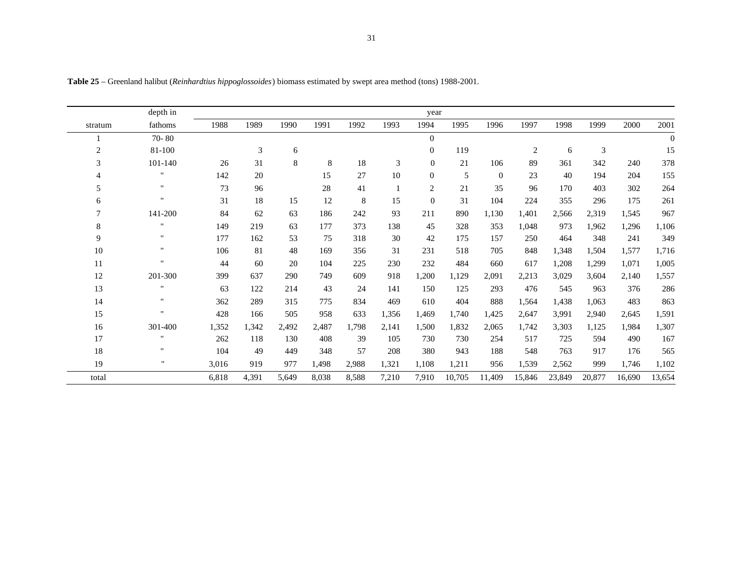**Table 25** – Greenland halibut (*Reinhardtius hippoglossoides*) biomass estimated by swept area method (tons) 1988-2001.

| | depth in | year | | | | | | | | | | | | | |
|---|---|---|---|---|---|---|---|---|---|---|---|---|---|---|---|
| stratum | fathoms | 1988 | 1989 | 1990 | 1991 | 1992 | 1993 | 1994 | 1995 | 1996 | 1997 | 1998 | 1999 | 2000 | 2001 |
| 1 | 70- 80 | | | | | | | 0 | | | | | | | 0 |
| 2 | 81-100 | | 3 | 6 | | | | 0 | 119 | | 2 | 6 | 3 | | 15 |
| 3 | 101-140 | 26 | 31 | 8 | 8 | 18 | 3 | 0 | 21 | 106 | 89 | 361 | 342 | 240 | 378 |
| 4 | " | 142 | 20 | | 15 | 27 | 10 | 0 | 5 | 0 | 23 | 40 | 194 | 204 | 155 |
| 5 | " | 73 | 96 | | 28 | 41 | 1 | 2 | 21 | 35 | 96 | 170 | 403 | 302 | 264 |
| 6 | " | 31 | 18 | 15 | 12 | 8 | 15 | 0 | 31 | 104 | 224 | 355 | 296 | 175 | 261 |
| 7 | 141-200 | 84 | 62 | 63 | 186 | 242 | 93 | 211 | 890 | 1,130 | 1,401 | 2,566 | 2,319 | 1,545 | 967 |
| 8 | " | 149 | 219 | 63 | 177 | 373 | 138 | 45 | 328 | 353 | 1,048 | 973 | 1,962 | 1,296 | 1,106 |
| 9 | " | 177 | 162 | 53 | 75 | 318 | 30 | 42 | 175 | 157 | 250 | 464 | 348 | 241 | 349 |
| 10 | " | 106 | 81 | 48 | 169 | 356 | 31 | 231 | 518 | 705 | 848 | 1,348 | 1,504 | 1,577 | 1,716 |
| 11 | " | 44 | 60 | 20 | 104 | 225 | 230 | 232 | 484 | 660 | 617 | 1,208 | 1,299 | 1,071 | 1,005 |
| 12 | 201-300 | 399 | 637 | 290 | 749 | 609 | 918 | 1,200 | 1,129 | 2,091 | 2,213 | 3,029 | 3,604 | 2,140 | 1,557 |
| 13 | " | 63 | 122 | 214 | 43 | 24 | 141 | 150 | 125 | 293 | 476 | 545 | 963 | 376 | 286 |
| 14 | " | 362 | 289 | 315 | 775 | 834 | 469 | 610 | 404 | 888 | 1,564 | 1,438 | 1,063 | 483 | 863 |
| 15 | " | 428 | 166 | 505 | 958 | 633 | 1,356 | 1,469 | 1,740 | 1,425 | 2,647 | 3,991 | 2,940 | 2,645 | 1,591 |
| 16 | 301-400 | 1,352 | 1,342 | 2,492 | 2,487 | 1,798 | 2,141 | 1,500 | 1,832 | 2,065 | 1,742 | 3,303 | 1,125 | 1,984 | 1,307 |
| 17 | " | 262 | 118 | 130 | 408 | 39 | 105 | 730 | 730 | 254 | 517 | 725 | 594 | 490 | 167 |
| 18 | " | 104 | 49 | 449 | 348 | 57 | 208 | 380 | 943 | 188 | 548 | 763 | 917 | 176 | 565 |
| 19 | " | 3,016 | 919 | 977 | 1,498 | 2,988 | 1,321 | 1,108 | 1,211 | 956 | 1,539 | 2,562 | 999 | 1,746 | 1,102 |
| total | | 6,818 | 4,391 | 5,649 | 8,038 | 8,588 | 7,210 | 7,910 | 10,705 | 11,409 | 15,846 | 23,849 | 20,877 | 16,690 | 13,654 |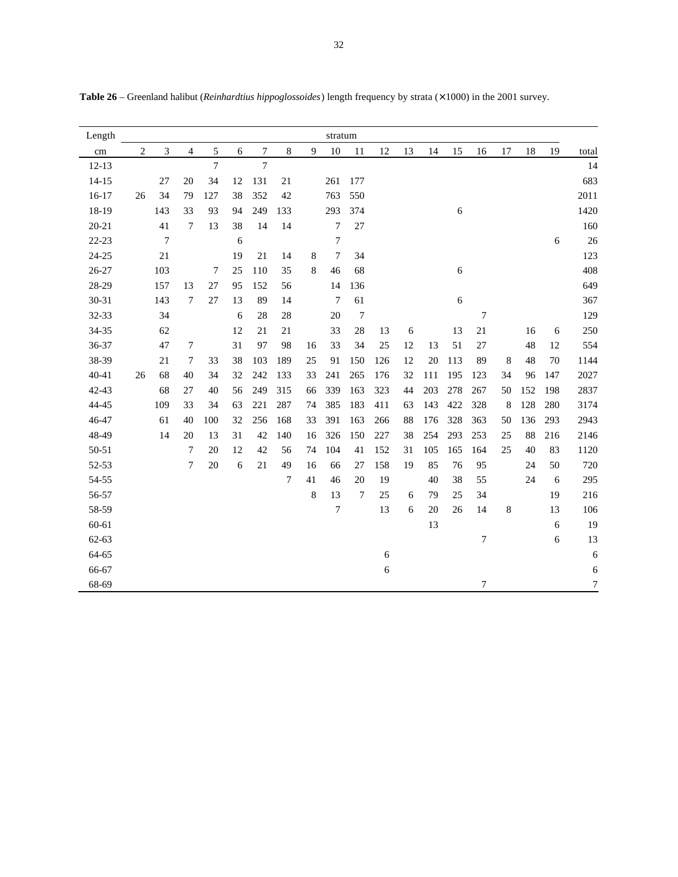**Table 26** – Greenland halibut (*Reinhardtius hippoglossoides*) length frequency by strata (×1000) in the 2001 survey.

| Length | stratum | | | | | | | | | | | | | | | | | | total |
|---|---|---|---|---|---|---|---|---|---|---|---|---|---|---|---|---|---|---|---|
| cm | 2 | 3 | 4 | 5 | 6 | 7 | 8 | 9 | 10 | 11 | 12 | 13 | 14 | 15 | 16 | 17 | 18 | 19 | |
| 12-13 | | | | 7 | | 7 | | | | | | | | | | | | | 14 |
| 14-15 | | 27 | 20 | 34 | 12 | 131 | 21 | | 261 | 177 | | | | | | | | | 683 |
| 16-17 | 26 | 34 | 79 | 127 | 38 | 352 | 42 | | 763 | 550 | | | | | | | | | 2011 |
| 18-19 | | 143 | 33 | 93 | 94 | 249 | 133 | | 293 | 374 | | | | 6 | | | | | 1420 |
| 20-21 | | 41 | 7 | 13 | 38 | 14 | 14 | | 7 | 27 | | | | | | | | | 160 |
| 22-23 | | 7 | | | 6 | | | | 7 | | | | | | | | | 6 | 26 |
| 24-25 | | 21 | | | 19 | 21 | 14 | 8 | 7 | 34 | | | | | | | | | 123 |
| 26-27 | | 103 | | 7 | 25 | 110 | 35 | 8 | 46 | 68 | | | | 6 | | | | | 408 |
| 28-29 | | 157 | 13 | 27 | 95 | 152 | 56 | | 14 | 136 | | | | | | | | | 649 |
| 30-31 | | 143 | 7 | 27 | 13 | 89 | 14 | | 7 | 61 | | | | 6 | | | | | 367 |
| 32-33 | | 34 | | | 6 | 28 | 28 | | 20 | 7 | | | | | 7 | | | | 129 |
| 34-35 | | 62 | | | 12 | 21 | 21 | | 33 | 28 | 13 | 6 | | 13 | 21 | | 16 | 6 | 250 |
| 36-37 | | 47 | 7 | | 31 | 97 | 98 | 16 | 33 | 34 | 25 | 12 | 13 | 51 | 27 | | 48 | 12 | 554 |
| 38-39 | | 21 | 7 | 33 | 38 | 103 | 189 | 25 | 91 | 150 | 126 | 12 | 20 | 113 | 89 | 8 | 48 | 70 | 1144 |
| 40-41 | 26 | 68 | 40 | 34 | 32 | 242 | 133 | 33 | 241 | 265 | 176 | 32 | 111 | 195 | 123 | 34 | 96 | 147 | 2027 |
| 42-43 | | 68 | 27 | 40 | 56 | 249 | 315 | 66 | 339 | 163 | 323 | 44 | 203 | 278 | 267 | 50 | 152 | 198 | 2837 |
| 44-45 | | 109 | 33 | 34 | 63 | 221 | 287 | 74 | 385 | 183 | 411 | 63 | 143 | 422 | 328 | 8 | 128 | 280 | 3174 |
| 46-47 | | 61 | 40 | 100 | 32 | 256 | 168 | 33 | 391 | 163 | 266 | 88 | 176 | 328 | 363 | 50 | 136 | 293 | 2943 |
| 48-49 | | 14 | 20 | 13 | 31 | 42 | 140 | 16 | 326 | 150 | 227 | 38 | 254 | 293 | 253 | 25 | 88 | 216 | 2146 |
| 50-51 | | | 7 | 20 | 12 | 42 | 56 | 74 | 104 | 41 | 152 | 31 | 105 | 165 | 164 | 25 | 40 | 83 | 1120 |
| 52-53 | | | 7 | 20 | 6 | 21 | 49 | 16 | 66 | 27 | 158 | 19 | 85 | 76 | 95 | | 24 | 50 | 720 |
| 54-55 | | | | | | | 7 | 41 | 46 | 20 | 19 | | 40 | 38 | 55 | | 24 | 6 | 295 |
| 56-57 | | | | | | | | 8 | 13 | 7 | 25 | 6 | 79 | 25 | 34 | | | 19 | 216 |
| 58-59 | | | | | | | | | 7 | | 13 | 6 | 20 | 26 | 14 | 8 | | 13 | 106 |
| 60-61 | | | | | | | | | | | | | 13 | | | | | 6 | 19 |
| 62-63 | | | | | | | | | | | | | | | 7 | | | 6 | 13 |
| 64-65 | | | | | | | | | | | 6 | | | | | | | | 6 |
| 66-67 | | | | | | | | | | | 6 | | | | | | | | 6 |
| 68-69 | | | | | | | | | | | | | | | 7 | | | | 7 |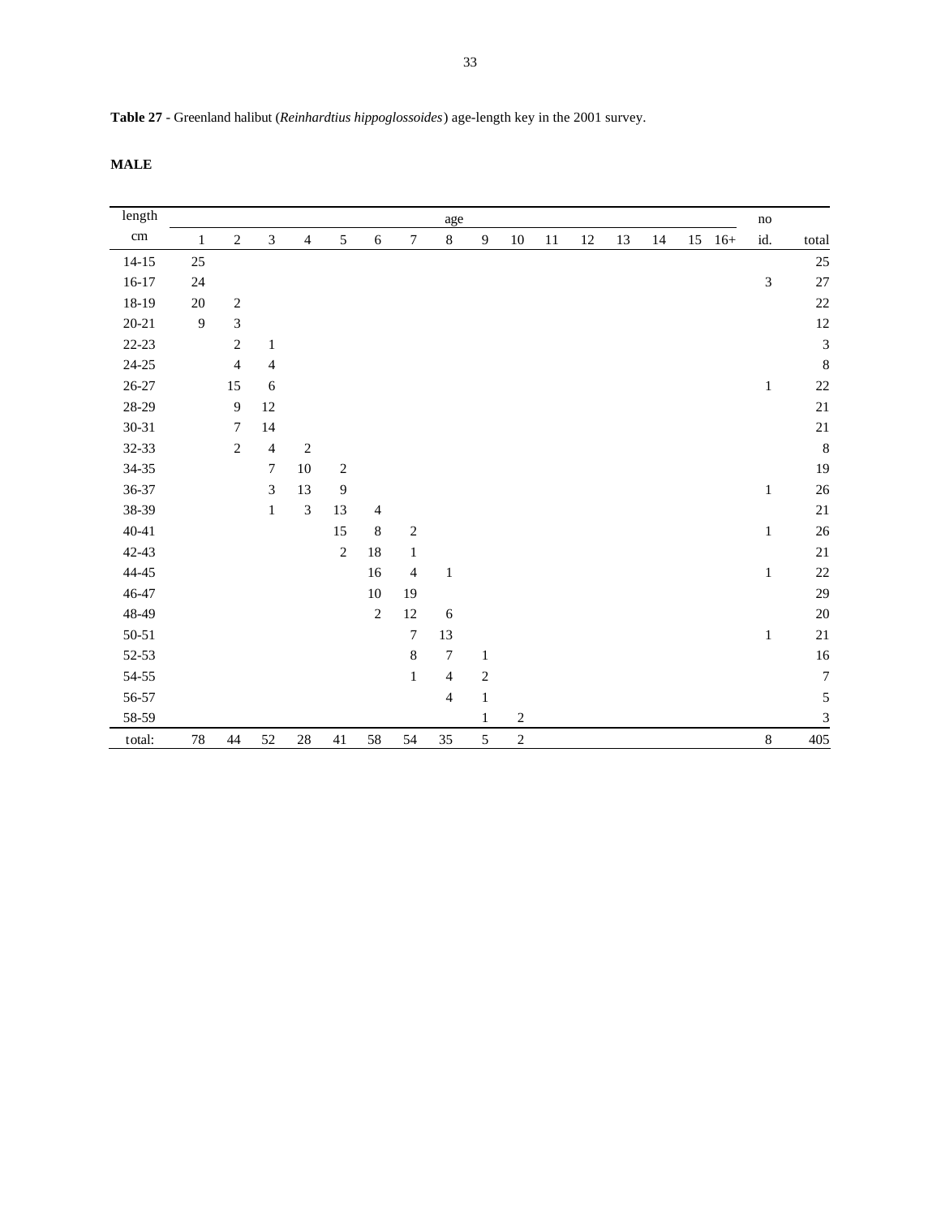**Table 27** - Greenland halibut (*Reinhardtius hippoglossoides*) age-length key in the 2001 survey.

**MALE**

| length | age | | | | | | | | | | | | | | | | no | |
|---|---|---|---|---|---|---|---|---|---|---|---|---|---|---|---|---|---|---|
| cm | 1 | 2 | 3 | 4 | 5 | 6 | 7 | 8 | 9 | 10 | 11 | 12 | 13 | 14 | 15 | 16+ | id. | total |
| 14-15 | 25 | | | | | | | | | | | | | | | | | 25 |
| 16-17 | 24 | | | | | | | | | | | | | | | | 3 | 27 |
| 18-19 | 20 | 2 | | | | | | | | | | | | | | | | 22 |
| 20-21 | 9 | 3 | | | | | | | | | | | | | | | | 12 |
| 22-23 | | 2 | 1 | | | | | | | | | | | | | | | 3 |
| 24-25 | | 4 | 4 | | | | | | | | | | | | | | | 8 |
| 26-27 | | 15 | 6 | | | | | | | | | | | | | | 1 | 22 |
| 28-29 | | 9 | 12 | | | | | | | | | | | | | | | 21 |
| 30-31 | | 7 | 14 | | | | | | | | | | | | | | | 21 |
| 32-33 | | 2 | 4 | 2 | | | | | | | | | | | | | | 8 |
| 34-35 | | | 7 | 10 | 2 | | | | | | | | | | | | | 19 |
| 36-37 | | | 3 | 13 | 9 | | | | | | | | | | | | 1 | 26 |
| 38-39 | | | 1 | 3 | 13 | 4 | | | | | | | | | | | | 21 |
| 40-41 | | | | | 15 | 8 | 2 | | | | | | | | | | 1 | 26 |
| 42-43 | | | | | 2 | 18 | 1 | | | | | | | | | | | 21 |
| 44-45 | | | | | | 16 | 4 | 1 | | | | | | | | | 1 | 22 |
| 46-47 | | | | | | 10 | 19 | | | | | | | | | | | 29 |
| 48-49 | | | | | | 2 | 12 | 6 | | | | | | | | | | 20 |
| 50-51 | | | | | | | 7 | 13 | | | | | | | | | 1 | 21 |
| 52-53 | | | | | | | 8 | 7 | 1 | | | | | | | | | 16 |
| 54-55 | | | | | | | 1 | 4 | 2 | | | | | | | | | 7 |
| 56-57 | | | | | | | | 4 | 1 | | | | | | | | | 5 |
| 58-59 | | | | | | | | | 1 | 2 | | | | | | | | 3 |
| total: | 78 | 44 | 52 | 28 | 41 | 58 | 54 | 35 | 5 | 2 | | | | | | | 8 | 405 |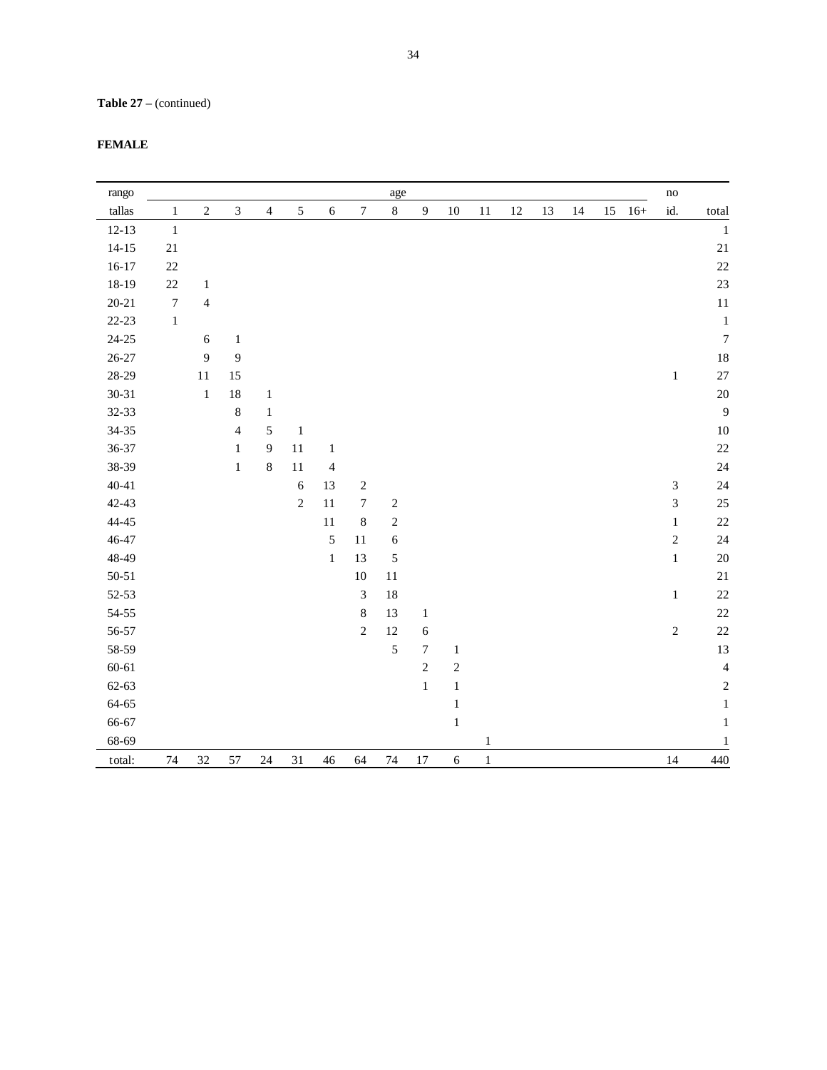**Table 27** – (continued)

**FEMALE**

| rango | age | | | | | | | | | | | | | | | | no | |
|---|---|---|---|---|---|---|---|---|---|---|---|---|---|---|---|---|---|---|
| tallas | 1 | 2 | 3 | 4 | 5 | 6 | 7 | 8 | 9 | 10 | 11 | 12 | 13 | 14 | 15 | 16+ | id. | total |
| 12-13 | 1 | | | | | | | | | | | | | | | | | 1 |
| 14-15 | 21 | | | | | | | | | | | | | | | | | 21 |
| 16-17 | 22 | | | | | | | | | | | | | | | | | 22 |
| 18-19 | 22 | 1 | | | | | | | | | | | | | | | | 23 |
| 20-21 | 7 | 4 | | | | | | | | | | | | | | | | 11 |
| 22-23 | 1 | | | | | | | | | | | | | | | | | 1 |
| 24-25 | | 6 | 1 | | | | | | | | | | | | | | | 7 |
| 26-27 | | 9 | 9 | | | | | | | | | | | | | | | 18 |
| 28-29 | | 11 | 15 | | | | | | | | | | | | | | 1 | 27 |
| 30-31 | | 1 | 18 | 1 | | | | | | | | | | | | | | 20 |
| 32-33 | | | 8 | 1 | | | | | | | | | | | | | | 9 |
| 34-35 | | | 4 | 5 | 1 | | | | | | | | | | | | | 10 |
| 36-37 | | | 1 | 9 | 11 | 1 | | | | | | | | | | | | 22 |
| 38-39 | | | 1 | 8 | 11 | 4 | | | | | | | | | | | | 24 |
| 40-41 | | | | | 6 | 13 | 2 | | | | | | | | | | 3 | 24 |
| 42-43 | | | | | 2 | 11 | 7 | 2 | | | | | | | | | 3 | 25 |
| 44-45 | | | | | | 11 | 8 | 2 | | | | | | | | | 1 | 22 |
| 46-47 | | | | | | 5 | 11 | 6 | | | | | | | | | 2 | 24 |
| 48-49 | | | | | | 1 | 13 | 5 | | | | | | | | | 1 | 20 |
| 50-51 | | | | | | | 10 | 11 | | | | | | | | | | 21 |
| 52-53 | | | | | | | 3 | 18 | | | | | | | | | 1 | 22 |
| 54-55 | | | | | | | 8 | 13 | 1 | | | | | | | | | 22 |
| 56-57 | | | | | | | 2 | 12 | 6 | | | | | | | | 2 | 22 |
| 58-59 | | | | | | | | 5 | 7 | 1 | | | | | | | | 13 |
| 60-61 | | | | | | | | | 2 | 2 | | | | | | | | 4 |
| 62-63 | | | | | | | | | 1 | 1 | | | | | | | | 2 |
| 64-65 | | | | | | | | | | 1 | | | | | | | | 1 |
| 66-67 | | | | | | | | | | 1 | | | | | | | | 1 |
| 68-69 | | | | | | | | | | | 1 | | | | | | | 1 |
| total: | 74 | 32 | 57 | 24 | 31 | 46 | 64 | 74 | 17 | 6 | 1 | | | | | | 14 | 440 |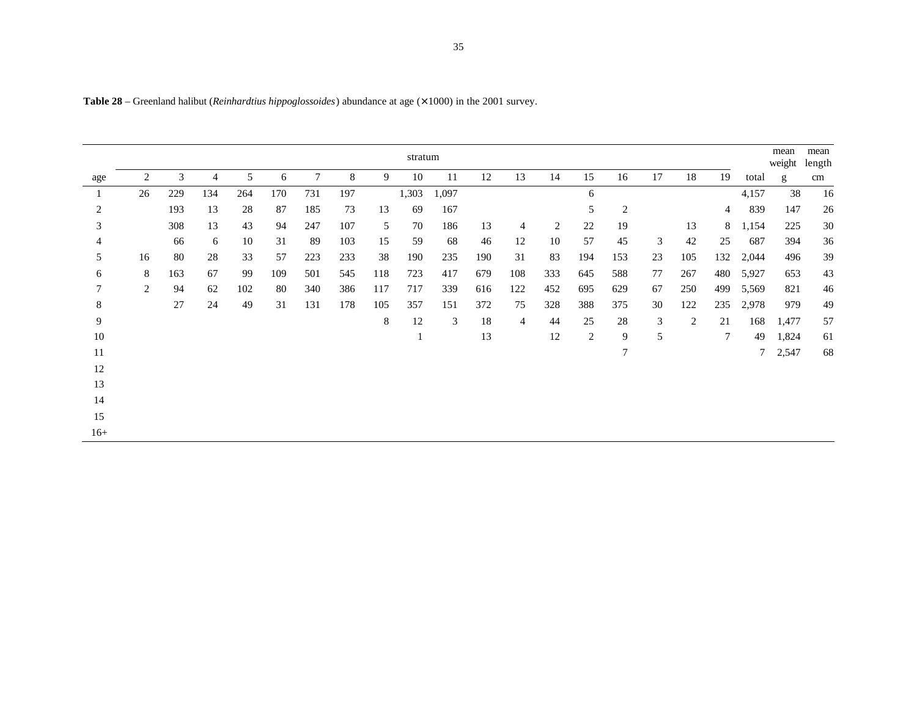**Table 28** – Greenland halibut (*Reinhardtius hippoglossoides*) abundance at age (×1000) in the 2001 survey.

| | stratum | | | | | | | | | | | | | | | | | | | mean weight | mean length |
|---|---|---|---|---|---|---|---|---|---|---|---|---|---|---|---|---|---|---|---|---|---|
| age | 2 | 3 | 4 | 5 | 6 | 7 | 8 | 9 | 10 | 11 | 12 | 13 | 14 | 15 | 16 | 17 | 18 | 19 | total | g | cm |
| 1 | 26 | 229 | 134 | 264 | 170 | 731 | 197 | | 1,303 | 1,097 | | | | 6 | | | | | 4,157 | 38 | 16 |
| 2 | | 193 | 13 | 28 | 87 | 185 | 73 | 13 | 69 | 167 | | | | 5 | 2 | | | 4 | 839 | 147 | 26 |
| 3 | | 308 | 13 | 43 | 94 | 247 | 107 | 5 | 70 | 186 | 13 | 4 | 2 | 22 | 19 | | 13 | 8 | 1,154 | 225 | 30 |
| 4 | | 66 | 6 | 10 | 31 | 89 | 103 | 15 | 59 | 68 | 46 | 12 | 10 | 57 | 45 | 3 | 42 | 25 | 687 | 394 | 36 |
| 5 | 16 | 80 | 28 | 33 | 57 | 223 | 233 | 38 | 190 | 235 | 190 | 31 | 83 | 194 | 153 | 23 | 105 | 132 | 2,044 | 496 | 39 |
| 6 | 8 | 163 | 67 | 99 | 109 | 501 | 545 | 118 | 723 | 417 | 679 | 108 | 333 | 645 | 588 | 77 | 267 | 480 | 5,927 | 653 | 43 |
| 7 | 2 | 94 | 62 | 102 | 80 | 340 | 386 | 117 | 717 | 339 | 616 | 122 | 452 | 695 | 629 | 67 | 250 | 499 | 5,569 | 821 | 46 |
| 8 | | 27 | 24 | 49 | 31 | 131 | 178 | 105 | 357 | 151 | 372 | 75 | 328 | 388 | 375 | 30 | 122 | 235 | 2,978 | 979 | 49 |
| 9 | | | | | | | | 8 | 12 | 3 | 18 | 4 | 44 | 25 | 28 | 3 | 2 | 21 | 168 | 1,477 | 57 |
| 10 | | | | | | | | | 1 | | 13 | | 12 | 2 | 9 | 5 | | 7 | 49 | 1,824 | 61 |
| 11 | | | | | | | | | | | | | | | 7 | | | | 7 | 2,547 | 68 |
| 12 | | | | | | | | | | | | | | | | | | | | | |
| 13 | | | | | | | | | | | | | | | | | | | | | |
| 14 | | | | | | | | | | | | | | | | | | | | | |
| 15 | | | | | | | | | | | | | | | | | | | | | |
| 16+ | | | | | | | | | | | | | | | | | | | | | |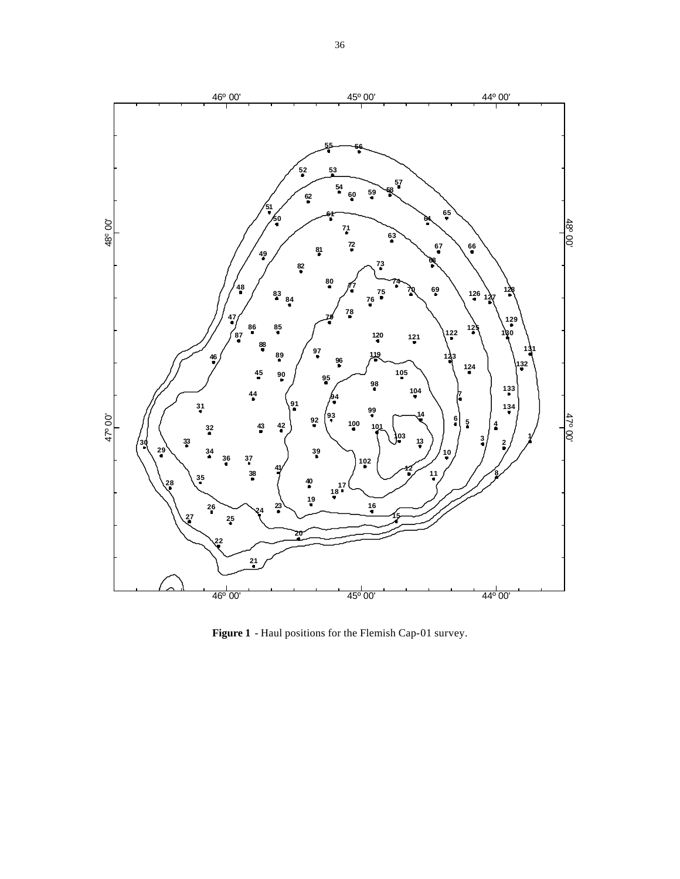**Figure 1** - Haul positions for the Flemish Cap-01 survey.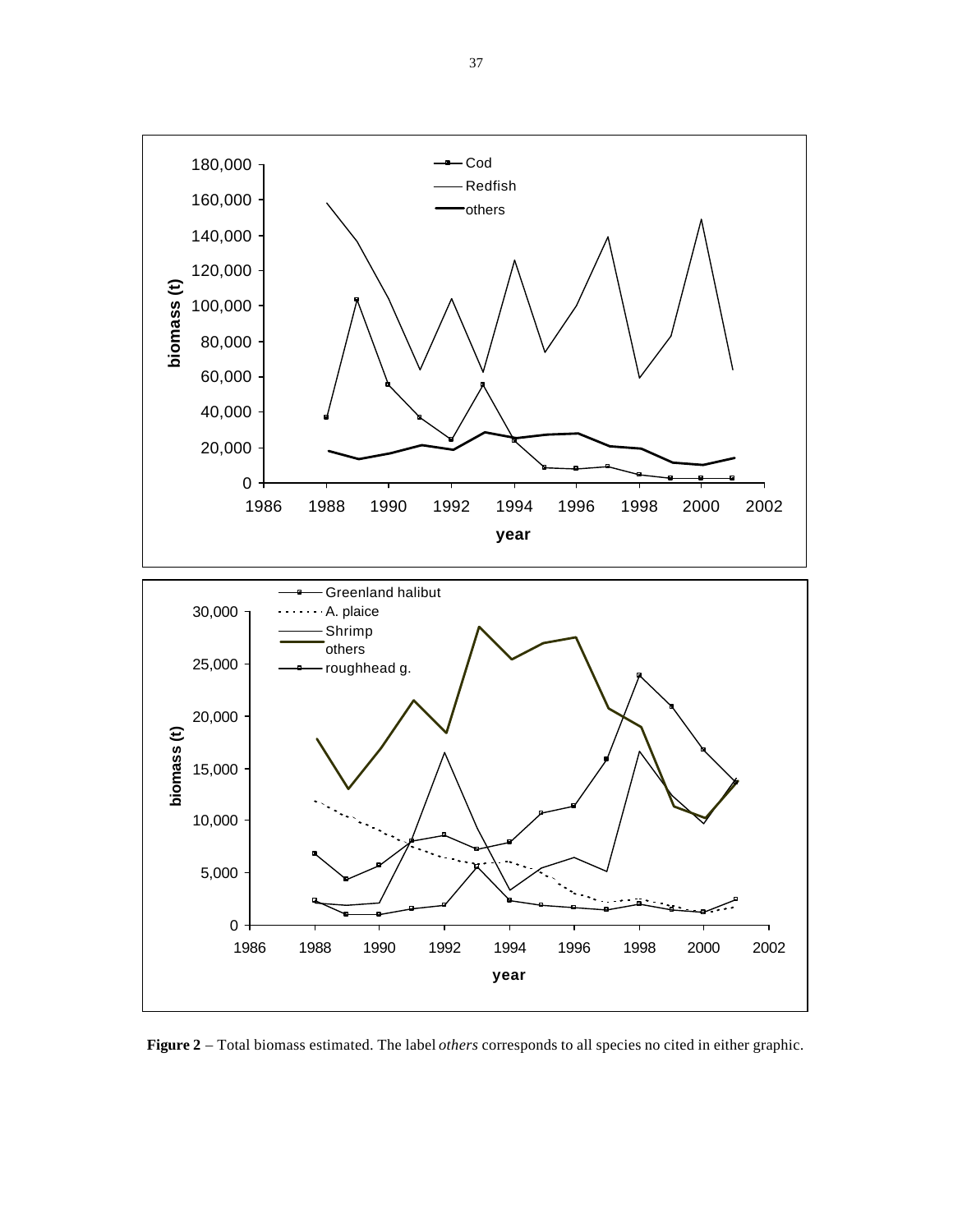**Figure 2** – Total biomass estimated. The label *others* corresponds to all species no cited in either graphic.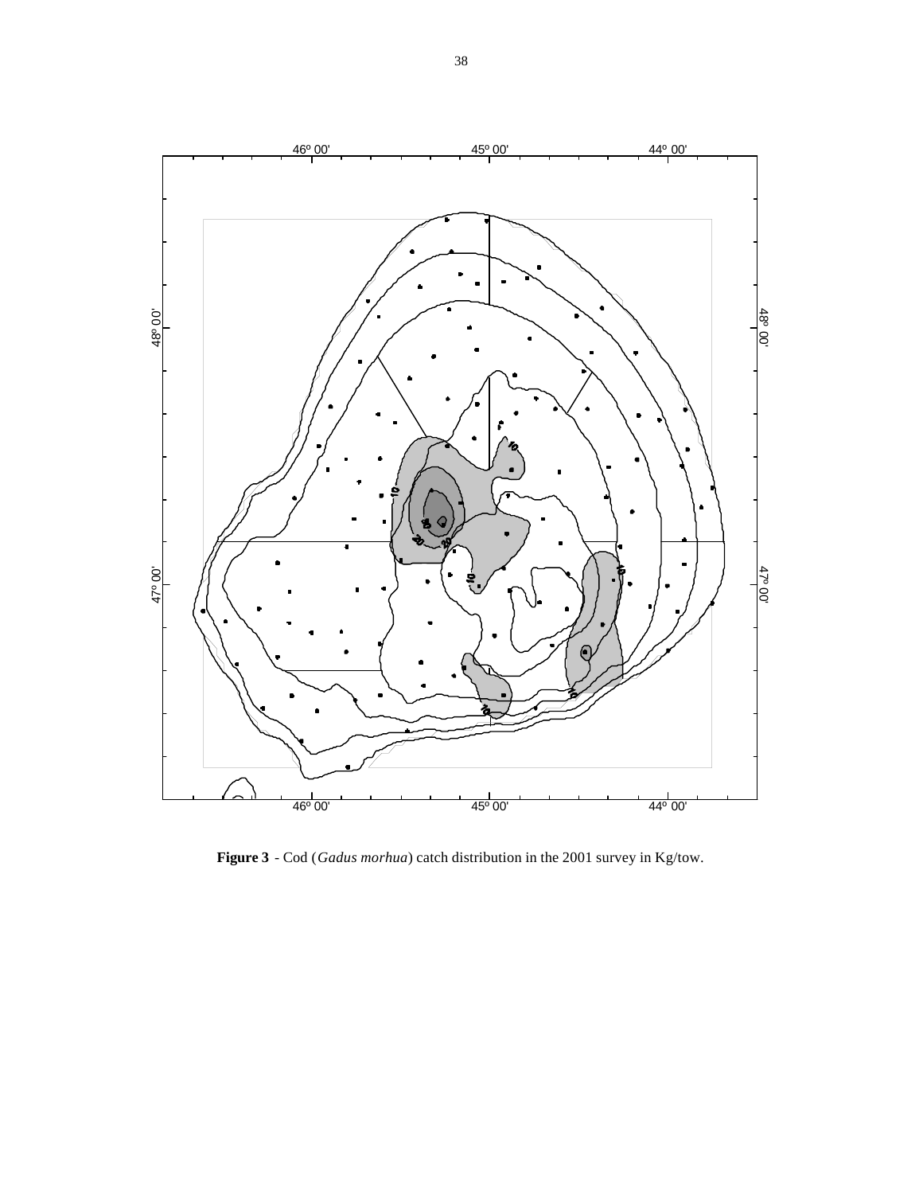**Figure 3** - Cod (*Gadus morhua*) catch distribution in the 2001 survey in Kg/tow.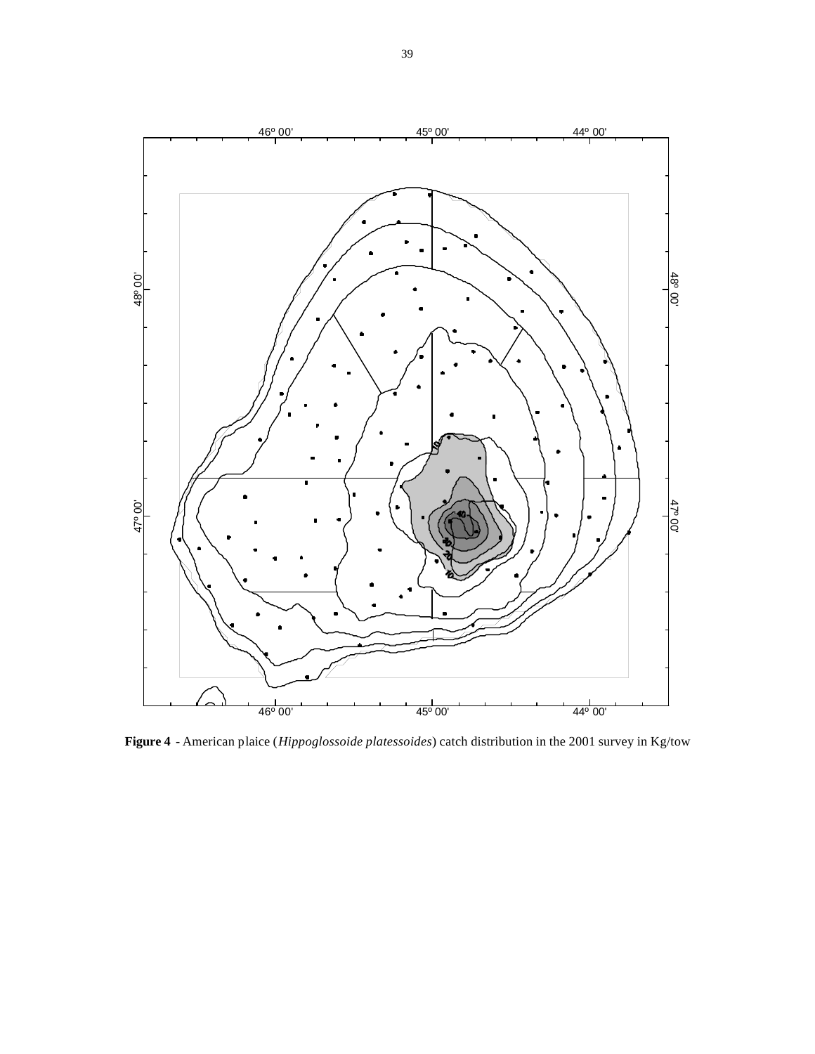**Figure 4** - American plaice (*Hippoglossoide platessoides*) catch distribution in the 2001 survey in Kg/tow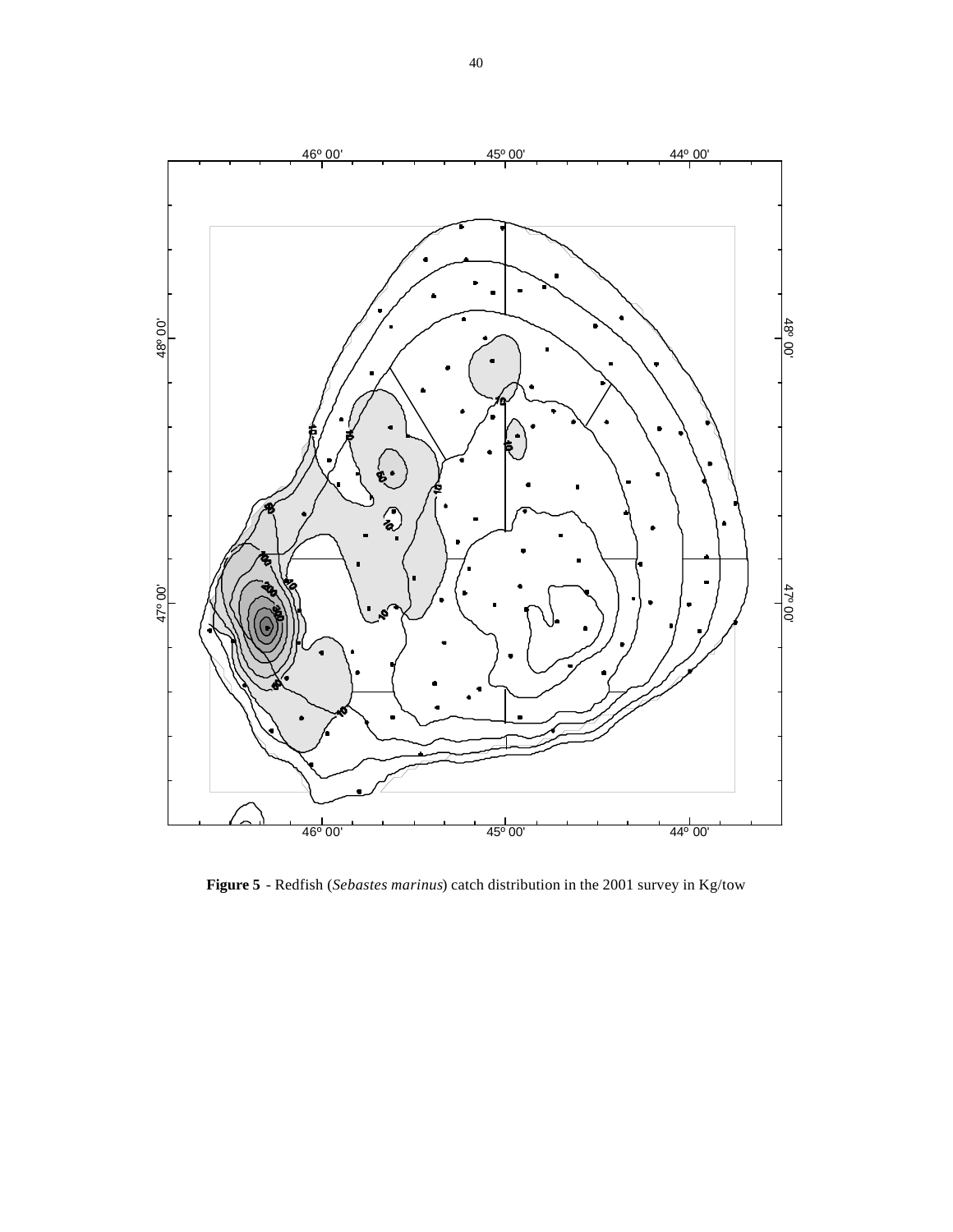**Figure 5** - Redfish (*Sebastes marinus*) catch distribution in the 2001 survey in Kg/tow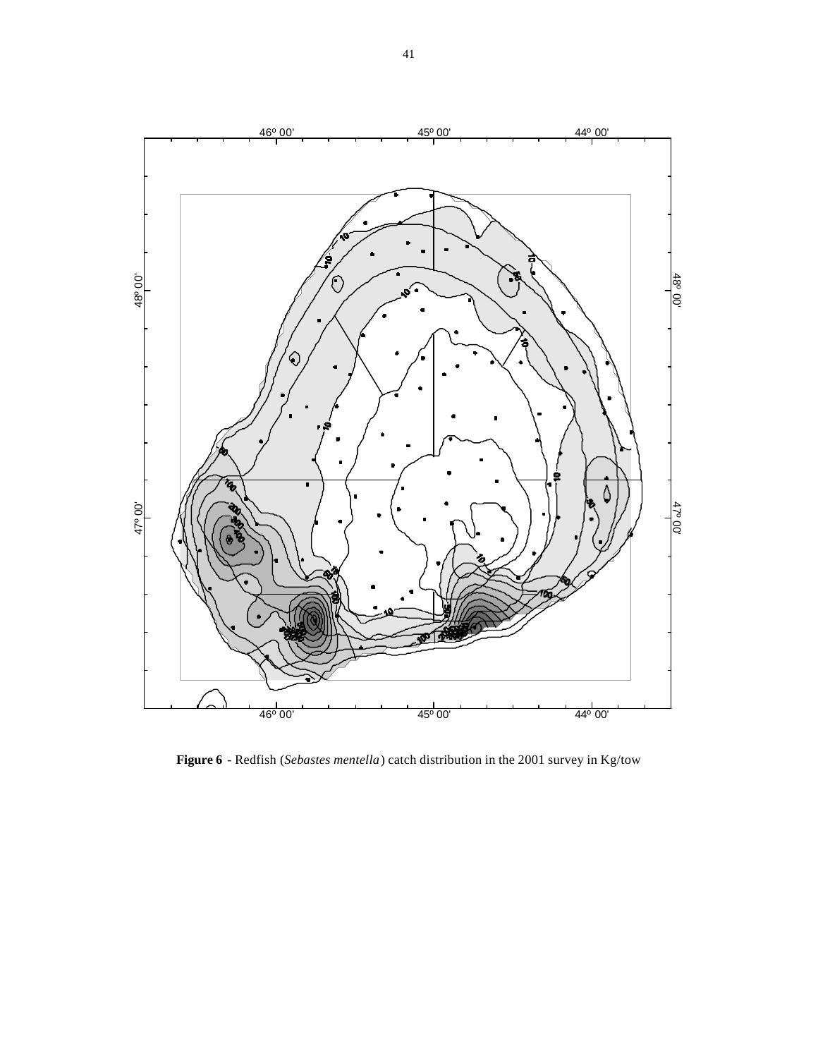**Figure 6** - Redfish (*Sebastes mentella*) catch distribution in the 2001 survey in Kg/tow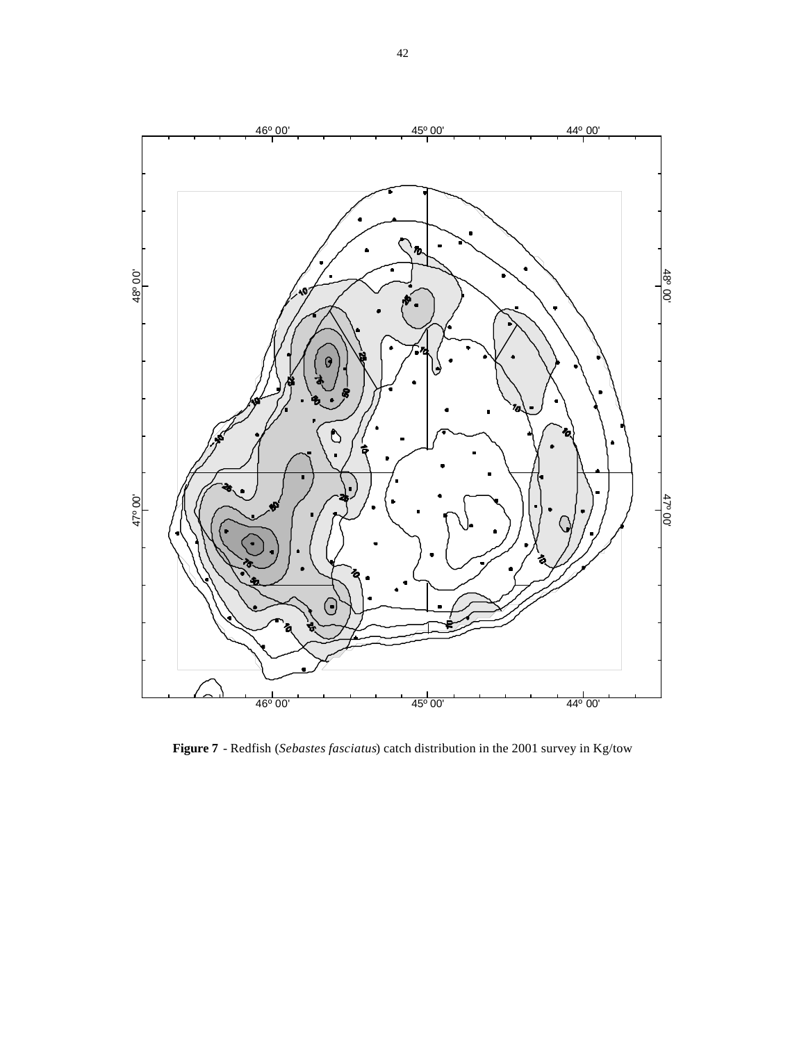**Figure 7** - Redfish (*Sebastes fasciatus*) catch distribution in the 2001 survey in Kg/tow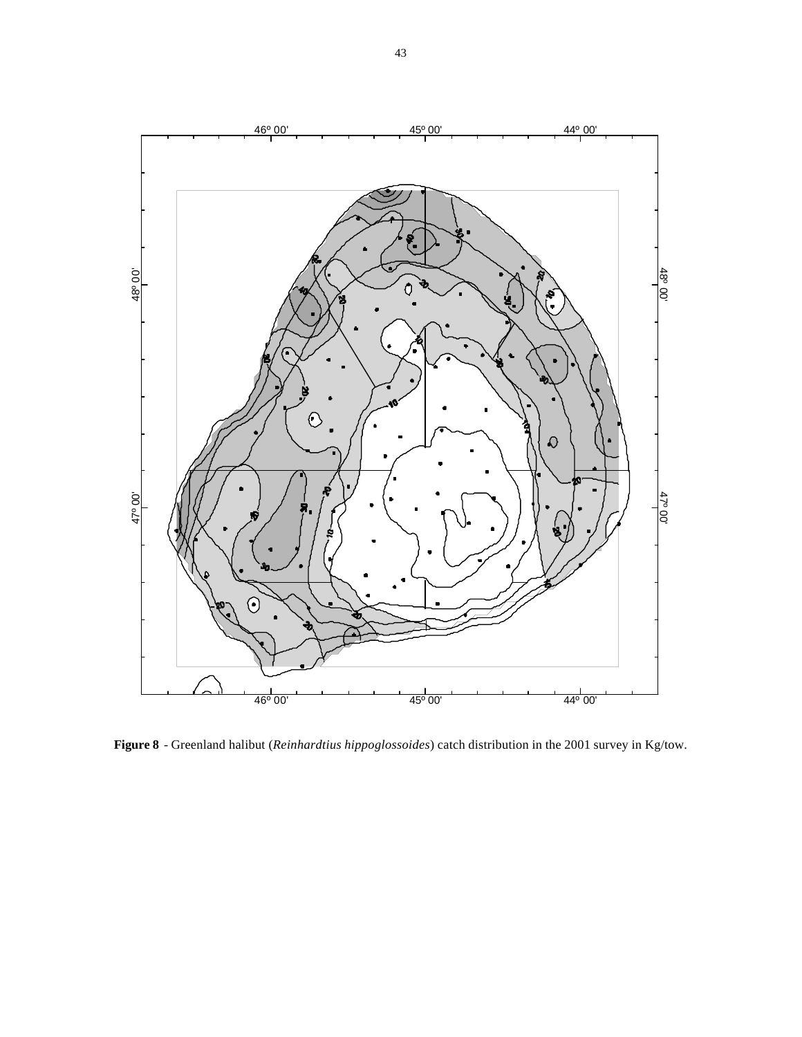46º 00'

45º 00'

44º 00'

48º 00'

47º 00'

46º 00'

45º 00'

44º 00'

**Figure 8** - Greenland halibut (*Reinhardtius hippoglossoides*) catch distribution in the 2001 survey in Kg/tow.